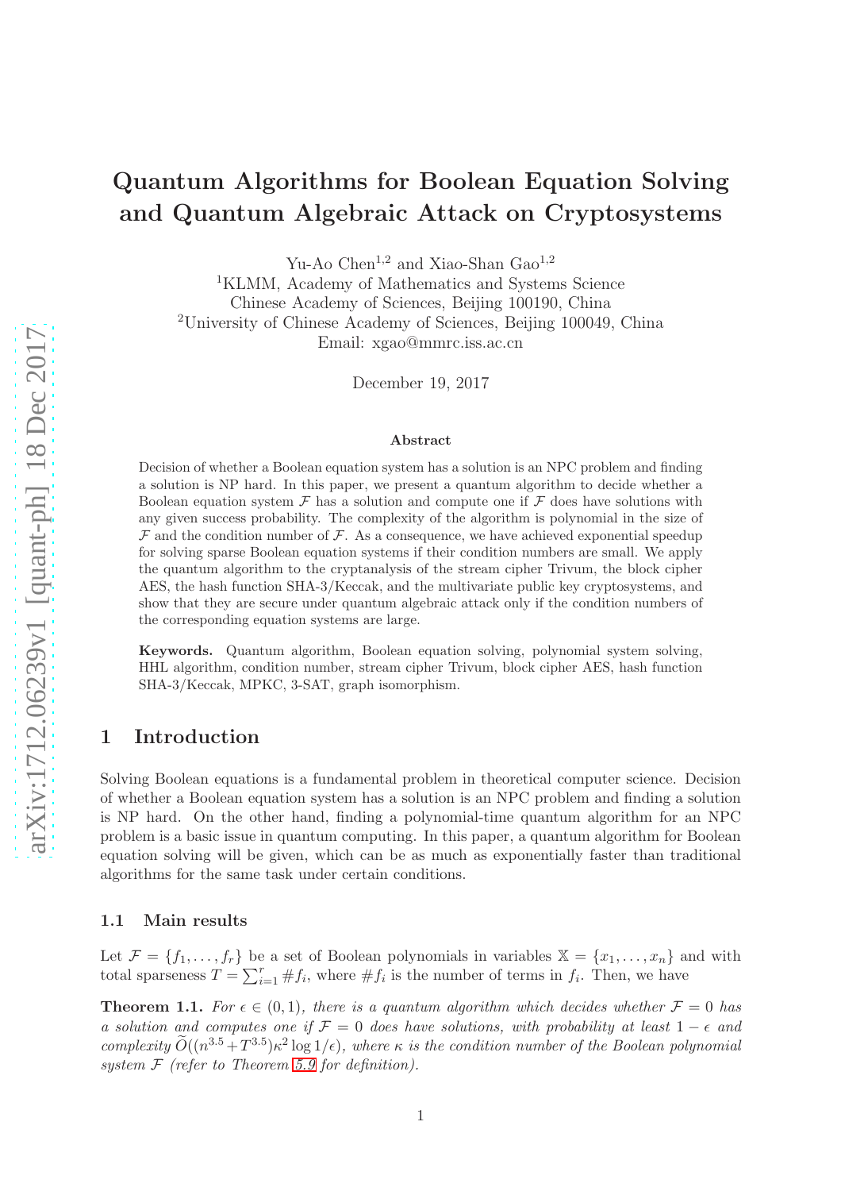# Quantum Algorithms for Boolean Equation Solving and Quantum Algebraic Attack on Cryptosystems

Yu-Ao Chen[1,2] and Xiao-Shan Gao[1,2]

[1]KLMM, Academy of Mathematics and Systems Science
Chinese Academy of Sciences, Beijing 100190, China

[2]University of Chinese Academy of Sciences, Beijing 100049, China

Email: xgao@mmrc.iss.ac.cn

December 19, 2017

### Abstract

Decision of whether a Boolean equation system has a solution is an NPC problem and finding a solution is NP hard. In this paper, we present a quantum algorithm to decide whether a Boolean equation system $\mathcal{F}$ has a solution and compute one if $\mathcal{F}$ does have solutions with any given success probability. The complexity of the algorithm is polynomial in the size of $\mathcal{F}$ and the condition number of $\mathcal{F}$. As a consequence, we have achieved exponential speedup for solving sparse Boolean equation systems if their condition numbers are small. We apply the quantum algorithm to the cryptanalysis of the stream cipher Trivum, the block cipher AES, the hash function SHA-3/Keccak, and the multivariate public key cryptosystems, and show that they are secure under quantum algebraic attack only if the condition numbers of the corresponding equation systems are large.

**Keywords.** Quantum algorithm, Boolean equation solving, polynomial system solving, HHL algorithm, condition number, stream cipher Trivum, block cipher AES, hash function SHA-3/Keccak, MPKC, 3-SAT, graph isomorphism.

## 1 Introduction

Solving Boolean equations is a fundamental problem in theoretical computer science. Decision of whether a Boolean equation system has a solution is an NPC problem and finding a solution is NP hard. On the other hand, finding a polynomial-time quantum algorithm for an NPC problem is a basic issue in quantum computing. In this paper, a quantum algorithm for Boolean equation solving will be given, which can be as much as exponentially faster than traditional algorithms for the same task under certain conditions.

### 1.1 Main results

Let $\mathcal{F} = \{f_1, \ldots, f_r\}$ be a set of Boolean polynomials in variables $\mathbb{X} = \{x_1, \ldots, x_n\}$ and with total sparseness $T = \sum_{i=1}^{r} \#f_i$, where $\#f_i$ is the number of terms in $f_i$. Then, we have

**Theorem 1.1.** *For $\epsilon \in (0, 1)$, there is a quantum algorithm which decides whether $\mathcal{F} = 0$ has a solution and computes one if $\mathcal{F} = 0$ does have solutions, with probability at least $1 - \epsilon$ and complexity $\widetilde{O}((n^{3.5} + T^{3.5})\kappa^2 \log 1/\epsilon)$, where $\kappa$ is the condition number of the Boolean polynomial system $\mathcal{F}$ (refer to Theorem 5.9 for definition).*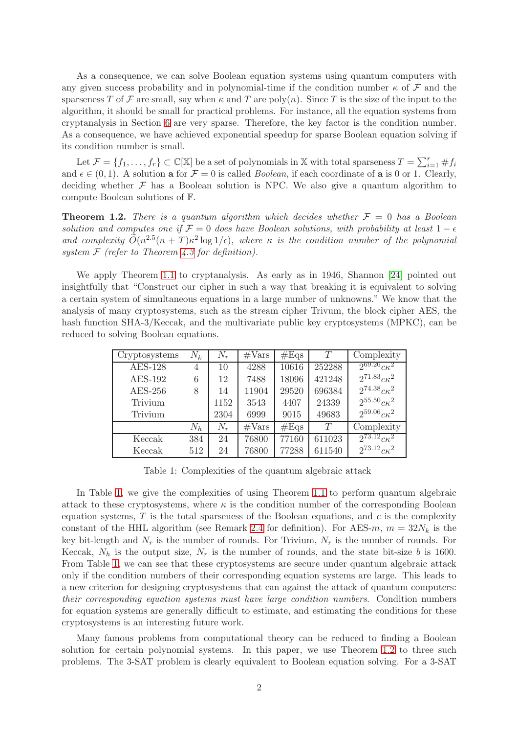As a consequence, we can solve Boolean equation systems using quantum computers with any given success probability and in polynomial-time if the condition number $\kappa$ of $\mathcal{F}$ and the sparseness $T$ of $\mathcal{F}$ are small, say when $\kappa$ and $T$ are poly$(n)$. Since $T$ is the size of the input to the algorithm, it should be small for practical problems. For instance, all the equation systems from cryptanalysis in Section 6 are very sparse. Therefore, the key factor is the condition number. As a consequence, we have achieved exponential speedup for sparse Boolean equation solving if its condition number is small.

Let $\mathcal{F} = \{f_1, \ldots, f_r\} \subset \mathbb{C}[\mathbb{X}]$ be a set of polynomials in $\mathbb{X}$ with total sparseness $T = \sum_{i=1}^{r} \# f_i$ and $\epsilon \in (0, 1)$. A solution $\mathbf{a}$ for $\mathcal{F} = 0$ is called *Boolean*, if each coordinate of $\mathbf{a}$ is 0 or 1. Clearly, deciding whether $\mathcal{F}$ has a Boolean solution is NPC. We also give a quantum algorithm to compute Boolean solutions of $\mathbb{F}$.

**Theorem 1.2.** *There is a quantum algorithm which decides whether $\mathcal{F} = 0$ has a Boolean solution and computes one if $\mathcal{F} = 0$ does have Boolean solutions, with probability at least $1 - \epsilon$ and complexity $\widetilde{O}(n^{2.5}(n + T)\kappa^2 \log 1/\epsilon)$, where $\kappa$ is the condition number of the polynomial system $\mathcal{F}$ (refer to Theorem 4.3 for definition).*

We apply Theorem 1.1 to cryptanalysis. As early as in 1946, Shannon [24] pointed out insightfully that "Construct our cipher in such a way that breaking it is equivalent to solving a certain system of simultaneous equations in a large number of unknowns." We know that the analysis of many cryptosystems, such as the stream cipher Trivum, the block cipher AES, the hash function SHA-3/Keccak, and the multivariate public key cryptosystems (MPKC), can be reduced to solving Boolean equations.

| Cryptosystems | $N_k$ | $N_r$ | #Vars | #Eqs | $T$ | Complexity |
|---|---|---|---|---|---|---|
| AES-128 | 4 | 10 | 4288 | 10616 | 252288 | $2^{69.26}c\kappa^2$ |
| AES-192 | 6 | 12 | 7488 | 18096 | 421248 | $2^{71.83}c\kappa^2$ |
| AES-256 | 8 | 14 | 11904 | 29520 | 696384 | $2^{74.38}c\kappa^2$ |
| Trivium | | 1152 | 3543 | 4407 | 24339 | $2^{55.50}c\kappa^2$ |
| Trivium | | 2304 | 6999 | 9015 | 49683 | $2^{59.06}c\kappa^2$ |
| | $N_h$ | $N_r$ | #Vars | #Eqs | $T$ | Complexity |
| Keccak | 384 | 24 | 76800 | 77160 | 611023 | $2^{73.12}c\kappa^2$ |
| Keccak | 512 | 24 | 76800 | 77288 | 611540 | $2^{73.12}c\kappa^2$ |

Table 1: Complexities of the quantum algebraic attack

In Table 1, we give the complexities of using Theorem 1.1 to perform quantum algebraic attack to these cryptosystems, where $\kappa$ is the condition number of the corresponding Boolean equation systems, $T$ is the total sparseness of the Boolean equations, and $c$ is the complexity constant of the HHL algorithm (see Remark 2.4 for definition). For AES-$m$, $m = 32N_k$ is the key bit-length and $N_r$ is the number of rounds. For Trivium, $N_r$ is the number of rounds. For Keccak, $N_h$ is the output size, $N_r$ is the number of rounds, and the state bit-size $b$ is 1600. From Table 1, we can see that these cryptosystems are secure under quantum algebraic attack only if the condition numbers of their corresponding equation systems are large. This leads to a new criterion for designing cryptosystems that can against the attack of quantum computers: *their corresponding equation systems must have large condition numbers*. Condition numbers for equation systems are generally difficult to estimate, and estimating the conditions for these cryptosystems is an interesting future work.

Many famous problems from computational theory can be reduced to finding a Boolean solution for certain polynomial systems. In this paper, we use Theorem 1.2 to three such problems. The 3-SAT problem is clearly equivalent to Boolean equation solving. For a 3-SAT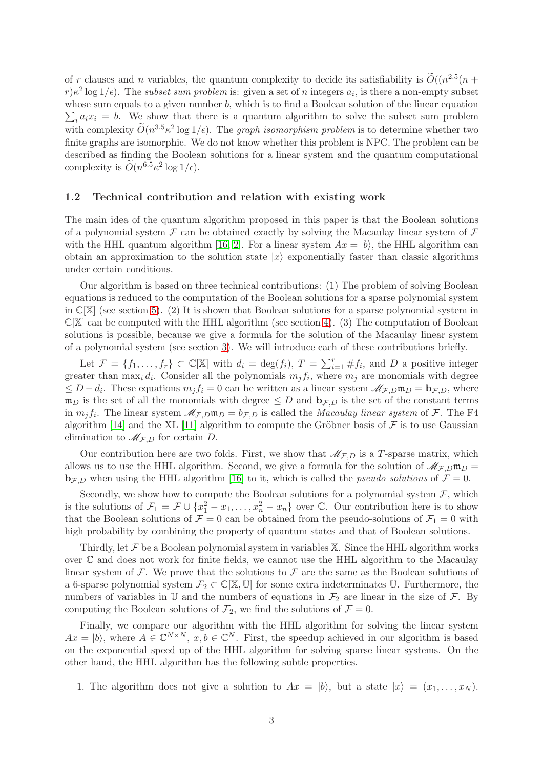of $r$ clauses and $n$ variables, the quantum complexity to decide its satisfiability is $\widetilde{O}((n^{2.5}(n+r)\kappa^2 \log 1/\epsilon)$. The *subset sum problem* is: given a set of $n$ integers $a_i$, is there a non-empty subset whose sum equals to a given number $b$, which is to find a Boolean solution of the linear equation $\sum_i a_i x_i = b$. We show that there is a quantum algorithm to solve the subset sum problem with complexity $\widetilde{O}(n^{3.5}\kappa^2 \log 1/\epsilon)$. The *graph isomorphism problem* is to determine whether two finite graphs are isomorphic. We do not know whether this problem is NPC. The problem can be described as finding the Boolean solutions for a linear system and the quantum computational complexity is $\widetilde{O}(n^{6.5}\kappa^2 \log 1/\epsilon)$.

### 1.2 Technical contribution and relation with existing work

The main idea of the quantum algorithm proposed in this paper is that the Boolean solutions of a polynomial system $\mathcal{F}$ can be obtained exactly by solving the Macaulay linear system of $\mathcal{F}$ with the HHL quantum algorithm [16, 2]. For a linear system $Ax = |b\rangle$, the HHL algorithm can obtain an approximation to the solution state $|x\rangle$ exponentially faster than classic algorithms under certain conditions.

Our algorithm is based on three technical contributions: (1) The problem of solving Boolean equations is reduced to the computation of the Boolean solutions for a sparse polynomial system in $\mathbb{C}[\mathbb{X}]$ (see section 5). (2) It is shown that Boolean solutions for a sparse polynomial system in $\mathbb{C}[\mathbb{X}]$ can be computed with the HHL algorithm (see section 4). (3) The computation of Boolean solutions is possible, because we give a formula for the solution of the Macaulay linear system of a polynomial system (see section 3). We will introduce each of these contributions briefly.

Let $\mathcal{F} = \{f_1, \ldots, f_r\} \subset \mathbb{C}[\mathbb{X}]$ with $d_i = \deg(f_i)$, $T = \sum_{i=1}^r \# f_i$, and $D$ a positive integer greater than $\max_i d_i$. Consider all the polynomials $m_j f_i$, where $m_j$ are monomials with degree $\leq D - d_i$. These equations $m_j f_i = 0$ can be written as a linear system $\mathscr{M}_{\mathcal{F},D}\mathfrak{m}_D = \mathbf{b}_{\mathcal{F},D}$, where $\mathfrak{m}_D$ is the set of all the monomials with degree $\leq D$ and $\mathbf{b}_{\mathcal{F},D}$ is the set of the constant terms in $m_j f_i$. The linear system $\mathscr{M}_{\mathcal{F},D}\mathfrak{m}_D = b_{\mathcal{F},D}$ is called the *Macaulay linear system* of $\mathcal{F}$. The F4 algorithm [14] and the XL [11] algorithm to compute the Gröbner basis of $\mathcal{F}$ is to use Gaussian elimination to $\mathscr{M}_{\mathcal{F},D}$ for certain $D$.

Our contribution here are two folds. First, we show that $\mathscr{M}_{\mathcal{F},D}$ is a $T$-sparse matrix, which allows us to use the HHL algorithm. Second, we give a formula for the solution of $\mathscr{M}_{\mathcal{F},D}\mathfrak{m}_D = \mathbf{b}_{\mathcal{F},D}$ when using the HHL algorithm [16] to it, which is called the *pseudo solutions* of $\mathcal{F} = 0$.

Secondly, we show how to compute the Boolean solutions for a polynomial system $\mathcal{F}$, which is the solutions of $\mathcal{F}_1 = \mathcal{F} \cup \{x_1^2 - x_1, \ldots, x_n^2 - x_n\}$ over $\mathbb{C}$. Our contribution here is to show that the Boolean solutions of $\mathcal{F} = 0$ can be obtained from the pseudo-solutions of $\mathcal{F}_1 = 0$ with high probability by combining the property of quantum states and that of Boolean solutions.

Thirdly, let $\mathcal{F}$ be a Boolean polynomial system in variables $\mathbb{X}$. Since the HHL algorithm works over $\mathbb{C}$ and does not work for finite fields, we cannot use the HHL algorithm to the Macaulay linear system of $\mathcal{F}$. We prove that the solutions to $\mathcal{F}$ are the same as the Boolean solutions of a 6-sparse polynomial system $\mathcal{F}_2 \subset \mathbb{C}[\mathbb{X}, \mathbb{U}]$ for some extra indeterminates $\mathbb{U}$. Furthermore, the numbers of variables in $\mathbb{U}$ and the numbers of equations in $\mathcal{F}_2$ are linear in the size of $\mathcal{F}$. By computing the Boolean solutions of $\mathcal{F}_2$, we find the solutions of $\mathcal{F} = 0$.

Finally, we compare our algorithm with the HHL algorithm for solving the linear system $Ax = |b\rangle$, where $A \in \mathbb{C}^{N \times N}$, $x, b \in \mathbb{C}^N$. First, the speedup achieved in our algorithm is based on the exponential speed up of the HHL algorithm for solving sparse linear systems. On the other hand, the HHL algorithm has the following subtle properties.

1. The algorithm does not give a solution to $Ax = |b\rangle$, but a state $|x\rangle = (x_1, \ldots, x_N)$.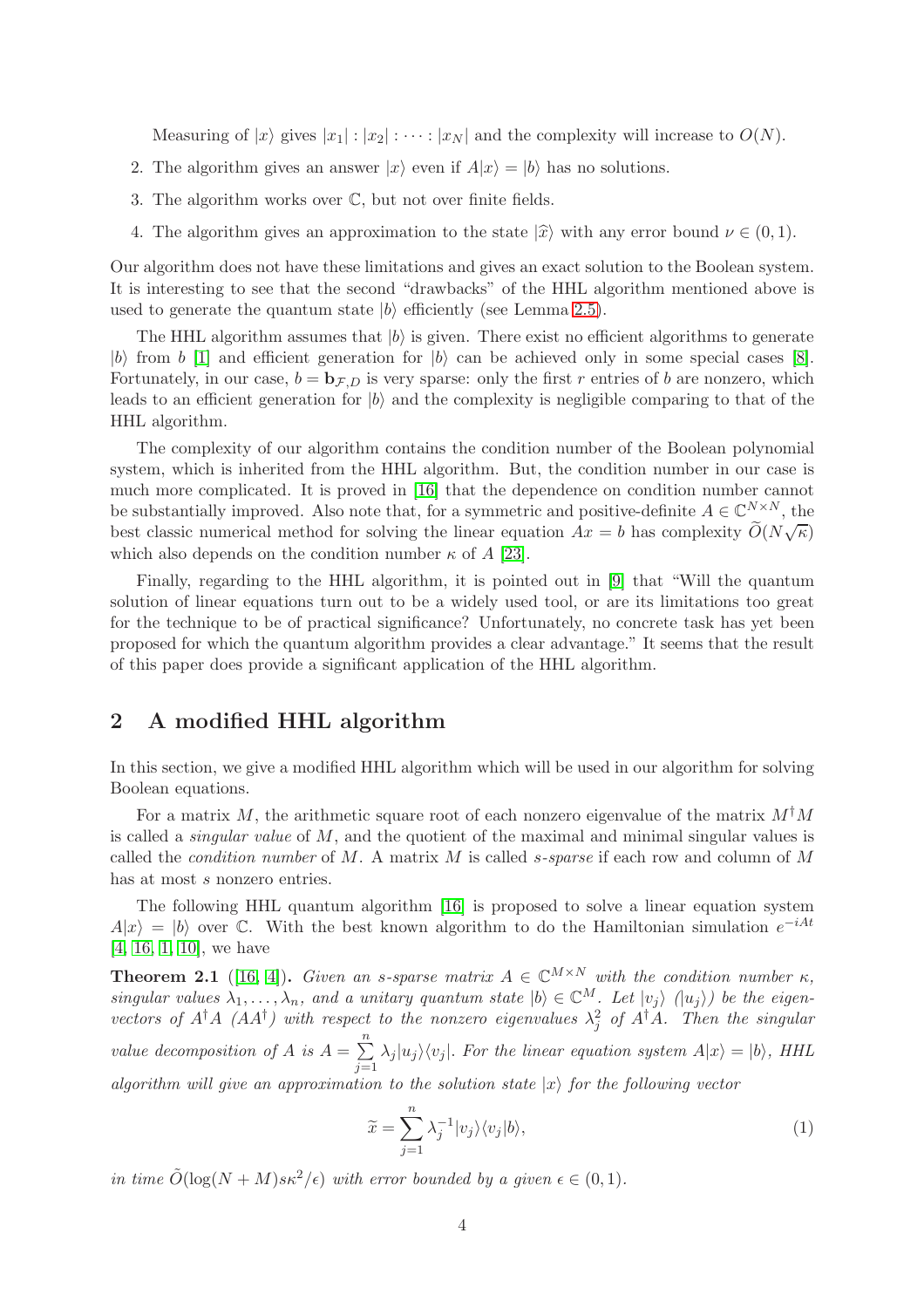Measuring of $|x\rangle$ gives $|x_1| : |x_2| : \cdots : |x_N|$ and the complexity will increase to $O(N)$.

2. The algorithm gives an answer $|x\rangle$ even if $A|x\rangle = |b\rangle$ has no solutions.
3. The algorithm works over $\mathbb{C}$, but not over finite fields.
4. The algorithm gives an approximation to the state $|\widehat{x}\rangle$ with any error bound $\nu \in (0, 1)$.

Our algorithm does not have these limitations and gives an exact solution to the Boolean system. It is interesting to see that the second "drawbacks" of the HHL algorithm mentioned above is used to generate the quantum state $|b\rangle$ efficiently (see Lemma 2.5).

The HHL algorithm assumes that $|b\rangle$ is given. There exist no efficient algorithms to generate $|b\rangle$ from $b$ [1] and efficient generation for $|b\rangle$ can be achieved only in some special cases [8]. Fortunately, in our case, $b = \mathbf{b}_{\mathcal{F},D}$ is very sparse: only the first $r$ entries of $b$ are nonzero, which leads to an efficient generation for $|b\rangle$ and the complexity is negligible comparing to that of the HHL algorithm.

The complexity of our algorithm contains the condition number of the Boolean polynomial system, which is inherited from the HHL algorithm. But, the condition number in our case is much more complicated. It is proved in [16] that the dependence on condition number cannot be substantially improved. Also note that, for a symmetric and positive-definite $A \in \mathbb{C}^{N\times N}$, the best classic numerical method for solving the linear equation $Ax = b$ has complexity $\widetilde{O}(N\sqrt{\kappa})$ which also depends on the condition number $\kappa$ of $A$ [23].

Finally, regarding to the HHL algorithm, it is pointed out in [9] that "Will the quantum solution of linear equations turn out to be a widely used tool, or are its limitations too great for the technique to be of practical significance? Unfortunately, no concrete task has yet been proposed for which the quantum algorithm provides a clear advantage." It seems that the result of this paper does provide a significant application of the HHL algorithm.

## 2 A modified HHL algorithm

In this section, we give a modified HHL algorithm which will be used in our algorithm for solving Boolean equations.

For a matrix $M$, the arithmetic square root of each nonzero eigenvalue of the matrix $M^{\dagger}M$ is called a *singular value* of $M$, and the quotient of the maximal and minimal singular values is called the *condition number* of $M$. A matrix $M$ is called *s-sparse* if each row and column of $M$ has at most $s$ nonzero entries.

The following HHL quantum algorithm [16] is proposed to solve a linear equation system $A|x\rangle = |b\rangle$ over $\mathbb{C}$. With the best known algorithm to do the Hamiltonian simulation $e^{-iAt}$ [4, 16, 1, 10], we have

**Theorem 2.1** ([16, 4]). *Given an s-sparse matrix $A \in \mathbb{C}^{M\times N}$ with the condition number $\kappa$, singular values $\lambda_1, \ldots, \lambda_n$, and a unitary quantum state $|b\rangle \in \mathbb{C}^M$. Let $|v_j\rangle$ ($|u_j\rangle$) be the eigenvectors of $A^{\dagger}A$ ($AA^{\dagger}$) with respect to the nonzero eigenvalues $\lambda_j^2$ of $A^{\dagger}A$. Then the singular value decomposition of $A$ is $A = \sum_{j=1}^{n} \lambda_j |u_j\rangle\langle v_j|$. For the linear equation system $A|x\rangle = |b\rangle$, HHL algorithm will give an approximation to the solution state $|x\rangle$ for the following vector*

$$\widetilde{x} = \sum_{j=1}^{n} \lambda_j^{-1} |v_j\rangle\langle v_j|b\rangle, \tag{1}$$

*in time $\tilde{O}(\log(N + M)s\kappa^2/\epsilon)$ with error bounded by a given $\epsilon \in (0, 1)$.*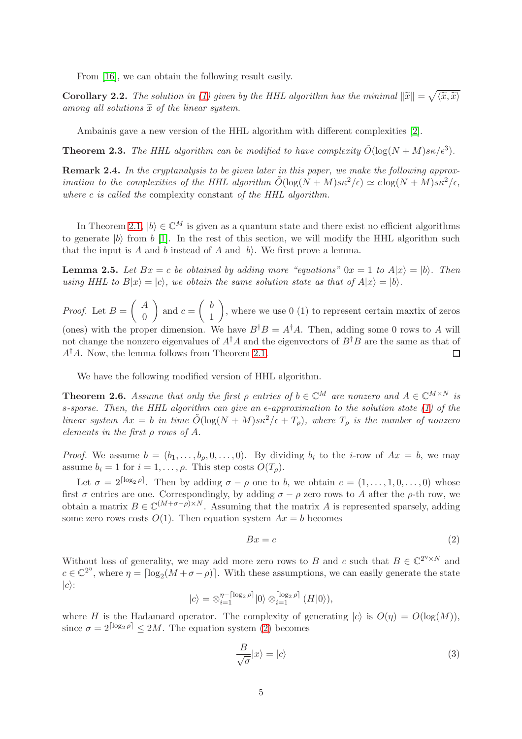From [16], we can obtain the following result easily.

**Corollary 2.2.** *The solution in (1) given by the HHL algorithm has the minimal $\|\widetilde{x}\| = \sqrt{\langle \widetilde{x}, \widetilde{x}\rangle}$ among all solutions $\widetilde{x}$ of the linear system.*

Ambainis gave a new version of the HHL algorithm with different complexities [2].

**Theorem 2.3.** *The HHL algorithm can be modified to have complexity $\tilde{O}(\log(N+M)s\kappa/\epsilon^3)$.*

**Remark 2.4.** *In the cryptanalysis to be given later in this paper, we make the following approximation to the complexities of the HHL algorithm $\tilde{O}(\log(N+M)s\kappa^2/\epsilon) \simeq c\log(N+M)s\kappa^2/\epsilon$, where $c$ is called the* complexity constant *of the HHL algorithm.*

In Theorem 2.1, $|b\rangle \in \mathbb{C}^M$ is given as a quantum state and there exist no efficient algorithms to generate $|b\rangle$ from $b$ [1]. In the rest of this section, we will modify the HHL algorithm such that the input is $A$ and $b$ instead of $A$ and $|b\rangle$. We first prove a lemma.

**Lemma 2.5.** *Let $Bx = c$ be obtained by adding more "equations" $0x = 1$ to $A|x\rangle = |b\rangle$. Then using HHL to $B|x\rangle = |c\rangle$, we obtain the same solution state as that of $A|x\rangle = |b\rangle$.*

*Proof.* Let $B = \begin{pmatrix} A \\ 0 \end{pmatrix}$ and $c = \begin{pmatrix} b \\ 1 \end{pmatrix}$, where we use 0 (1) to represent certain maxtix of zeros (ones) with the proper dimension. We have $B^\dagger B = A^\dagger A$. Then, adding some 0 rows to $A$ will not change the nonzero eigenvalues of $A^\dagger A$ and the eigenvectors of $B^\dagger B$ are the same as that of $A^\dagger A$. Now, the lemma follows from Theorem 2.1. □

We have the following modified version of HHL algorithm.

**Theorem 2.6.** *Assume that only the first $\rho$ entries of $b \in \mathbb{C}^M$ are nonzero and $A \in \mathbb{C}^{M\times N}$ is $s$-sparse. Then, the HHL algorithm can give an $\epsilon$-approximation to the solution state (1) of the linear system $Ax = b$ in time $\tilde{O}(\log(N+M)s\kappa^2/\epsilon + T_\rho)$, where $T_\rho$ is the number of nonzero elements in the first $\rho$ rows of $A$.*

*Proof.* We assume $b = (b_1, \ldots, b_\rho, 0, \ldots, 0)$. By dividing $b_i$ to the $i$-row of $Ax = b$, we may assume $b_i = 1$ for $i = 1, \ldots, \rho$. This step costs $O(T_\rho)$.

Let $\sigma = 2^{\lceil \log_2 \rho \rceil}$. Then by adding $\sigma - \rho$ one to $b$, we obtain $c = (1, \ldots, 1, 0, \ldots, 0)$ whose first $\sigma$ entries are one. Correspondingly, by adding $\sigma - \rho$ zero rows to $A$ after the $\rho$-th row, we obtain a matrix $B \in \mathbb{C}^{(M+\sigma-\rho)\times N}$. Assuming that the matrix $A$ is represented sparsely, adding some zero rows costs $O(1)$. Then equation system $Ax = b$ becomes

$$Bx = c \tag{2}$$

Without loss of generality, we may add more zero rows to $B$ and $c$ such that $B \in \mathbb{C}^{2^\eta \times N}$ and $c \in \mathbb{C}^{2^\eta}$, where $\eta = \lceil \log_2(M + \sigma - \rho) \rceil$. With these assumptions, we can easily generate the state $|c\rangle$:

$$|c\rangle = \otimes_{i=1}^{\eta - \lceil \log_2 \rho \rceil} |0\rangle \otimes_{i=1}^{\lceil \log_2 \rho \rceil} (H|0\rangle),$$

where $H$ is the Hadamard operator. The complexity of generating $|c\rangle$ is $O(\eta) = O(\log(M))$, since $\sigma = 2^{\lceil \log_2 \rho \rceil} \le 2M$. The equation system (2) becomes

$$\frac{B}{\sqrt{\sigma}}|x\rangle = |c\rangle \tag{3}$$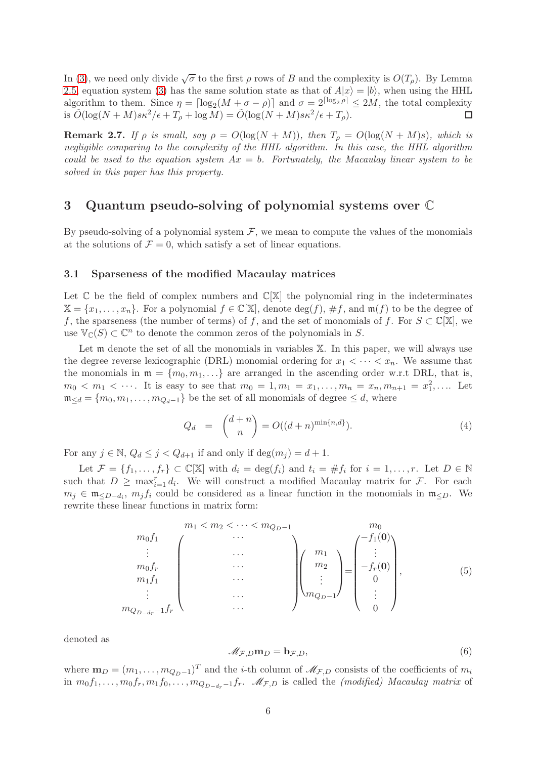In (3), we need only divide $\sqrt{\sigma}$ to the first $\rho$ rows of $B$ and the complexity is $O(T_\rho)$. By Lemma 2.5, equation system (3) has the same solution state as that of $A|x\rangle = |b\rangle$, when using the HHL algorithm to them. Since $\eta = \lceil \log_2(M + \sigma - \rho) \rceil$ and $\sigma = 2^{\lceil \log_2 \rho \rceil} \leq 2M$, the total complexity is $\tilde{O}(\log(N+M)s\kappa^2/\epsilon + T_\rho + \log M) = \tilde{O}(\log(N+M)s\kappa^2/\epsilon + T_\rho)$. $\square$

**Remark 2.7.** *If $\rho$ is small, say $\rho = O(\log(N+M))$, then $T_\rho = O(\log(N+M)s)$, which is negligible comparing to the complexity of the HHL algorithm. In this case, the HHL algorithm could be used to the equation system $Ax = b$. Fortunately, the Macaulay linear system to be solved in this paper has this property.*

# 3 Quantum pseudo-solving of polynomial systems over $\mathbb{C}$

By pseudo-solving of a polynomial system $\mathcal{F}$, we mean to compute the values of the monomials at the solutions of $\mathcal{F} = 0$, which satisfy a set of linear equations.

## 3.1 Sparseness of the modified Macaulay matrices

Let $\mathbb{C}$ be the field of complex numbers and $\mathbb{C}[\mathbb{X}]$ the polynomial ring in the indeterminates $\mathbb{X} = \{x_1, \ldots, x_n\}$. For a polynomial $f \in \mathbb{C}[\mathbb{X}]$, denote $\deg(f)$, $\#f$, and $\mathfrak{m}(f)$ to be the degree of $f$, the sparseness (the number of terms) of $f$, and the set of monomials of $f$. For $S \subset \mathbb{C}[\mathbb{X}]$, we use $\mathbb{V}_{\mathbb{C}}(S) \subset \mathbb{C}^n$ to denote the common zeros of the polynomials in $S$.

Let $\mathfrak{m}$ denote the set of all the monomials in variables $\mathbb{X}$. In this paper, we will always use the degree reverse lexicographic (DRL) monomial ordering for $x_1 < \cdots < x_n$. We assume that the monomials in $\mathfrak{m} = \{m_0, m_1, \ldots\}$ are arranged in the ascending order w.r.t DRL, that is, $m_0 < m_1 < \cdots$. It is easy to see that $m_0 = 1, m_1 = x_1, \ldots, m_n = x_n, m_{n+1} = x_1^2, \ldots$. Let $\mathfrak{m}_{\leq d} = \{m_0, m_1, \ldots, m_{Q_d - 1}\}$ be the set of all monomials of degree $\leq d$, where

$$Q_d \;=\; \binom{d+n}{n} = O((d+n)^{\min\{n,d\}}). \tag{4}$$

For any $j \in \mathbb{N}$, $Q_d \leq j < Q_{d+1}$ if and only if $\deg(m_j) = d+1$.

Let $\mathcal{F} = \{f_1, \ldots, f_r\} \subset \mathbb{C}[\mathbb{X}]$ with $d_i = \deg(f_i)$ and $t_i = \#f_i$ for $i = 1, \ldots, r$. Let $D \in \mathbb{N}$ such that $D \geq \max_{i=1}^r d_i$. We will construct a modified Macaulay matrix for $\mathcal{F}$. For each $m_j \in \mathfrak{m}_{\leq D - d_i}$, $m_j f_i$ could be considered as a linear function in the monomials in $\mathfrak{m}_{\leq D}$. We rewrite these linear functions in matrix form:

$$\begin{array}{c} \\ m_0 f_1 \\ \vdots \\ m_0 f_r \\ m_1 f_1 \\ \vdots \\ m_{Q_{D-d_r}-1} f_r \end{array}
\begin{array}{c} m_1 < m_2 < \cdots < m_{Q_D - 1} \\ \left( \begin{array}{c} \cdots \\ \cdots \\ \cdots \\ \cdots \\ \cdots \\ \cdots \end{array} \right) \end{array}
\begin{pmatrix} m_1 \\ m_2 \\ \vdots \\ m_{Q_D - 1} \end{pmatrix} =
\begin{array}{c} m_0 \\ \begin{pmatrix} -f_1(\mathbf{0}) \\ \vdots \\ -f_r(\mathbf{0}) \\ 0 \\ \vdots \\ 0 \end{pmatrix} \end{array}, \tag{5}$$

denoted as

$$\mathscr{M}_{\mathcal{F},D} \mathbf{m}_D = \mathbf{b}_{\mathcal{F},D}, \tag{6}$$

where $\mathbf{m}_D = (m_1, \ldots, m_{Q_D - 1})^T$ and the $i$-th column of $\mathscr{M}_{\mathcal{F},D}$ consists of the coefficients of $m_i$ in $m_0 f_1, \ldots, m_0 f_r, m_1 f_0, \ldots, m_{Q_{D-d_r}-1} f_r$. $\mathscr{M}_{\mathcal{F},D}$ is called the *(modified) Macaulay matrix* of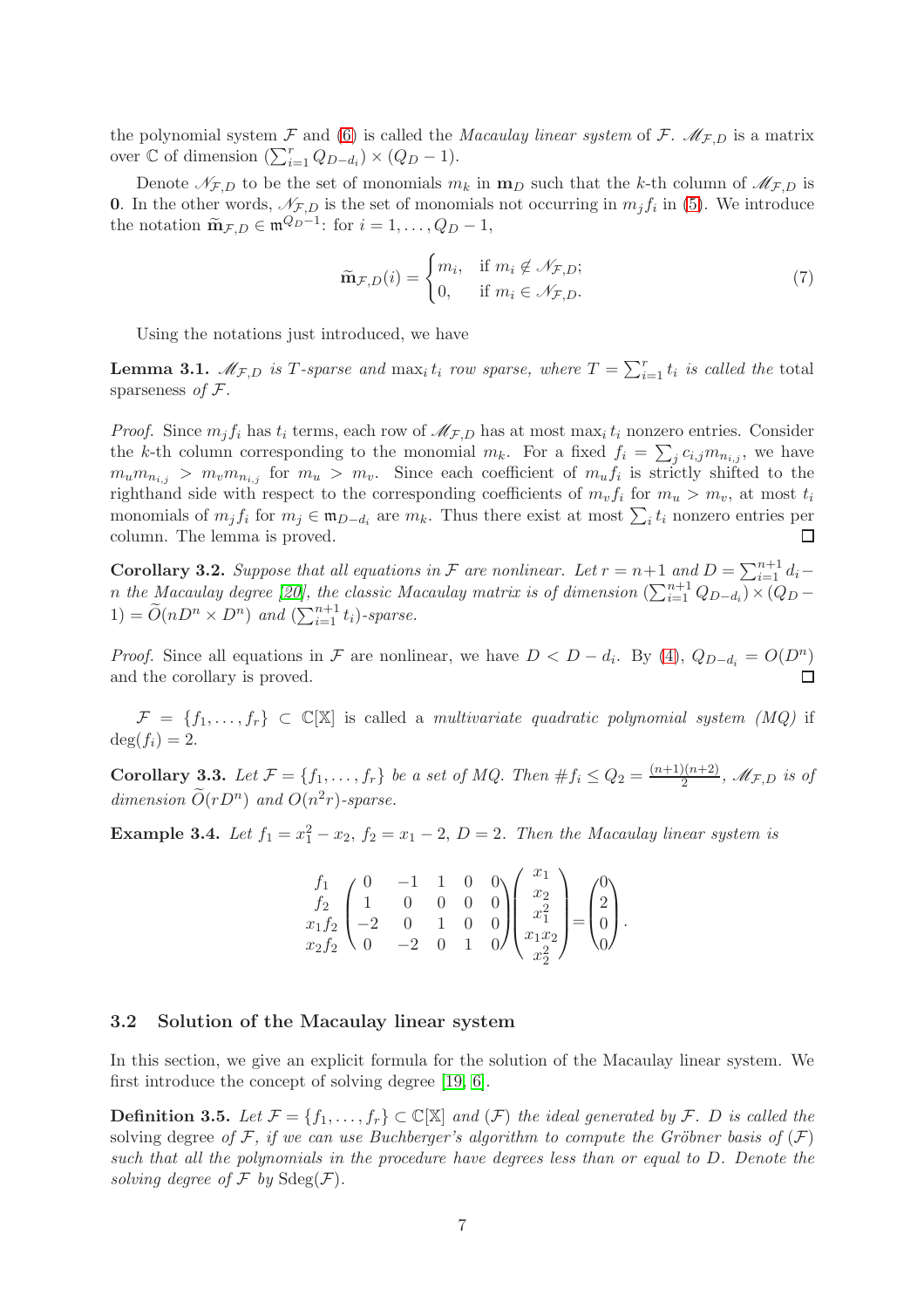the polynomial system $\mathcal{F}$ and (6) is called the *Macaulay linear system* of $\mathcal{F}$. $\mathscr{M}_{\mathcal{F},D}$ is a matrix over $\mathbb{C}$ of dimension $(\sum_{i=1}^{r} Q_{D-d_i}) \times (Q_D - 1)$.

Denote $\mathscr{N}_{\mathcal{F},D}$ to be the set of monomials $m_k$ in $\mathbf{m}_D$ such that the $k$-th column of $\mathscr{M}_{\mathcal{F},D}$ is $\mathbf{0}$. In the other words, $\mathscr{N}_{\mathcal{F},D}$ is the set of monomials not occurring in $m_j f_i$ in (5). We introduce the notation $\widetilde{\mathbf{m}}_{\mathcal{F},D} \in \mathfrak{m}^{Q_D-1}$: for $i = 1, \ldots, Q_D - 1$,

$$
\widetilde{\mathbf{m}}_{\mathcal{F},D}(i) = \begin{cases} m_i, & \text{if } m_i \notin \mathscr{N}_{\mathcal{F},D}; \\ 0, & \text{if } m_i \in \mathscr{N}_{\mathcal{F},D}. \end{cases} \tag{7}
$$

Using the notations just introduced, we have

**Lemma 3.1.** *$\mathscr{M}_{\mathcal{F},D}$ is $T$-sparse and $\max_i t_i$ row sparse, where $T = \sum_{i=1}^{r} t_i$ is called the* total sparseness *of $\mathcal{F}$.*

*Proof.* Since $m_j f_i$ has $t_i$ terms, each row of $\mathscr{M}_{\mathcal{F},D}$ has at most $\max_i t_i$ nonzero entries. Consider the $k$-th column corresponding to the monomial $m_k$. For a fixed $f_i = \sum_j c_{i,j} m_{n_{i,j}}$, we have $m_u m_{n_{i,j}} > m_v m_{n_{i,j}}$ for $m_u > m_v$. Since each coefficient of $m_u f_i$ is strictly shifted to the righthand side with respect to the corresponding coefficients of $m_v f_i$ for $m_u > m_v$, at most $t_i$ monomials of $m_j f_i$ for $m_j \in \mathfrak{m}_{D-d_i}$ are $m_k$. Thus there exist at most $\sum_i t_i$ nonzero entries per column. The lemma is proved. ◻

**Corollary 3.2.** *Suppose that all equations in $\mathcal{F}$ are nonlinear. Let $r = n+1$ and $D = \sum_{i=1}^{n+1} d_i - n$ the Macaulay degree [20], the classic Macaulay matrix is of dimension $(\sum_{i=1}^{n+1} Q_{D-d_i}) \times (Q_D - 1) = \widetilde{O}(nD^n \times D^n)$ and $(\sum_{i=1}^{n+1} t_i)$-sparse.*

*Proof.* Since all equations in $\mathcal{F}$ are nonlinear, we have $D < D - d_i$. By (4), $Q_{D-d_i} = O(D^n)$ and the corollary is proved. ◻

$\mathcal{F} = \{f_1, \ldots, f_r\} \subset \mathbb{C}[\mathbb{X}]$ is called a *multivariate quadratic polynomial system (MQ)* if $\deg(f_i) = 2$.

**Corollary 3.3.** *Let $\mathcal{F} = \{f_1, \ldots, f_r\}$ be a set of MQ. Then $\# f_i \le Q_2 = \frac{(n+1)(n+2)}{2}$, $\mathscr{M}_{\mathcal{F},D}$ is of dimension $\widetilde{O}(rD^n)$ and $O(n^2 r)$-sparse.*

**Example 3.4.** *Let $f_1 = x_1^2 - x_2$, $f_2 = x_1 - 2$, $D = 2$. Then the Macaulay linear system is*

$$
\begin{matrix} f_1 \\ f_2 \\ x_1 f_2 \\ x_2 f_2 \end{matrix}
\begin{pmatrix} 0 & -1 & 1 & 0 & 0 \\ 1 & 0 & 0 & 0 & 0 \\ -2 & 0 & 1 & 0 & 0 \\ 0 & -2 & 0 & 1 & 0 \end{pmatrix}
\begin{pmatrix} x_1 \\ x_2 \\ x_1^2 \\ x_1 x_2 \\ x_2^2 \end{pmatrix}
=
\begin{pmatrix} 0 \\ 2 \\ 0 \\ 0 \end{pmatrix}.
$$

### 3.2 Solution of the Macaulay linear system

In this section, we give an explicit formula for the solution of the Macaulay linear system. We first introduce the concept of solving degree [19, 6].

**Definition 3.5.** *Let $\mathcal{F} = \{f_1, \ldots, f_r\} \subset \mathbb{C}[\mathbb{X}]$ and $(\mathcal{F})$ the ideal generated by $\mathcal{F}$. $D$ is called the* solving degree *of $\mathcal{F}$, if we can use Buchberger's algorithm to compute the Gröbner basis of $(\mathcal{F})$ such that all the polynomials in the procedure have degrees less than or equal to $D$. Denote the solving degree of $\mathcal{F}$ by $\mathrm{Sdeg}(\mathcal{F})$.*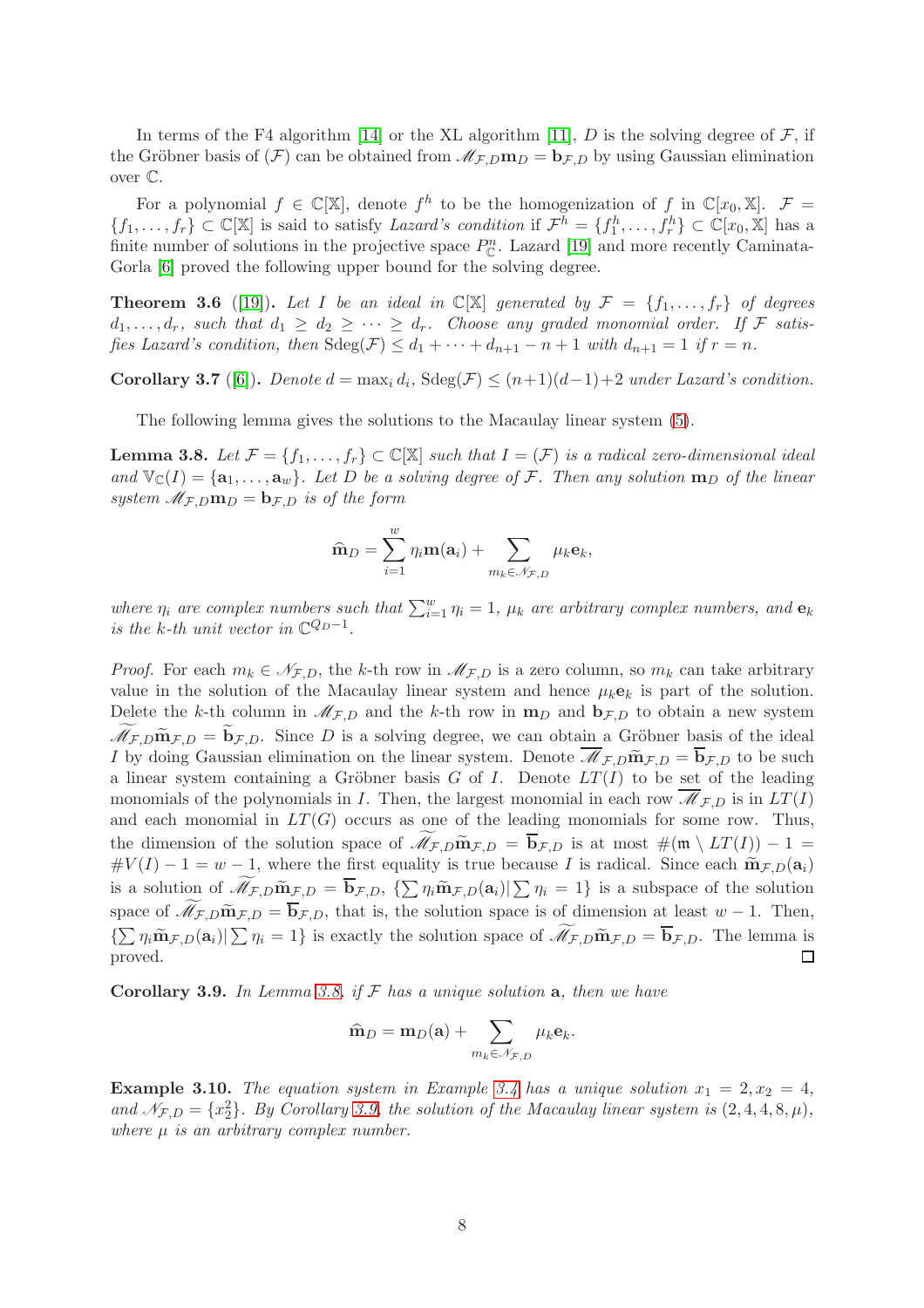In terms of the F4 algorithm [14] or the XL algorithm [11], $D$ is the solving degree of $\mathcal{F}$, if the Gröbner basis of $(\mathcal{F})$ can be obtained from $\mathscr{M}_{\mathcal{F},D}\mathbf{m}_D = \mathbf{b}_{\mathcal{F},D}$ by using Gaussian elimination over $\mathbb{C}$.

For a polynomial $f \in \mathbb{C}[\mathbb{X}]$, denote $f^h$ to be the homogenization of $f$ in $\mathbb{C}[x_0, \mathbb{X}]$. $\mathcal{F} = \{f_1, \ldots, f_r\} \subset \mathbb{C}[\mathbb{X}]$ is said to satisfy *Lazard's condition* if $\mathcal{F}^h = \{f_1^h, \ldots, f_r^h\} \subset \mathbb{C}[x_0, \mathbb{X}]$ has a finite number of solutions in the projective space $P^n_{\mathbb{C}}$. Lazard [19] and more recently Caminata-Gorla [6] proved the following upper bound for the solving degree.

**Theorem 3.6** ([19]). *Let $I$ be an ideal in $\mathbb{C}[\mathbb{X}]$ generated by $\mathcal{F} = \{f_1, \ldots, f_r\}$ of degrees $d_1, \ldots, d_r$, such that $d_1 \geq d_2 \geq \cdots \geq d_r$. Choose any graded monomial order. If $\mathcal{F}$ satisfies Lazard's condition, then $\mathrm{Sdeg}(\mathcal{F}) \leq d_1 + \cdots + d_{n+1} - n + 1$ with $d_{n+1} = 1$ if $r = n$.*

**Corollary 3.7** ([6]). *Denote $d = \max_i d_i$, $\mathrm{Sdeg}(\mathcal{F}) \leq (n+1)(d-1)+2$ under Lazard's condition.*

The following lemma gives the solutions to the Macaulay linear system (5).

**Lemma 3.8.** *Let $\mathcal{F} = \{f_1, \ldots, f_r\} \subset \mathbb{C}[\mathbb{X}]$ such that $I = (\mathcal{F})$ is a radical zero-dimensional ideal and $\mathbb{V}_{\mathbb{C}}(I) = \{\mathbf{a}_1, \ldots, \mathbf{a}_w\}$. Let $D$ be a solving degree of $\mathcal{F}$. Then any solution $\mathbf{m}_D$ of the linear system $\mathscr{M}_{\mathcal{F},D}\mathbf{m}_D = \mathbf{b}_{\mathcal{F},D}$ is of the form*

$$\widehat{\mathbf{m}}_D = \sum_{i=1}^{w} \eta_i \mathbf{m}(\mathbf{a}_i) + \sum_{m_k \in \mathscr{N}_{\mathcal{F},D}} \mu_k \mathbf{e}_k,$$

*where $\eta_i$ are complex numbers such that $\sum_{i=1}^{w} \eta_i = 1$, $\mu_k$ are arbitrary complex numbers, and $\mathbf{e}_k$ is the $k$-th unit vector in $\mathbb{C}^{Q_D - 1}$.*

*Proof.* For each $m_k \in \mathscr{N}_{\mathcal{F},D}$, the $k$-th row in $\mathscr{M}_{\mathcal{F},D}$ is a zero column, so $m_k$ can take arbitrary value in the solution of the Macaulay linear system and hence $\mu_k \mathbf{e}_k$ is part of the solution. Delete the $k$-th column in $\mathscr{M}_{\mathcal{F},D}$ and the $k$-th row in $\mathbf{m}_D$ and $\mathbf{b}_{\mathcal{F},D}$ to obtain a new system $\widetilde{\mathscr{M}}_{\mathcal{F},D}\widetilde{\mathbf{m}}_{\mathcal{F},D} = \widetilde{\mathbf{b}}_{\mathcal{F},D}$. Since $D$ is a solving degree, we can obtain a Gröbner basis of the ideal $I$ by doing Gaussian elimination on the linear system. Denote $\overline{\mathscr{M}}_{\mathcal{F},D}\widetilde{\mathbf{m}}_{\mathcal{F},D} = \overline{\mathbf{b}}_{\mathcal{F},D}$ to be such a linear system containing a Gröbner basis $G$ of $I$. Denote $LT(I)$ to be set of the leading monomials of the polynomials in $I$. Then, the largest monomial in each row $\overline{\mathscr{M}}_{\mathcal{F},D}$ is in $LT(I)$ and each monomial in $LT(G)$ occurs as one of the leading monomials for some row. Thus, the dimension of the solution space of $\widetilde{\mathscr{M}}_{\mathcal{F},D}\widetilde{\mathbf{m}}_{\mathcal{F},D} = \overline{\mathbf{b}}_{\mathcal{F},D}$ is at most $\#(\mathfrak{m} \setminus LT(I)) - 1 = \#V(I) - 1 = w - 1$, where the first equality is true because $I$ is radical. Since each $\widetilde{\mathbf{m}}_{\mathcal{F},D}(\mathbf{a}_i)$ is a solution of $\widetilde{\mathscr{M}}_{\mathcal{F},D}\widetilde{\mathbf{m}}_{\mathcal{F},D} = \overline{\mathbf{b}}_{\mathcal{F},D}$, $\{\sum \eta_i \widetilde{\mathbf{m}}_{\mathcal{F},D}(\mathbf{a}_i) | \sum \eta_i = 1\}$ is a subspace of the solution space of $\widetilde{\mathscr{M}}_{\mathcal{F},D}\widetilde{\mathbf{m}}_{\mathcal{F},D} = \overline{\mathbf{b}}_{\mathcal{F},D}$, that is, the solution space is of dimension at least $w - 1$. Then, $\{\sum \eta_i \widetilde{\mathbf{m}}_{\mathcal{F},D}(\mathbf{a}_i) | \sum \eta_i = 1\}$ is exactly the solution space of $\widetilde{\mathscr{M}}_{\mathcal{F},D}\widetilde{\mathbf{m}}_{\mathcal{F},D} = \overline{\mathbf{b}}_{\mathcal{F},D}$. The lemma is proved. $\square$

**Corollary 3.9.** *In Lemma 3.8, if $\mathcal{F}$ has a unique solution $\mathbf{a}$, then we have*

$$\widehat{\mathbf{m}}_D = \mathbf{m}_D(\mathbf{a}) + \sum_{m_k \in \mathscr{N}_{\mathcal{F},D}} \mu_k \mathbf{e}_k.$$

**Example 3.10.** *The equation system in Example 3.4 has a unique solution $x_1 = 2, x_2 = 4$, and $\mathscr{N}_{\mathcal{F},D} = \{x_2^2\}$. By Corollary 3.9, the solution of the Macaulay linear system is $(2, 4, 4, 8, \mu)$, where $\mu$ is an arbitrary complex number.*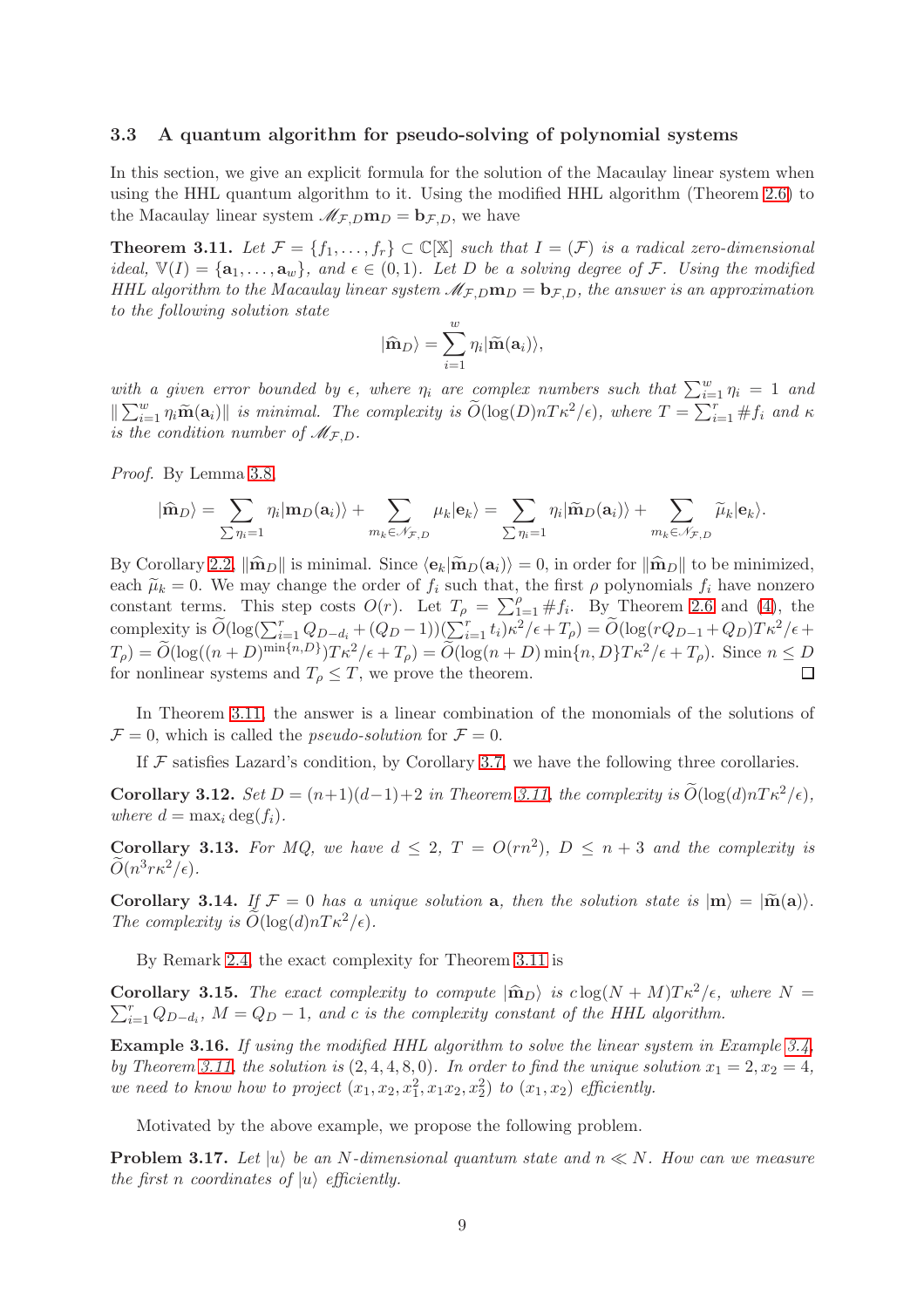### 3.3 A quantum algorithm for pseudo-solving of polynomial systems

In this section, we give an explicit formula for the solution of the Macaulay linear system when using the HHL quantum algorithm to it. Using the modified HHL algorithm (Theorem 2.6) to the Macaulay linear system $\mathscr{M}_{\mathcal{F},D}\mathbf{m}_D = \mathbf{b}_{\mathcal{F},D}$, we have

**Theorem 3.11.** *Let $\mathcal{F} = \{f_1, \ldots, f_r\} \subset \mathbb{C}[\mathbb{X}]$ such that $I = (\mathcal{F})$ is a radical zero-dimensional ideal, $\mathbb{V}(I) = \{\mathbf{a}_1, \ldots, \mathbf{a}_w\}$, and $\epsilon \in (0, 1)$. Let $D$ be a solving degree of $\mathcal{F}$. Using the modified HHL algorithm to the Macaulay linear system $\mathscr{M}_{\mathcal{F},D}\mathbf{m}_D = \mathbf{b}_{\mathcal{F},D}$, the answer is an approximation to the following solution state*

$$|\widehat{\mathbf{m}}_D\rangle = \sum_{i=1}^{w} \eta_i |\widetilde{\mathbf{m}}(\mathbf{a}_i)\rangle,$$

*with a given error bounded by $\epsilon$, where $\eta_i$ are complex numbers such that $\sum_{i=1}^{w} \eta_i = 1$ and $\|\sum_{i=1}^{w} \eta_i \widetilde{\mathbf{m}}(\mathbf{a}_i)\|$ is minimal. The complexity is $\widetilde{O}(\log(D)nT\kappa^2/\epsilon)$, where $T = \sum_{i=1}^{r} \#f_i$ and $\kappa$ is the condition number of $\mathscr{M}_{\mathcal{F},D}$.*

*Proof.* By Lemma 3.8,

$$|\widehat{\mathbf{m}}_D\rangle = \sum_{\sum \eta_i = 1} \eta_i |\mathbf{m}_D(\mathbf{a}_i)\rangle + \sum_{m_k \in \mathcal{N}_{\mathcal{F},D}} \mu_k |\mathbf{e}_k\rangle = \sum_{\sum \eta_i = 1} \eta_i |\widetilde{\mathbf{m}}_D(\mathbf{a}_i)\rangle + \sum_{m_k \in \mathcal{N}_{\mathcal{F},D}} \widetilde{\mu}_k |\mathbf{e}_k\rangle.$$

By Corollary 2.2, $\|\widehat{\mathbf{m}}_D\|$ is minimal. Since $\langle \mathbf{e}_k | \widetilde{\mathbf{m}}_D(\mathbf{a}_i)\rangle = 0$, in order for $\|\widehat{\mathbf{m}}_D\|$ to be minimized, each $\widetilde{\mu}_k = 0$. We may change the order of $f_i$ such that, the first $\rho$ polynomials $f_i$ have nonzero constant terms. This step costs $O(r)$. Let $T_\rho = \sum_{1=1}^{\rho} \#f_i$. By Theorem 2.6 and (4), the complexity is $\widetilde{O}(\log(\sum_{i=1}^{r} Q_{D-d_i} + (Q_D - 1))(\sum_{i=1}^{r} t_i)\kappa^2/\epsilon + T_\rho) = \widetilde{O}(\log(rQ_{D-1} + Q_D)T\kappa^2/\epsilon + T_\rho) = \widetilde{O}(\log((n+D)^{\min\{n,D\}})T\kappa^2/\epsilon + T_\rho) = \widetilde{O}(\log(n+D)\min\{n, D\}T\kappa^2/\epsilon + T_\rho)$. Since $n \le D$ for nonlinear systems and $T_\rho \le T$, we prove the theorem. $\square$

In Theorem 3.11, the answer is a linear combination of the monomials of the solutions of $\mathcal{F} = 0$, which is called the *pseudo-solution* for $\mathcal{F} = 0$.

If $\mathcal{F}$ satisfies Lazard's condition, by Corollary 3.7, we have the following three corollaries.

**Corollary 3.12.** *Set $D = (n+1)(d-1)+2$ in Theorem 3.11, the complexity is $\widetilde{O}(\log(d)nT\kappa^2/\epsilon)$, where $d = \max_i \deg(f_i)$.*

**Corollary 3.13.** *For MQ, we have $d \le 2$, $T = O(rn^2)$, $D \le n + 3$ and the complexity is $\widetilde{O}(n^3 r\kappa^2/\epsilon)$.*

**Corollary 3.14.** *If $\mathcal{F} = 0$ has a unique solution $\mathbf{a}$, then the solution state is $|\mathbf{m}\rangle = |\widetilde{\mathbf{m}}(\mathbf{a})\rangle$. The complexity is $\widetilde{O}(\log(d)nT\kappa^2/\epsilon)$.*

By Remark 2.4, the exact complexity for Theorem 3.11 is

**Corollary 3.15.** *The exact complexity to compute $|\widehat{\mathbf{m}}_D\rangle$ is $c\log(N + M)T\kappa^2/\epsilon$, where $N = \sum_{i=1}^{r} Q_{D-d_i}$, $M = Q_D - 1$, and $c$ is the complexity constant of the HHL algorithm.*

**Example 3.16.** *If using the modified HHL algorithm to solve the linear system in Example 3.4, by Theorem 3.11, the solution is $(2, 4, 4, 8, 0)$. In order to find the unique solution $x_1 = 2, x_2 = 4$, we need to know how to project $(x_1, x_2, x_1^2, x_1x_2, x_2^2)$ to $(x_1, x_2)$ efficiently.*

Motivated by the above example, we propose the following problem.

**Problem 3.17.** *Let $|u\rangle$ be an $N$-dimensional quantum state and $n \ll N$. How can we measure the first $n$ coordinates of $|u\rangle$ efficiently.*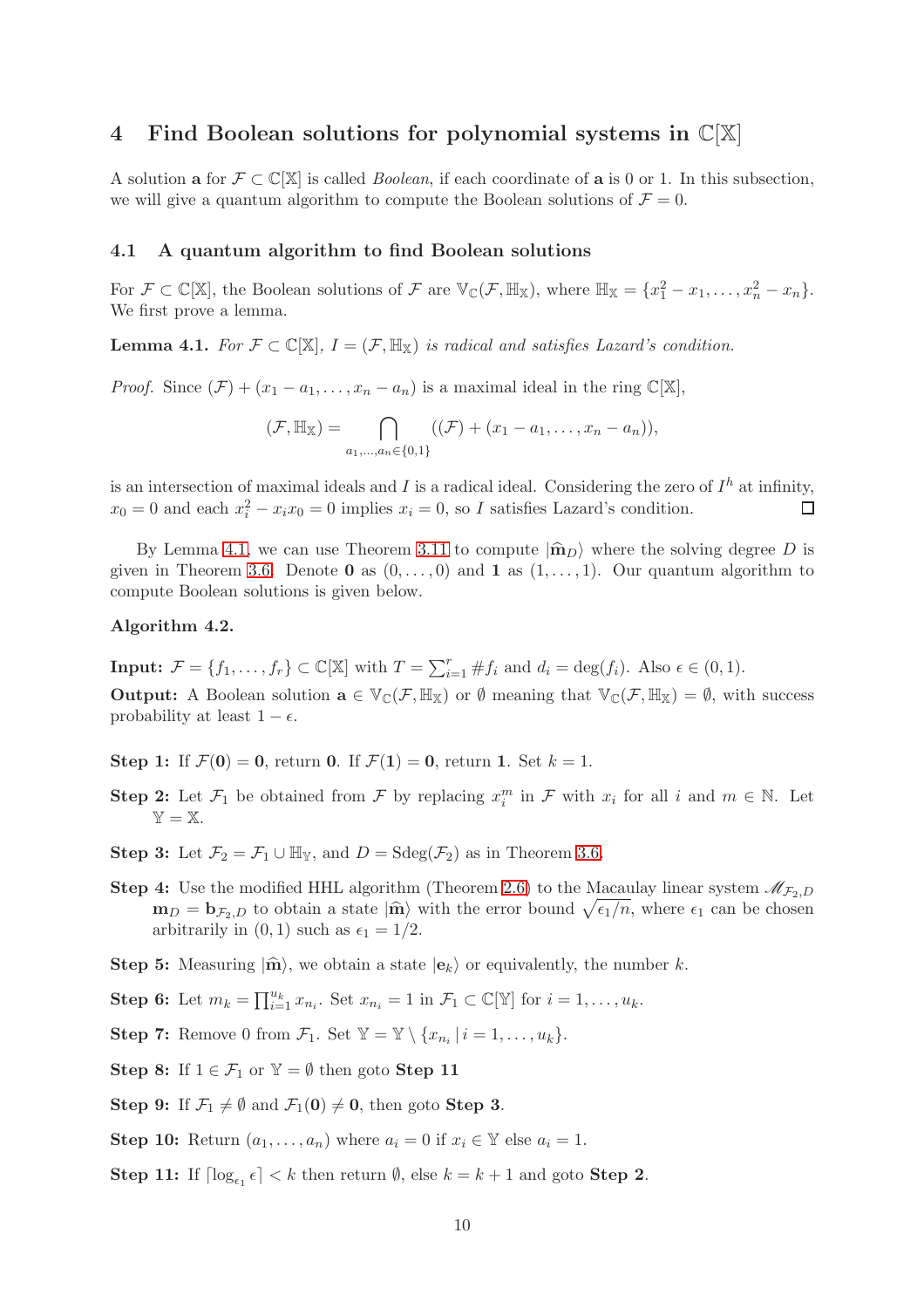# 4 Find Boolean solutions for polynomial systems in $\mathbb{C}[\mathbb{X}]$

A solution $\mathbf{a}$ for $\mathcal{F} \subset \mathbb{C}[\mathbb{X}]$ is called *Boolean*, if each coordinate of $\mathbf{a}$ is 0 or 1. In this subsection, we will give a quantum algorithm to compute the Boolean solutions of $\mathcal{F} = 0$.

## 4.1 A quantum algorithm to find Boolean solutions

For $\mathcal{F} \subset \mathbb{C}[\mathbb{X}]$, the Boolean solutions of $\mathcal{F}$ are $\mathbb{V}_{\mathbb{C}}(\mathcal{F}, \mathbb{H}_{\mathbb{X}})$, where $\mathbb{H}_{\mathbb{X}} = \{x_1^2 - x_1, \ldots, x_n^2 - x_n\}$. We first prove a lemma.

**Lemma 4.1.** *For $\mathcal{F} \subset \mathbb{C}[\mathbb{X}]$, $I = (\mathcal{F}, \mathbb{H}_{\mathbb{X}})$ is radical and satisfies Lazard's condition.*

*Proof.* Since $(\mathcal{F}) + (x_1 - a_1, \ldots, x_n - a_n)$ is a maximal ideal in the ring $\mathbb{C}[\mathbb{X}]$,

$$(\mathcal{F}, \mathbb{H}_{\mathbb{X}}) = \bigcap_{a_1,\ldots,a_n \in \{0,1\}} ((\mathcal{F}) + (x_1 - a_1, \ldots, x_n - a_n)),$$

is an intersection of maximal ideals and $I$ is a radical ideal. Considering the zero of $I^h$ at infinity, $x_0 = 0$ and each $x_i^2 - x_i x_0 = 0$ implies $x_i = 0$, so $I$ satisfies Lazard's condition. □

By Lemma 4.1, we can use Theorem 3.11 to compute $|\widehat{\mathbf{m}}_D\rangle$ where the solving degree $D$ is given in Theorem 3.6. Denote $\mathbf{0}$ as $(0, \ldots, 0)$ and $\mathbf{1}$ as $(1, \ldots, 1)$. Our quantum algorithm to compute Boolean solutions is given below.

**Algorithm 4.2.**

**Input:** $\mathcal{F} = \{f_1, \ldots, f_r\} \subset \mathbb{C}[\mathbb{X}]$ with $T = \sum_{i=1}^{r} \#f_i$ and $d_i = \deg(f_i)$. Also $\epsilon \in (0, 1)$.

**Output:** A Boolean solution $\mathbf{a} \in \mathbb{V}_{\mathbb{C}}(\mathcal{F}, \mathbb{H}_{\mathbb{X}})$ or $\emptyset$ meaning that $\mathbb{V}_{\mathbb{C}}(\mathcal{F}, \mathbb{H}_{\mathbb{X}}) = \emptyset$, with success probability at least $1 - \epsilon$.

**Step 1:** If $\mathcal{F}(\mathbf{0}) = \mathbf{0}$, return $\mathbf{0}$. If $\mathcal{F}(\mathbf{1}) = \mathbf{0}$, return $\mathbf{1}$. Set $k = 1$.

**Step 2:** Let $\mathcal{F}_1$ be obtained from $\mathcal{F}$ by replacing $x_i^m$ in $\mathcal{F}$ with $x_i$ for all $i$ and $m \in \mathbb{N}$. Let $\mathbb{Y} = \mathbb{X}$.

**Step 3:** Let $\mathcal{F}_2 = \mathcal{F}_1 \cup \mathbb{H}_{\mathbb{Y}}$, and $D = \mathrm{Sdeg}(\mathcal{F}_2)$ as in Theorem 3.6.

**Step 4:** Use the modified HHL algorithm (Theorem 2.6) to the Macaulay linear system $\mathscr{M}_{\mathcal{F}_2,D}\, \mathbf{m}_D = \mathbf{b}_{\mathcal{F}_2,D}$ to obtain a state $|\widehat{\mathbf{m}}\rangle$ with the error bound $\sqrt{\epsilon_1/n}$, where $\epsilon_1$ can be chosen arbitrarily in $(0, 1)$ such as $\epsilon_1 = 1/2$.

**Step 5:** Measuring $|\widehat{\mathbf{m}}\rangle$, we obtain a state $|\mathbf{e}_k\rangle$ or equivalently, the number $k$.

**Step 6:** Let $m_k = \prod_{i=1}^{u_k} x_{n_i}$. Set $x_{n_i} = 1$ in $\mathcal{F}_1 \subset \mathbb{C}[\mathbb{Y}]$ for $i = 1, \ldots, u_k$.

**Step 7:** Remove 0 from $\mathcal{F}_1$. Set $\mathbb{Y} = \mathbb{Y} \setminus \{x_{n_i} \,|\, i = 1, \ldots, u_k\}$.

**Step 8:** If $1 \in \mathcal{F}_1$ or $\mathbb{Y} = \emptyset$ then goto **Step 11**

**Step 9:** If $\mathcal{F}_1 \neq \emptyset$ and $\mathcal{F}_1(\mathbf{0}) \neq \mathbf{0}$, then goto **Step 3**.

**Step 10:** Return $(a_1, \ldots, a_n)$ where $a_i = 0$ if $x_i \in \mathbb{Y}$ else $a_i = 1$.

**Step 11:** If $\lceil \log_{\epsilon_1} \epsilon \rceil < k$ then return $\emptyset$, else $k = k + 1$ and goto **Step 2**.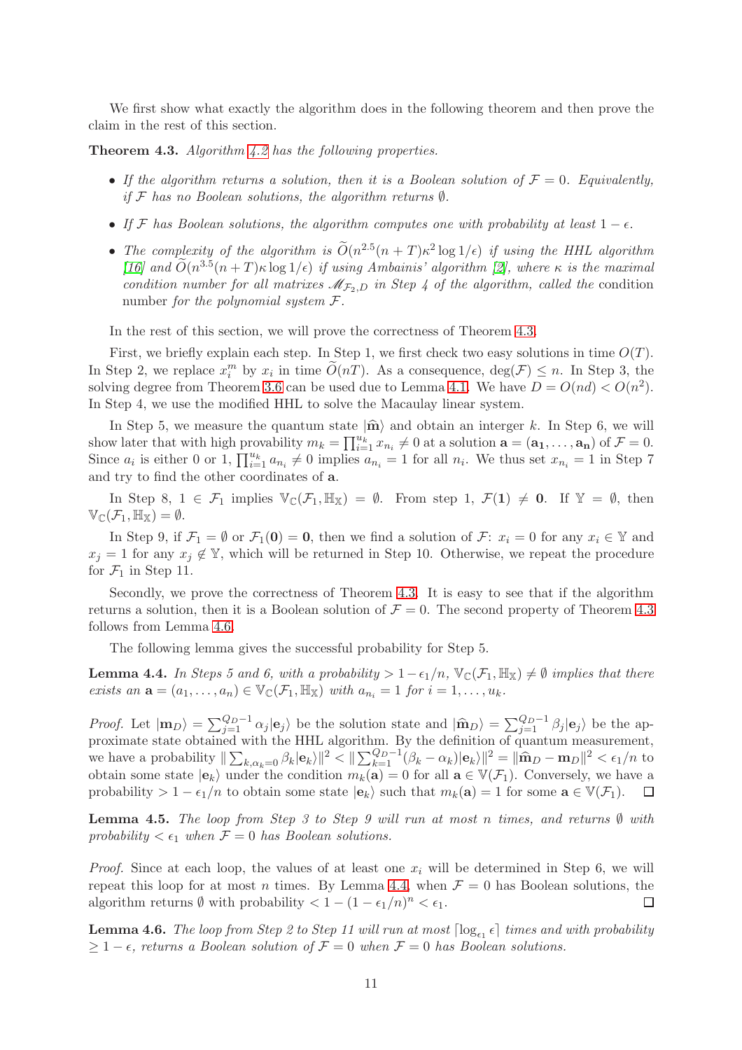We first show what exactly the algorithm does in the following theorem and then prove the claim in the rest of this section.

**Theorem 4.3.** *Algorithm 4.2 has the following properties.*

- *If the algorithm returns a solution, then it is a Boolean solution of $\mathcal{F}=0$. Equivalently, if $\mathcal{F}$ has no Boolean solutions, the algorithm returns $\emptyset$.*
- *If $\mathcal{F}$ has Boolean solutions, the algorithm computes one with probability at least $1-\epsilon$.*
- *The complexity of the algorithm is $\widetilde{O}(n^{2.5}(n+T)\kappa^2\log 1/\epsilon)$ if using the HHL algorithm [16] and $\widetilde{O}(n^{3.5}(n+T)\kappa\log 1/\epsilon)$ if using Ambainis' algorithm [2], where $\kappa$ is the maximal condition number for all matrixes $\mathscr{M}_{\mathcal{F}_2,D}$ in Step 4 of the algorithm, called the* condition number *for the polynomial system $\mathcal{F}$.*

In the rest of this section, we will prove the correctness of Theorem 4.3.

First, we briefly explain each step. In Step 1, we first check two easy solutions in time $O(T)$. In Step 2, we replace $x_i^m$ by $x_i$ in time $\widetilde{O}(nT)$. As a consequence, $\deg(\mathcal{F})\leq n$. In Step 3, the solving degree from Theorem 3.6 can be used due to Lemma 4.1. We have $D=O(nd)<O(n^2)$. In Step 4, we use the modified HHL to solve the Macaulay linear system.

In Step 5, we measure the quantum state $|\widehat{\mathbf{m}}\rangle$ and obtain an interger $k$. In Step 6, we will show later that with high provability $m_k=\prod_{i=1}^{u_k}x_{n_i}\neq 0$ at a solution $\mathbf{a}=(\mathbf{a_1},\ldots,\mathbf{a_n})$ of $\mathcal{F}=0$. Since $a_i$ is either 0 or 1, $\prod_{i=1}^{u_k}a_{n_i}\neq 0$ implies $a_{n_i}=1$ for all $n_i$. We thus set $x_{n_i}=1$ in Step 7 and try to find the other coordinates of $\mathbf{a}$.

In Step 8, $1\in\mathcal{F}_1$ implies $\mathbb{V}_{\mathbb{C}}(\mathcal{F}_1,\mathbb{H}_{\mathbb{X}})=\emptyset$. From step 1, $\mathcal{F}(\mathbf{1})\neq\mathbf{0}$. If $\mathbb{Y}=\emptyset$, then $\mathbb{V}_{\mathbb{C}}(\mathcal{F}_1,\mathbb{H}_{\mathbb{X}})=\emptyset$.

In Step 9, if $\mathcal{F}_1=\emptyset$ or $\mathcal{F}_1(\mathbf{0})=\mathbf{0}$, then we find a solution of $\mathcal{F}$: $x_i=0$ for any $x_i\in\mathbb{Y}$ and $x_j=1$ for any $x_j\notin\mathbb{Y}$, which will be returned in Step 10. Otherwise, we repeat the procedure for $\mathcal{F}_1$ in Step 11.

Secondly, we prove the correctness of Theorem 4.3. It is easy to see that if the algorithm returns a solution, then it is a Boolean solution of $\mathcal{F}=0$. The second property of Theorem 4.3 follows from Lemma 4.6.

The following lemma gives the successful probability for Step 5.

**Lemma 4.4.** *In Steps 5 and 6, with a probability $>1-\epsilon_1/n$, $\mathbb{V}_{\mathbb{C}}(\mathcal{F}_1,\mathbb{H}_{\mathbb{X}})\neq\emptyset$ implies that there exists an $\mathbf{a}=(a_1,\ldots,a_n)\in\mathbb{V}_{\mathbb{C}}(\mathcal{F}_1,\mathbb{H}_{\mathbb{X}})$ with $a_{n_i}=1$ for $i=1,\ldots,u_k$.*

*Proof.* Let $|\mathbf{m}_D\rangle=\sum_{j=1}^{Q_D-1}\alpha_j|\mathbf{e}_j\rangle$ be the solution state and $|\widehat{\mathbf{m}}_D\rangle=\sum_{j=1}^{Q_D-1}\beta_j|\mathbf{e}_j\rangle$ be the approximate state obtained with the HHL algorithm. By the definition of quantum measurement, we have a probability $\|\sum_{k,\alpha_k=0}\beta_k|\mathbf{e}_k\rangle\|^2<\|\sum_{k=1}^{Q_D-1}(\beta_k-\alpha_k)|\mathbf{e}_k\rangle\|^2=\|\widehat{\mathbf{m}}_D-\mathbf{m}_D\|^2<\epsilon_1/n$ to obtain some state $|\mathbf{e}_k\rangle$ under the condition $m_k(\mathbf{a})=0$ for all $\mathbf{a}\in\mathbb{V}(\mathcal{F}_1)$. Conversely, we have a probability $>1-\epsilon_1/n$ to obtain some state $|\mathbf{e}_k\rangle$ such that $m_k(\mathbf{a})=1$ for some $\mathbf{a}\in\mathbb{V}(\mathcal{F}_1)$. $\square$

**Lemma 4.5.** *The loop from Step 3 to Step 9 will run at most $n$ times, and returns $\emptyset$ with probability $<\epsilon_1$ when $\mathcal{F}=0$ has Boolean solutions.*

*Proof.* Since at each loop, the values of at least one $x_i$ will be determined in Step 6, we will repeat this loop for at most $n$ times. By Lemma 4.4, when $\mathcal{F}=0$ has Boolean solutions, the algorithm returns $\emptyset$ with probability $<1-(1-\epsilon_1/n)^n<\epsilon_1$. $\square$

**Lemma 4.6.** *The loop from Step 2 to Step 11 will run at most $\lceil\log_{\epsilon_1}\epsilon\rceil$ times and with probability $\geq 1-\epsilon$, returns a Boolean solution of $\mathcal{F}=0$ when $\mathcal{F}=0$ has Boolean solutions.*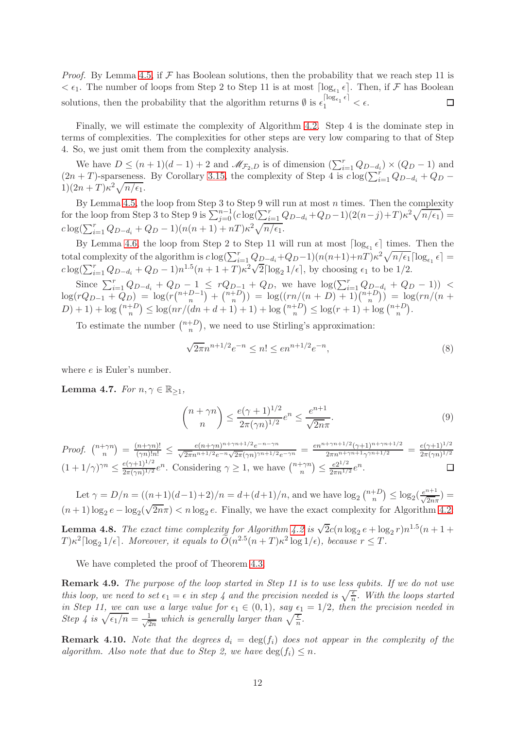*Proof.* By Lemma 4.5, if $\mathcal{F}$ has Boolean solutions, then the probability that we reach step 11 is $< \epsilon_1$. The number of loops from Step 2 to Step 11 is at most $\lceil \log_{\epsilon_1} \epsilon \rceil$. Then, if $\mathcal{F}$ has Boolean solutions, then the probability that the algorithm returns $\emptyset$ is $\epsilon_1^{\lceil \log_{\epsilon_1} \epsilon \rceil} < \epsilon$. $\square$

Finally, we will estimate the complexity of Algorithm 4.2. Step 4 is the dominate step in terms of complexities. The complexities for other steps are very low comparing to that of Step 4. So, we just omit them from the complexity analysis.

We have $D \leq (n+1)(d-1)+2$ and $\mathscr{M}_{\mathcal{F}_2,D}$ is of dimension $(\sum_{i=1}^r Q_{D-d_i}) \times (Q_D - 1)$ and $(2n+T)$-sparseness. By Corollary 3.15, the complexity of Step 4 is $c\log(\sum_{i=1}^r Q_{D-d_i} + Q_D - 1)(2n+T)\kappa^2\sqrt{n/\epsilon_1}$.

By Lemma 4.5, the loop from Step 3 to Step 9 will run at most $n$ times. Then the complexity for the loop from Step 3 to Step 9 is $\sum_{j=0}^{n-1}(c\log(\sum_{i=1}^r Q_{D-d_i}+Q_D-1)(2(n-j)+T)\kappa^2\sqrt{n/\epsilon_1}) = c\log(\sum_{i=1}^r Q_{D-d_i} + Q_D - 1)(n(n+1)+nT)\kappa^2\sqrt{n/\epsilon_1}$.

By Lemma 4.6, the loop from Step 2 to Step 11 will run at most $\lceil \log_{\epsilon_1} \epsilon \rceil$ times. Then the total complexity of the algorithm is $c\log(\sum_{i=1}^r Q_{D-d_i}+Q_D-1)(n(n+1)+nT)\kappa^2\sqrt{n/\epsilon_1}\lceil \log_{\epsilon_1} \epsilon \rceil = c\log(\sum_{i=1}^r Q_{D-d_i} + Q_D - 1)n^{1.5}(n+1+T)\kappa^2\sqrt{2}\lceil \log_2 1/\epsilon \rceil$, by choosing $\epsilon_1$ to be $1/2$.

Since $\sum_{i=1}^r Q_{D-d_i} + Q_D - 1 \leq rQ_{D-1} + Q_D$, we have $\log(\sum_{i=1}^r Q_{D-d_i} + Q_D - 1)) < \log(rQ_{D-1} + Q_D) = \log(r\binom{n+D-1}{n} + \binom{n+D}{n}) = \log((rn/(n+D)+1)\binom{n+D}{n}) = \log(rn/(n+D)+1) + \log\binom{n+D}{n} \leq \log(nr/(dn+d+1)+1) + \log\binom{n+D}{n} \leq \log(r+1) + \log\binom{n+D}{n}$.

To estimate the number $\binom{n+D}{n}$, we need to use Stirling's approximation:

$$\sqrt{2\pi}n^{n+1/2}e^{-n} \leq n! \leq en^{n+1/2}e^{-n}, \tag{8}$$

where $e$ is Euler's number.

**Lemma 4.7.** *For $n, \gamma \in \mathbb{R}_{\geq 1}$,*

$$\binom{n+\gamma n}{n} \leq \frac{e(\gamma+1)^{1/2}}{2\pi(\gamma n)^{1/2}}e^n \leq \frac{e^{n+1}}{\sqrt{2n}\pi}. \tag{9}$$

*Proof.* $\binom{n+\gamma n}{n} = \frac{(n+\gamma n)!}{(\gamma n)!n!} \leq \frac{e(n+\gamma n)^{n+\gamma n+1/2}e^{-n-\gamma n}}{\sqrt{2\pi}n^{n+1/2}e^{-n}\sqrt{2\pi}(\gamma n)^{\gamma n+1/2}e^{-\gamma n}} = \frac{en^{n+\gamma n+1/2}(\gamma+1)^{n+\gamma n+1/2}}{2\pi n^{n+\gamma n+1}\gamma^{\gamma n+1/2}} = \frac{e(\gamma+1)^{1/2}}{2\pi(\gamma n)^{1/2}}(1+1/\gamma)^{\gamma n} \leq \frac{e(\gamma+1)^{1/2}}{2\pi(\gamma n)^{1/2}}e^n$. Considering $\gamma \geq 1$, we have $\binom{n+\gamma n}{n} \leq \frac{e2^{1/2}}{2\pi n^{1/2}}e^n$. $\square$

Let $\gamma = D/n = ((n+1)(d-1)+2)/n = d+(d+1)/n$, and we have $\log_2\binom{n+D}{n} \leq \log_2(\frac{e^{n+1}}{\sqrt{2n}\pi}) = (n+1)\log_2 e - \log_2(\sqrt{2n}\pi) < n\log_2 e$. Finally, we have the exact complexity for Algorithm 4.2.

**Lemma 4.8.** *The exact time complexity for Algorithm 4.2 is $\sqrt{2}c(n\log_2 e + \log_2 r)n^{1.5}(n+1+T)\kappa^2\lceil \log_2 1/\epsilon \rceil$. Moreover, it equals to $\widetilde{O}(n^{2.5}(n+T)\kappa^2\log 1/\epsilon)$, because $r \leq T$.*

We have completed the proof of Theorem 4.3.

**Remark 4.9.** *The purpose of the loop started in Step 11 is to use less qubits. If we do not use this loop, we need to set $\epsilon_1 = \epsilon$ in step 4 and the precision needed is $\sqrt{\frac{\epsilon}{n}}$. With the loops started in Step 11, we can use a large value for $\epsilon_1 \in (0,1)$, say $\epsilon_1 = 1/2$, then the precision needed in Step 4 is $\sqrt{\epsilon_1/n} = \frac{1}{\sqrt{2n}}$ which is generally larger than $\sqrt{\frac{\epsilon}{n}}$.*

**Remark 4.10.** *Note that the degrees $d_i = \deg(f_i)$ does not appear in the complexity of the algorithm. Also note that due to Step 2, we have $\deg(f_i) \leq n$.*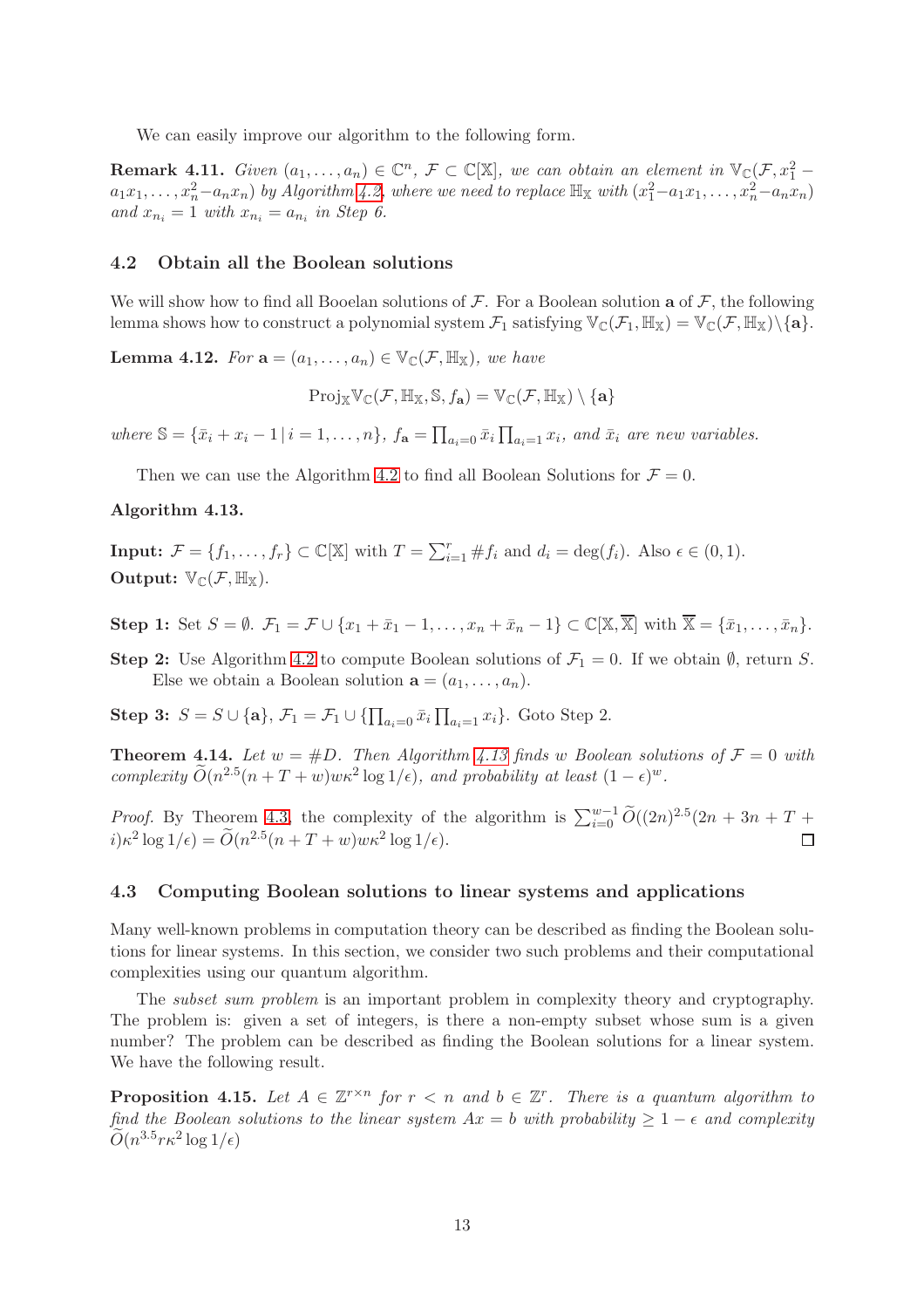We can easily improve our algorithm to the following form.

**Remark 4.11.** *Given $(a_1,\ldots,a_n)\in\mathbb{C}^n$, $\mathcal{F}\subset\mathbb{C}[\mathbb{X}]$, we can obtain an element in $\mathbb{V}_{\mathbb{C}}(\mathcal{F},x_1^2-a_1x_1,\ldots,x_n^2-a_nx_n)$ by Algorithm 4.2, where we need to replace $\mathbb{H}_{\mathbb{X}}$ with $(x_1^2-a_1x_1,\ldots,x_n^2-a_nx_n)$ and $x_{n_i}=1$ with $x_{n_i}=a_{n_i}$ in Step 6.*

## 4.2 Obtain all the Boolean solutions

We will show how to find all Booelan solutions of $\mathcal{F}$. For a Boolean solution $\mathbf{a}$ of $\mathcal{F}$, the following lemma shows how to construct a polynomial system $\mathcal{F}_1$ satisfying $\mathbb{V}_{\mathbb{C}}(\mathcal{F}_1,\mathbb{H}_{\mathbb{X}})=\mathbb{V}_{\mathbb{C}}(\mathcal{F},\mathbb{H}_{\mathbb{X}})\backslash\{\mathbf{a}\}$.

**Lemma 4.12.** *For $\mathbf{a}=(a_1,\ldots,a_n)\in\mathbb{V}_{\mathbb{C}}(\mathcal{F},\mathbb{H}_{\mathbb{X}})$, we have*

$$\mathrm{Proj}_{\mathbb{X}}\mathbb{V}_{\mathbb{C}}(\mathcal{F},\mathbb{H}_{\mathbb{X}},\mathbb{S},f_{\mathbf{a}})=\mathbb{V}_{\mathbb{C}}(\mathcal{F},\mathbb{H}_{\mathbb{X}})\setminus\{\mathbf{a}\}$$

*where $\mathbb{S}=\{\bar{x}_i+x_i-1\,|\,i=1,\ldots,n\}$, $f_{\mathbf{a}}=\prod_{a_i=0}\bar{x}_i\prod_{a_i=1}x_i$, and $\bar{x}_i$ are new variables.*

Then we can use the Algorithm 4.2 to find all Boolean Solutions for $\mathcal{F}=0$.

**Algorithm 4.13.**

**Input:** $\mathcal{F}=\{f_1,\ldots,f_r\}\subset\mathbb{C}[\mathbb{X}]$ with $T=\sum_{i=1}^r\#f_i$ and $d_i=\deg(f_i)$. Also $\epsilon\in(0,1)$.
**Output:** $\mathbb{V}_{\mathbb{C}}(\mathcal{F},\mathbb{H}_{\mathbb{X}})$.

**Step 1:** Set $S=\emptyset$. $\mathcal{F}_1=\mathcal{F}\cup\{x_1+\bar{x}_1-1,\ldots,x_n+\bar{x}_n-1\}\subset\mathbb{C}[\mathbb{X},\overline{\mathbb{X}}]$ with $\overline{\mathbb{X}}=\{\bar{x}_1,\ldots,\bar{x}_n\}$.

**Step 2:** Use Algorithm 4.2 to compute Boolean solutions of $\mathcal{F}_1=0$. If we obtain $\emptyset$, return $S$. Else we obtain a Boolean solution $\mathbf{a}=(a_1,\ldots,a_n)$.

**Step 3:** $S=S\cup\{\mathbf{a}\}$, $\mathcal{F}_1=\mathcal{F}_1\cup\{\prod_{a_i=0}\bar{x}_i\prod_{a_i=1}x_i\}$. Goto Step 2.

**Theorem 4.14.** *Let $w=\#D$. Then Algorithm 4.13 finds $w$ Boolean solutions of $\mathcal{F}=0$ with complexity $\widetilde{O}(n^{2.5}(n+T+w)w\kappa^2\log 1/\epsilon)$, and probability at least $(1-\epsilon)^w$.*

*Proof.* By Theorem 4.3, the complexity of the algorithm is $\sum_{i=0}^{w-1}\widetilde{O}((2n)^{2.5}(2n+3n+T+i)\kappa^2\log 1/\epsilon)=\widetilde{O}(n^{2.5}(n+T+w)w\kappa^2\log 1/\epsilon)$. $\square$

## 4.3 Computing Boolean solutions to linear systems and applications

Many well-known problems in computation theory can be described as finding the Boolean solutions for linear systems. In this section, we consider two such problems and their computational complexities using our quantum algorithm.

The *subset sum problem* is an important problem in complexity theory and cryptography. The problem is: given a set of integers, is there a non-empty subset whose sum is a given number? The problem can be described as finding the Boolean solutions for a linear system. We have the following result.

**Proposition 4.15.** *Let $A\in\mathbb{Z}^{r\times n}$ for $r<n$ and $b\in\mathbb{Z}^r$. There is a quantum algorithm to find the Boolean solutions to the linear system $Ax=b$ with probability $\geq 1-\epsilon$ and complexity $\widetilde{O}(n^{3.5}r\kappa^2\log 1/\epsilon)$*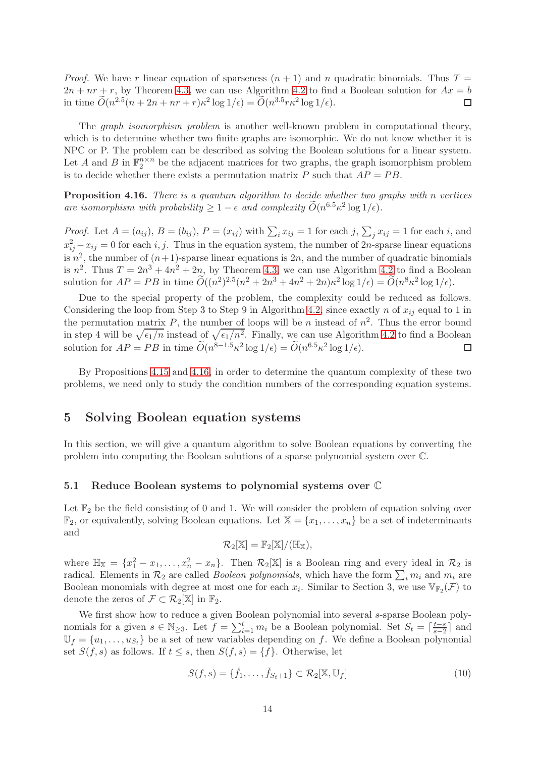*Proof.* We have $r$ linear equation of sparseness $(n+1)$ and $n$ quadratic binomials. Thus $T = 2n + nr + r$, by Theorem 4.3, we can use Algorithm 4.2 to find a Boolean solution for $Ax = b$ in time $\widetilde{O}(n^{2.5}(n + 2n + nr + r)\kappa^2 \log 1/\epsilon) = \widetilde{O}(n^{3.5} r\kappa^2 \log 1/\epsilon)$. □

The *graph isomorphism problem* is another well-known problem in computational theory, which is to determine whether two finite graphs are isomorphic. We do not know whether it is NPC or P. The problem can be described as solving the Boolean solutions for a linear system. Let $A$ and $B$ in $\mathbb{F}_2^{n\times n}$ be the adjacent matrices for two graphs, the graph isomorphism problem is to decide whether there exists a permutation matrix $P$ such that $AP = PB$.

**Proposition 4.16.** *There is a quantum algorithm to decide whether two graphs with $n$ vertices are isomorphism with probability $\geq 1 - \epsilon$ and complexity $\widetilde{O}(n^{6.5}\kappa^2 \log 1/\epsilon)$.*

*Proof.* Let $A = (a_{ij})$, $B = (b_{ij})$, $P = (x_{ij})$ with $\sum_i x_{ij} = 1$ for each $j$, $\sum_j x_{ij} = 1$ for each $i$, and $x_{ij}^2 - x_{ij} = 0$ for each $i, j$. Thus in the equation system, the number of $2n$-sparse linear equations is $n^2$, the number of $(n+1)$-sparse linear equations is $2n$, and the number of quadratic binomials is $n^2$. Thus $T = 2n^3 + 4n^2 + 2n$, by Theorem 4.3, we can use Algorithm 4.2 to find a Boolean solution for $AP = PB$ in time $\widetilde{O}((n^2)^{2.5}(n^2 + 2n^3 + 4n^2 + 2n)\kappa^2 \log 1/\epsilon) = \widetilde{O}(n^8\kappa^2 \log 1/\epsilon)$.

Due to the special property of the problem, the complexity could be reduced as follows. Considering the loop from Step 3 to Step 9 in Algorithm 4.2, since exactly $n$ of $x_{ij}$ equal to 1 in the permutation matrix $P$, the number of loops will be $n$ instead of $n^2$. Thus the error bound in step 4 will be $\sqrt{\epsilon_1/n}$ instead of $\sqrt{\epsilon_1/n^2}$. Finally, we can use Algorithm 4.2 to find a Boolean solution for $AP = PB$ in time $\widetilde{O}(n^{8-1.5}\kappa^2 \log 1/\epsilon) = \widetilde{O}(n^{6.5}\kappa^2 \log 1/\epsilon)$. □

By Propositions 4.15 and 4.16, in order to determine the quantum complexity of these two problems, we need only to study the condition numbers of the corresponding equation systems.

## 5 Solving Boolean equation systems

In this section, we will give a quantum algorithm to solve Boolean equations by converting the problem into computing the Boolean solutions of a sparse polynomial system over $\mathbb{C}$.

### 5.1 Reduce Boolean systems to polynomial systems over $\mathbb{C}$

Let $\mathbb{F}_2$ be the field consisting of 0 and 1. We will consider the problem of equation solving over $\mathbb{F}_2$, or equivalently, solving Boolean equations. Let $\mathbb{X} = \{x_1, \ldots, x_n\}$ be a set of indeterminants and

$$\mathcal{R}_2[\mathbb{X}] = \mathbb{F}_2[\mathbb{X}]/(\mathbb{H}_{\mathbb{X}}),$$

where $\mathbb{H}_{\mathbb{X}} = \{x_1^2 - x_1, \ldots, x_n^2 - x_n\}$. Then $\mathcal{R}_2[\mathbb{X}]$ is a Boolean ring and every ideal in $\mathcal{R}_2$ is radical. Elements in $\mathcal{R}_2$ are called *Boolean polynomials*, which have the form $\sum_i m_i$ and $m_i$ are Boolean monomials with degree at most one for each $x_i$. Similar to Section 3, we use $\mathbb{V}_{\mathbb{F}_2}(\mathcal{F})$ to denote the zeros of $\mathcal{F} \subset \mathcal{R}_2[\mathbb{X}]$ in $\mathbb{F}_2$.

We first show how to reduce a given Boolean polynomial into several $s$-sparse Boolean polynomials for a given $s \in \mathbb{N}_{\geq 3}$. Let $f = \sum_{i=1}^t m_i$ be a Boolean polynomial. Set $S_t = \lceil \frac{t-s}{s-2} \rceil$ and $\mathbb{U}_f = \{u_1, \ldots, u_{S_t}\}$ be a set of new variables depending on $f$. We define a Boolean polynomial set $S(f, s)$ as follows. If $t \leq s$, then $S(f, s) = \{f\}$. Otherwise, let

$$S(f, s) = \{\check{f}_1, \ldots, \check{f}_{S_t+1}\} \subset \mathcal{R}_2[\mathbb{X}, \mathbb{U}_f] \tag{10}$$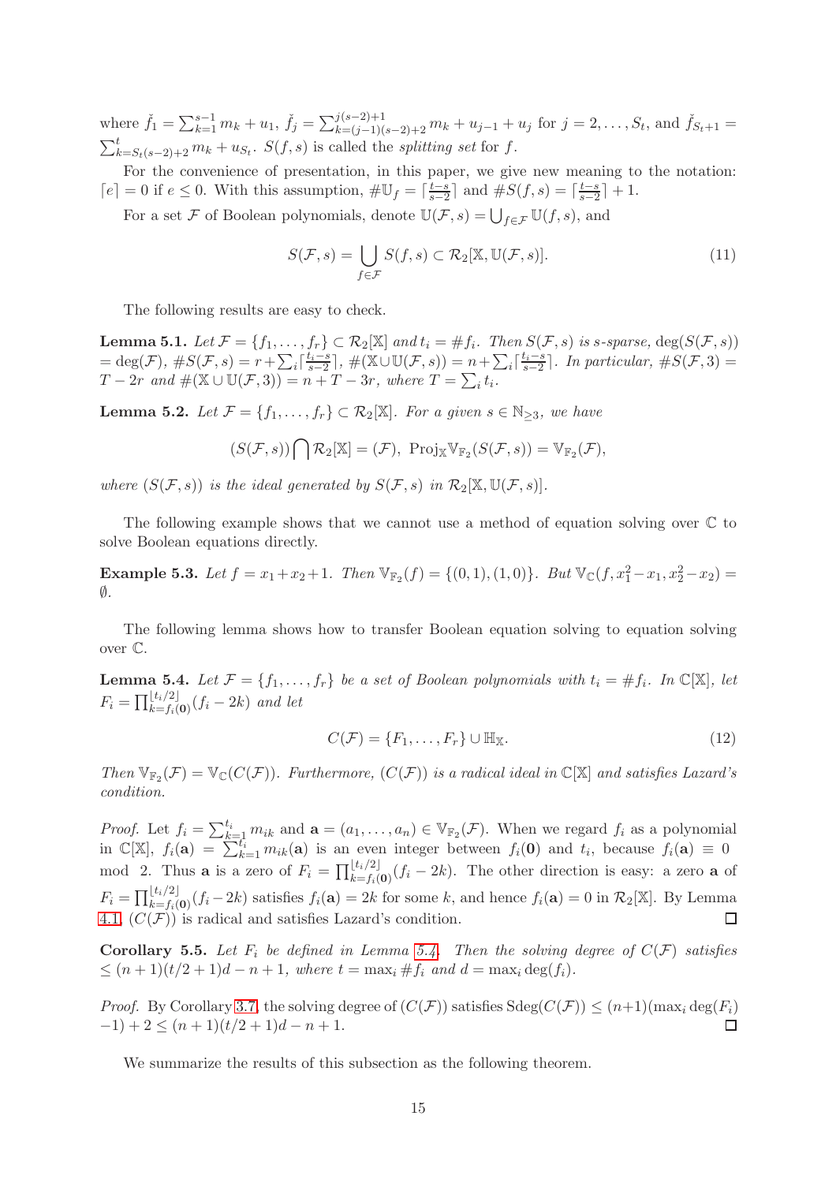where $\check{f}_1 = \sum_{k=1}^{s-1} m_k + u_1$, $\check{f}_j = \sum_{k=(j-1)(s-2)+2}^{j(s-2)+1} m_k + u_{j-1} + u_j$ for $j = 2, \ldots, S_t$, and $\check{f}_{S_t+1} = \sum_{k=S_t(s-2)+2}^{t} m_k + u_{S_t}$. $S(f,s)$ is called the *splitting set* for $f$.

For the convenience of presentation, in this paper, we give new meaning to the notation: $\lceil e \rceil = 0$ if $e \leq 0$. With this assumption, $\#\mathbb{U}_f = \lceil \frac{t-s}{s-2} \rceil$ and $\#S(f,s) = \lceil \frac{t-s}{s-2} \rceil + 1$.

For a set $\mathcal{F}$ of Boolean polynomials, denote $\mathbb{U}(\mathcal{F},s) = \bigcup_{f\in\mathcal{F}} \mathbb{U}(f,s)$, and

$$S(\mathcal{F},s) = \bigcup_{f\in\mathcal{F}} S(f,s) \subset \mathcal{R}_2[\mathbb{X}, \mathbb{U}(\mathcal{F},s)]. \tag{11}$$

The following results are easy to check.

**Lemma 5.1.** *Let $\mathcal{F} = \{f_1,\ldots,f_r\} \subset \mathcal{R}_2[\mathbb{X}]$ and $t_i = \#f_i$. Then $S(\mathcal{F},s)$ is $s$-sparse, $\deg(S(\mathcal{F},s)) = \deg(\mathcal{F})$, $\#S(\mathcal{F},s) = r + \sum_i \lceil \frac{t_i-s}{s-2} \rceil$, $\#(\mathbb{X}\cup\mathbb{U}(\mathcal{F},s)) = n + \sum_i \lceil \frac{t_i-s}{s-2} \rceil$. In particular, $\#S(\mathcal{F},3) = T - 2r$ and $\#(\mathbb{X}\cup\mathbb{U}(\mathcal{F},3)) = n + T - 3r$, where $T = \sum_i t_i$.*

**Lemma 5.2.** *Let $\mathcal{F} = \{f_1,\ldots,f_r\} \subset \mathcal{R}_2[\mathbb{X}]$. For a given $s \in \mathbb{N}_{\geq 3}$, we have*

$$(S(\mathcal{F},s)) \bigcap \mathcal{R}_2[\mathbb{X}] = (\mathcal{F}),\ \mathrm{Proj}_{\mathbb{X}}\mathbb{V}_{\mathbb{F}_2}(S(\mathcal{F},s)) = \mathbb{V}_{\mathbb{F}_2}(\mathcal{F}),$$

*where $(S(\mathcal{F},s))$ is the ideal generated by $S(\mathcal{F},s)$ in $\mathcal{R}_2[\mathbb{X},\mathbb{U}(\mathcal{F},s)]$.*

The following example shows that we cannot use a method of equation solving over $\mathbb{C}$ to solve Boolean equations directly.

**Example 5.3.** *Let $f = x_1+x_2+1$. Then $\mathbb{V}_{\mathbb{F}_2}(f) = \{(0,1),(1,0)\}$. But $\mathbb{V}_{\mathbb{C}}(f, x_1^2-x_1, x_2^2-x_2) = \emptyset$.*

The following lemma shows how to transfer Boolean equation solving to equation solving over $\mathbb{C}$.

**Lemma 5.4.** *Let $\mathcal{F} = \{f_1,\ldots,f_r\}$ be a set of Boolean polynomials with $t_i = \#f_i$. In $\mathbb{C}[\mathbb{X}]$, let $F_i = \prod_{k=f_i(\mathbf{0})}^{\lfloor t_i/2 \rfloor}(f_i - 2k)$ and let*

$$C(\mathcal{F}) = \{F_1,\ldots,F_r\} \cup \mathbb{H}_{\mathbb{X}}. \tag{12}$$

*Then $\mathbb{V}_{\mathbb{F}_2}(\mathcal{F}) = \mathbb{V}_{\mathbb{C}}(C(\mathcal{F}))$. Furthermore, $(C(\mathcal{F}))$ is a radical ideal in $\mathbb{C}[\mathbb{X}]$ and satisfies Lazard's condition.*

*Proof.* Let $f_i = \sum_{k=1}^{t_i} m_{ik}$ and $\mathbf{a} = (a_1,\ldots,a_n) \in \mathbb{V}_{\mathbb{F}_2}(\mathcal{F})$. When we regard $f_i$ as a polynomial in $\mathbb{C}[\mathbb{X}]$, $f_i(\mathbf{a}) = \sum_{k=1}^{t_i} m_{ik}(\mathbf{a})$ is an even integer between $f_i(\mathbf{0})$ and $t_i$, because $f_i(\mathbf{a}) \equiv 0 \mod 2$. Thus $\mathbf{a}$ is a zero of $F_i = \prod_{k=f_i(\mathbf{0})}^{\lfloor t_i/2 \rfloor}(f_i - 2k)$. The other direction is easy: a zero $\mathbf{a}$ of $F_i = \prod_{k=f_i(\mathbf{0})}^{\lfloor t_i/2 \rfloor}(f_i - 2k)$ satisfies $f_i(\mathbf{a}) = 2k$ for some $k$, and hence $f_i(\mathbf{a}) = 0$ in $\mathcal{R}_2[\mathbb{X}]$. By Lemma 4.1, $(C(\mathcal{F}))$ is radical and satisfies Lazard's condition. □

**Corollary 5.5.** *Let $F_i$ be defined in Lemma 5.4. Then the solving degree of $C(\mathcal{F})$ satisfies $\leq (n+1)(t/2+1)d - n + 1$, where $t = \max_i \#f_i$ and $d = \max_i \deg(f_i)$.*

*Proof.* By Corollary 3.7, the solving degree of $(C(\mathcal{F}))$ satisfies $\mathrm{Sdeg}(C(\mathcal{F})) \leq (n+1)(\max_i \deg(F_i) - 1) + 2 \leq (n+1)(t/2+1)d - n + 1$. □

We summarize the results of this subsection as the following theorem.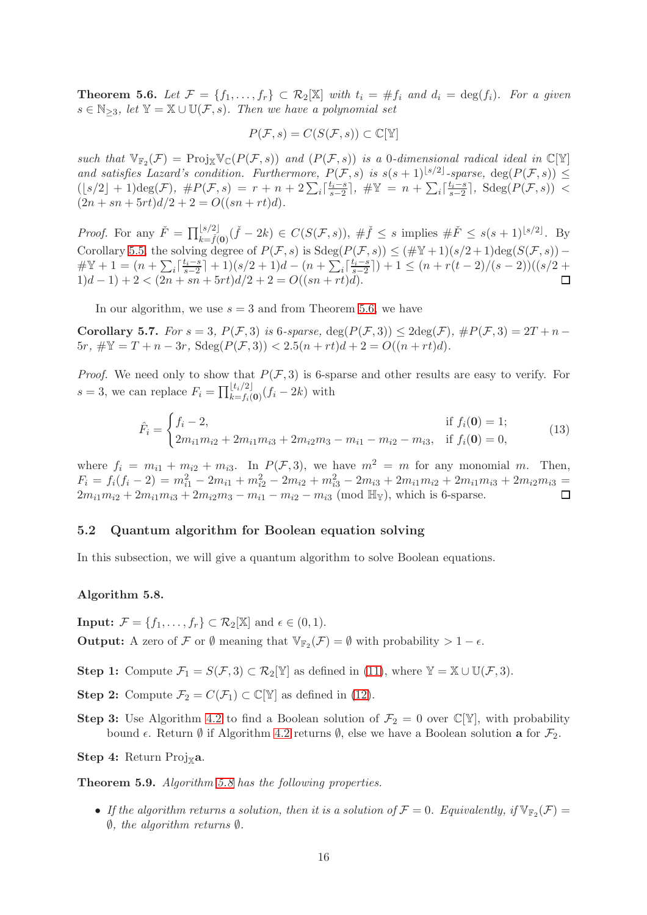**Theorem 5.6.** *Let $\mathcal{F} = \{f_1, \ldots, f_r\} \subset \mathcal{R}_2[\mathbb{X}]$ with $t_i = \#f_i$ and $d_i = \deg(f_i)$. For a given $s \in \mathbb{N}_{\geq 3}$, let $\mathbb{Y} = \mathbb{X} \cup \mathbb{U}(\mathcal{F}, s)$. Then we have a polynomial set*

$$P(\mathcal{F}, s) = C(S(\mathcal{F}, s)) \subset \mathbb{C}[\mathbb{Y}]$$

*such that $\mathbb{V}_{\mathbb{F}_2}(\mathcal{F}) = \mathrm{Proj}_{\mathbb{X}}\mathbb{V}_{\mathbb{C}}(P(\mathcal{F}, s))$ and $(P(\mathcal{F}, s))$ is a 0-dimensional radical ideal in $\mathbb{C}[\mathbb{Y}]$ and satisfies Lazard's condition. Furthermore, $P(\mathcal{F}, s)$ is $s(s+1)^{\lfloor s/2 \rfloor}$-sparse, $\deg(P(\mathcal{F}, s)) \leq (\lfloor s/2 \rfloor + 1)\deg(\mathcal{F})$, $\#P(\mathcal{F}, s) = r + n + 2\sum_i \lceil \frac{t_i - s}{s-2} \rceil$, $\#\mathbb{Y} = n + \sum_i \lceil \frac{t_i - s}{s-2} \rceil$, $\mathrm{Sdeg}(P(\mathcal{F}, s)) < (2n + sn + 5rt)d/2 + 2 = O((sn + rt)d)$.*

*Proof.* For any $\check{F} = \prod_{k=\check{f}(\mathbf{0})}^{\lfloor s/2 \rfloor}(\check{f} - 2k) \in C(S(\mathcal{F}, s))$, $\#\check{f} \leq s$ implies $\#\check{F} \leq s(s+1)^{\lfloor s/2 \rfloor}$. By Corollary 5.5, the solving degree of $P(\mathcal{F}, s)$ is $\mathrm{Sdeg}(P(\mathcal{F}, s)) \leq (\#\mathbb{Y} + 1)(s/2 + 1)\deg(S(\mathcal{F}, s)) - \#\mathbb{Y} + 1 = (n + \sum_i \lceil \frac{t_i - s}{s-2} \rceil + 1)(s/2 + 1)d - (n + \sum_i \lceil \frac{t_i - s}{s-2} \rceil) + 1 \leq (n + r(t-2)/(s-2))((s/2 + 1)d - 1) + 2 < (2n + sn + 5rt)d/2 + 2 = O((sn + rt)d)$. ◻

In our algorithm, we use $s = 3$ and from Theorem 5.6, we have

**Corollary 5.7.** *For $s = 3$, $P(\mathcal{F}, 3)$ is 6-sparse, $\deg(P(\mathcal{F}, 3)) \leq 2\deg(\mathcal{F})$, $\#P(\mathcal{F}, 3) = 2T + n - 5r$, $\#\mathbb{Y} = T + n - 3r$, $\mathrm{Sdeg}(P(\mathcal{F}, 3)) < 2.5(n + rt)d + 2 = O((n + rt)d)$.*

*Proof.* We need only to show that $P(\mathcal{F}, 3)$ is 6-sparse and other results are easy to verify. For $s = 3$, we can replace $F_i = \prod_{k=f_i(\mathbf{0})}^{\lfloor t_i/2 \rfloor}(f_i - 2k)$ with

$$\hat{F}_i = \begin{cases} f_i - 2, & \text{if } f_i(\mathbf{0}) = 1; \\ 2m_{i1}m_{i2} + 2m_{i1}m_{i3} + 2m_{i2}m_3 - m_{i1} - m_{i2} - m_{i3}, & \text{if } f_i(\mathbf{0}) = 0, \end{cases} \tag{13}$$

where $f_i = m_{i1} + m_{i2} + m_{i3}$. In $P(\mathcal{F}, 3)$, we have $m^2 = m$ for any monomial $m$. Then, $F_i = f_i(f_i - 2) = m_{i1}^2 - 2m_{i1} + m_{i2}^2 - 2m_{i2} + m_{i3}^2 - 2m_{i3} + 2m_{i1}m_{i2} + 2m_{i1}m_{i3} + 2m_{i2}m_{i3} = 2m_{i1}m_{i2} + 2m_{i1}m_{i3} + 2m_{i2}m_3 - m_{i1} - m_{i2} - m_{i3} \pmod{\mathbb{H}_{\mathbb{Y}}}$, which is 6-sparse. ◻

## 5.2 Quantum algorithm for Boolean equation solving

In this subsection, we will give a quantum algorithm to solve Boolean equations.

**Algorithm 5.8.**

**Input:** $\mathcal{F} = \{f_1, \ldots, f_r\} \subset \mathcal{R}_2[\mathbb{X}]$ and $\epsilon \in (0, 1)$.

**Output:** A zero of $\mathcal{F}$ or $\emptyset$ meaning that $\mathbb{V}_{\mathbb{F}_2}(\mathcal{F}) = \emptyset$ with probability $> 1 - \epsilon$.

**Step 1:** Compute $\mathcal{F}_1 = S(\mathcal{F}, 3) \subset \mathcal{R}_2[\mathbb{Y}]$ as defined in (11), where $\mathbb{Y} = \mathbb{X} \cup \mathbb{U}(\mathcal{F}, 3)$.

**Step 2:** Compute $\mathcal{F}_2 = C(\mathcal{F}_1) \subset \mathbb{C}[\mathbb{Y}]$ as defined in (12).

**Step 3:** Use Algorithm 4.2 to find a Boolean solution of $\mathcal{F}_2 = 0$ over $\mathbb{C}[\mathbb{Y}]$, with probability bound $\epsilon$. Return $\emptyset$ if Algorithm 4.2 returns $\emptyset$, else we have a Boolean solution $\mathbf{a}$ for $\mathcal{F}_2$.

**Step 4:** Return $\mathrm{Proj}_{\mathbb{X}}\mathbf{a}$.

**Theorem 5.9.** *Algorithm 5.8 has the following properties.*

- *If the algorithm returns a solution, then it is a solution of $\mathcal{F} = 0$. Equivalently, if $\mathbb{V}_{\mathbb{F}_2}(\mathcal{F}) = \emptyset$, the algorithm returns $\emptyset$.*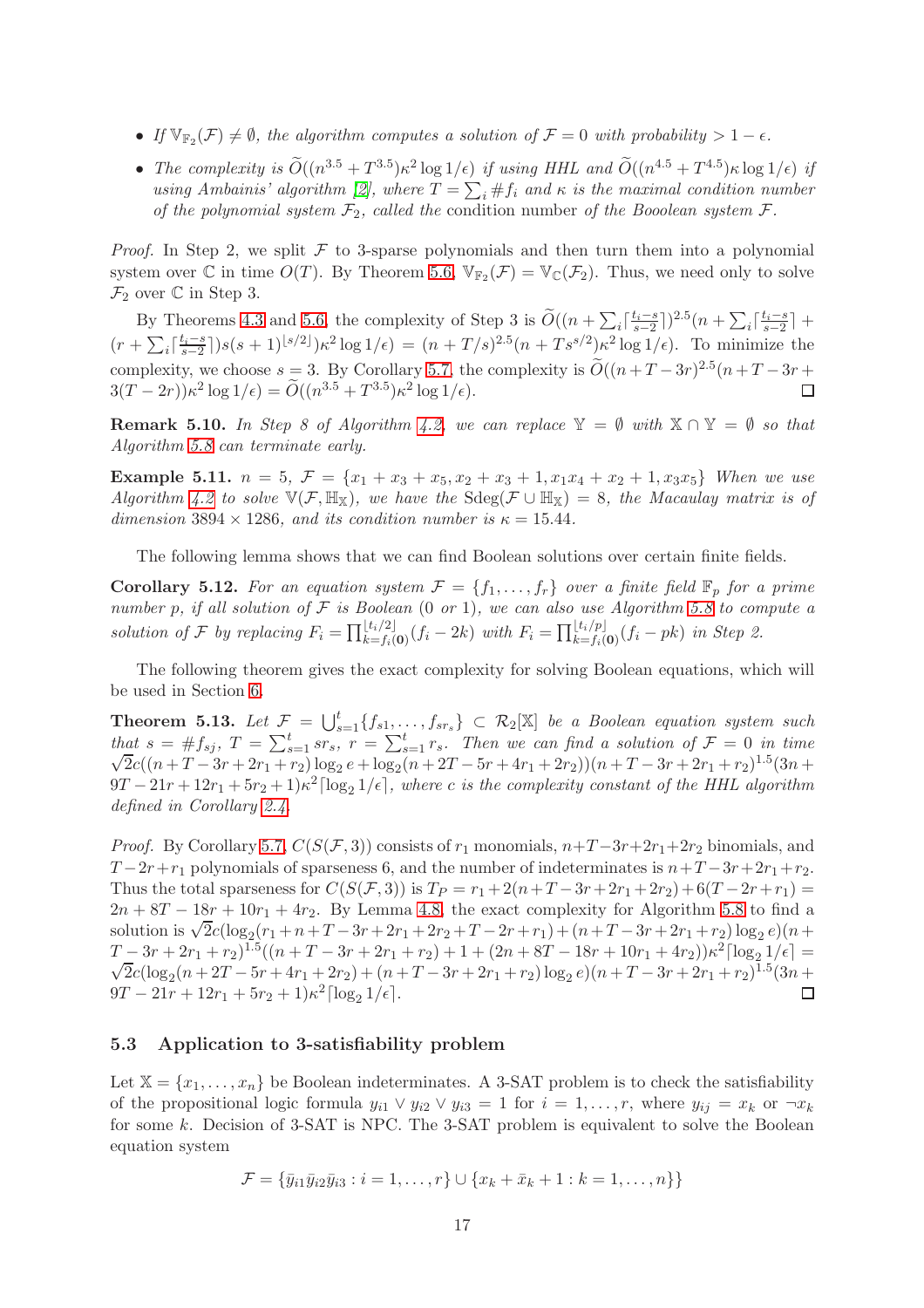- *If $\mathbb{V}_{\mathbb{F}_2}(\mathcal{F}) \neq \emptyset$, the algorithm computes a solution of $\mathcal{F} = 0$ with probability $> 1 - \epsilon$.*
- *The complexity is $\widetilde{O}((n^{3.5} + T^{3.5})\kappa^2 \log 1/\epsilon)$ if using HHL and $\widetilde{O}((n^{4.5} + T^{4.5})\kappa \log 1/\epsilon)$ if using Ambainis' algorithm [2], where $T = \sum_i \#f_i$ and $\kappa$ is the maximal condition number of the polynomial system $\mathcal{F}_2$, called the* condition number *of the Booolean system $\mathcal{F}$.*

*Proof.* In Step 2, we split $\mathcal{F}$ to 3-sparse polynomials and then turn them into a polynomial system over $\mathbb{C}$ in time $O(T)$. By Theorem 5.6, $\mathbb{V}_{\mathbb{F}_2}(\mathcal{F}) = \mathbb{V}_{\mathbb{C}}(\mathcal{F}_2)$. Thus, we need only to solve $\mathcal{F}_2$ over $\mathbb{C}$ in Step 3.

By Theorems 4.3 and 5.6, the complexity of Step 3 is $\widetilde{O}((n + \sum_i \lceil \frac{t_i - s}{s-2} \rceil)^{2.5}(n + \sum_i \lceil \frac{t_i - s}{s-2} \rceil + (r + \sum_i \lceil \frac{t_i - s}{s-2} \rceil)s(s+1)^{\lfloor s/2 \rfloor})\kappa^2 \log 1/\epsilon) = (n + T/s)^{2.5}(n + Ts^{s/2})\kappa^2 \log 1/\epsilon)$. To minimize the complexity, we choose $s = 3$. By Corollary 5.7, the complexity is $\widetilde{O}((n + T - 3r)^{2.5}(n + T - 3r + 3(T - 2r))\kappa^2 \log 1/\epsilon) = \widetilde{O}((n^{3.5} + T^{3.5})\kappa^2 \log 1/\epsilon)$. $\square$

**Remark 5.10.** *In Step 8 of Algorithm 4.2, we can replace $\mathbb{Y} = \emptyset$ with $\mathbb{X} \cap \mathbb{Y} = \emptyset$ so that Algorithm 5.8 can terminate early.*

**Example 5.11.** *$n = 5$, $\mathcal{F} = \{x_1 + x_3 + x_5, x_2 + x_3 + 1, x_1x_4 + x_2 + 1, x_3x_5\}$ When we use Algorithm 4.2 to solve $\mathbb{V}(\mathcal{F}, \mathbb{H}_{\mathbb{X}})$, we have the $\mathrm{Sdeg}(\mathcal{F} \cup \mathbb{H}_{\mathbb{X}}) = 8$, the Macaulay matrix is of dimension $3894 \times 1286$, and its condition number is $\kappa = 15.44$.*

The following lemma shows that we can find Boolean solutions over certain finite fields.

**Corollary 5.12.** *For an equation system $\mathcal{F} = \{f_1, \ldots, f_r\}$ over a finite field $\mathbb{F}_p$ for a prime number $p$, if all solution of $\mathcal{F}$ is Boolean (0 or 1), we can also use Algorithm 5.8 to compute a solution of $\mathcal{F}$ by replacing $F_i = \prod_{k=f_i(\mathbf{0})}^{\lfloor t_i/2 \rfloor}(f_i - 2k)$ with $F_i = \prod_{k=f_i(\mathbf{0})}^{\lfloor t_i/p \rfloor}(f_i - pk)$ in Step 2.*

The following theorem gives the exact complexity for solving Boolean equations, which will be used in Section 6.

**Theorem 5.13.** *Let $\mathcal{F} = \bigcup_{s=1}^{t}\{f_{s1}, \ldots, f_{sr_s}\} \subset \mathcal{R}_2[\mathbb{X}]$ be a Boolean equation system such that $s = \#f_{sj}$, $T = \sum_{s=1}^{t} sr_s$, $r = \sum_{s=1}^{t} r_s$. Then we can find a solution of $\mathcal{F} = 0$ in time $\sqrt{2}c((n + T - 3r + 2r_1 + r_2)\log_2 e + \log_2(n + 2T - 5r + 4r_1 + 2r_2))(n + T - 3r + 2r_1 + r_2)^{1.5}(3n + 9T - 21r + 12r_1 + 5r_2 + 1)\kappa^2 \lceil \log_2 1/\epsilon \rceil$, where $c$ is the complexity constant of the HHL algorithm defined in Corollary 2.4.*

*Proof.* By Corollary 5.7, $C(S(\mathcal{F}, 3))$ consists of $r_1$ monomials, $n + T - 3r + 2r_1 + 2r_2$ binomials, and $T - 2r + r_1$ polynomials of sparseness 6, and the number of indeterminates is $n + T - 3r + 2r_1 + r_2$. Thus the total sparseness for $C(S(\mathcal{F}, 3))$ is $T_P = r_1 + 2(n + T - 3r + 2r_1 + 2r_2) + 6(T - 2r + r_1) = 2n + 8T - 18r + 10r_1 + 4r_2$. By Lemma 4.8, the exact complexity for Algorithm 5.8 to find a solution is $\sqrt{2}c(\log_2(r_1 + n + T - 3r + 2r_1 + 2r_2 + T - 2r + r_1) + (n + T - 3r + 2r_1 + r_2)\log_2 e)(n + T - 3r + 2r_1 + r_2)^{1.5}((n + T - 3r + 2r_1 + r_2) + 1 + (2n + 8T - 18r + 10r_1 + 4r_2))\kappa^2 \lceil \log_2 1/\epsilon \rceil = \sqrt{2}c(\log_2(n + 2T - 5r + 4r_1 + 2r_2) + (n + T - 3r + 2r_1 + r_2)\log_2 e)(n + T - 3r + 2r_1 + r_2)^{1.5}(3n + 9T - 21r + 12r_1 + 5r_2 + 1)\kappa^2 \lceil \log_2 1/\epsilon \rceil$. $\square$

### 5.3 Application to 3-satisfiability problem

Let $\mathbb{X} = \{x_1, \ldots, x_n\}$ be Boolean indeterminates. A 3-SAT problem is to check the satisfiability of the propositional logic formula $y_{i1} \vee y_{i2} \vee y_{i3} = 1$ for $i = 1, \ldots, r$, where $y_{ij} = x_k$ or $\neg x_k$ for some $k$. Decision of 3-SAT is NPC. The 3-SAT problem is equivalent to solve the Boolean equation system

$$\mathcal{F} = \{\bar{y}_{i1}\bar{y}_{i2}\bar{y}_{i3} : i = 1, \ldots, r\} \cup \{x_k + \bar{x}_k + 1 : k = 1, \ldots, n\}\}$$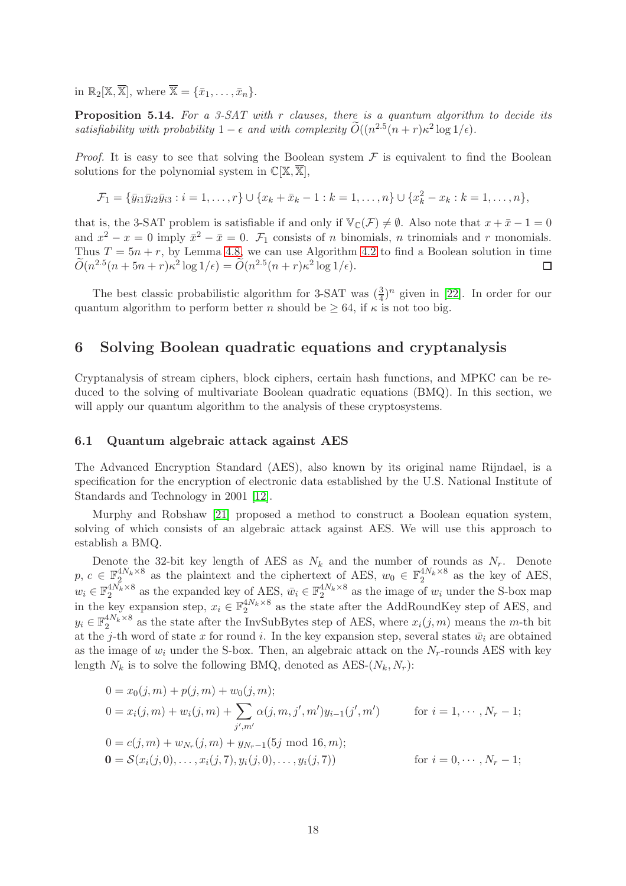in $\mathbb{R}_2[\mathbb{X}, \overline{\mathbb{X}}]$, where $\overline{\mathbb{X}} = \{\bar{x}_1, \ldots, \bar{x}_n\}$.

**Proposition 5.14.** *For a 3-SAT with $r$ clauses, there is a quantum algorithm to decide its satisfiability with probability $1-\epsilon$ and with complexity $\widetilde{O}((n^{2.5}(n+r)\kappa^2 \log 1/\epsilon)$.*

*Proof.* It is easy to see that solving the Boolean system $\mathcal{F}$ is equivalent to find the Boolean solutions for the polynomial system in $\mathbb{C}[\mathbb{X}, \overline{\mathbb{X}}]$,

$$\mathcal{F}_1 = \{\bar{y}_{i1}\bar{y}_{i2}\bar{y}_{i3} : i = 1, \ldots, r\} \cup \{x_k + \bar{x}_k - 1 : k = 1, \ldots, n\} \cup \{x_k^2 - x_k : k = 1, \ldots, n\},$$

that is, the 3-SAT problem is satisfiable if and only if $\mathbb{V}_{\mathbb{C}}(\mathcal{F}) \neq \emptyset$. Also note that $x + \bar{x} - 1 = 0$ and $x^2 - x = 0$ imply $\bar{x}^2 - \bar{x} = 0$. $\mathcal{F}_1$ consists of $n$ binomials, $n$ trinomials and $r$ monomials. Thus $T = 5n + r$, by Lemma 4.8, we can use Algorithm 4.2 to find a Boolean solution in time $\widetilde{O}(n^{2.5}(n + 5n + r)\kappa^2 \log 1/\epsilon) = \widetilde{O}(n^{2.5}(n+r)\kappa^2 \log 1/\epsilon)$. ◻

The best classic probabilistic algorithm for 3-SAT was $(\frac{3}{4})^n$ given in [22]. In order for our quantum algorithm to perform better $n$ should be $\geq 64$, if $\kappa$ is not too big.

## 6 Solving Boolean quadratic equations and cryptanalysis

Cryptanalysis of stream ciphers, block ciphers, certain hash functions, and MPKC can be reduced to the solving of multivariate Boolean quadratic equations (BMQ). In this section, we will apply our quantum algorithm to the analysis of these cryptosystems.

### 6.1 Quantum algebraic attack against AES

The Advanced Encryption Standard (AES), also known by its original name Rijndael, is a specification for the encryption of electronic data established by the U.S. National Institute of Standards and Technology in 2001 [12].

Murphy and Robshaw [21] proposed a method to construct a Boolean equation system, solving of which consists of an algebraic attack against AES. We will use this approach to establish a BMQ.

Denote the 32-bit key length of AES as $N_k$ and the number of rounds as $N_r$. Denote $p, c \in \mathbb{F}_2^{4N_k \times 8}$ as the plaintext and the ciphertext of AES, $w_0 \in \mathbb{F}_2^{4N_k \times 8}$ as the key of AES, $w_i \in \mathbb{F}_2^{4N_k \times 8}$ as the expanded key of AES, $\bar{w}_i \in \mathbb{F}_2^{4N_k \times 8}$ as the image of $w_i$ under the S-box map in the key expansion step, $x_i \in \mathbb{F}_2^{4N_k \times 8}$ as the state after the AddRoundKey step of AES, and $y_i \in \mathbb{F}_2^{4N_k \times 8}$ as the state after the InvSubBytes step of AES, where $x_i(j, m)$ means the $m$-th bit at the $j$-th word of state $x$ for round $i$. In the key expansion step, several states $\bar{w}_i$ are obtained as the image of $w_i$ under the S-box. Then, an algebraic attack on the $N_r$-rounds AES with key length $N_k$ is to solve the following BMQ, denoted as AES-$(N_k, N_r)$:

$$
\begin{aligned}
0 &= x_0(j,m) + p(j,m) + w_0(j,m); \\
0 &= x_i(j,m) + w_i(j,m) + \sum_{j',m'} \alpha(j,m,j',m') y_{i-1}(j',m') && \text{for } i = 1, \cdots, N_r - 1; \\
0 &= c(j,m) + w_{N_r}(j,m) + y_{N_r-1}(5j \bmod 16, m); \\
\mathbf{0} &= \mathcal{S}(x_i(j,0), \ldots, x_i(j,7), y_i(j,0), \ldots, y_i(j,7)) && \text{for } i = 0, \cdots, N_r - 1;
\end{aligned}
$$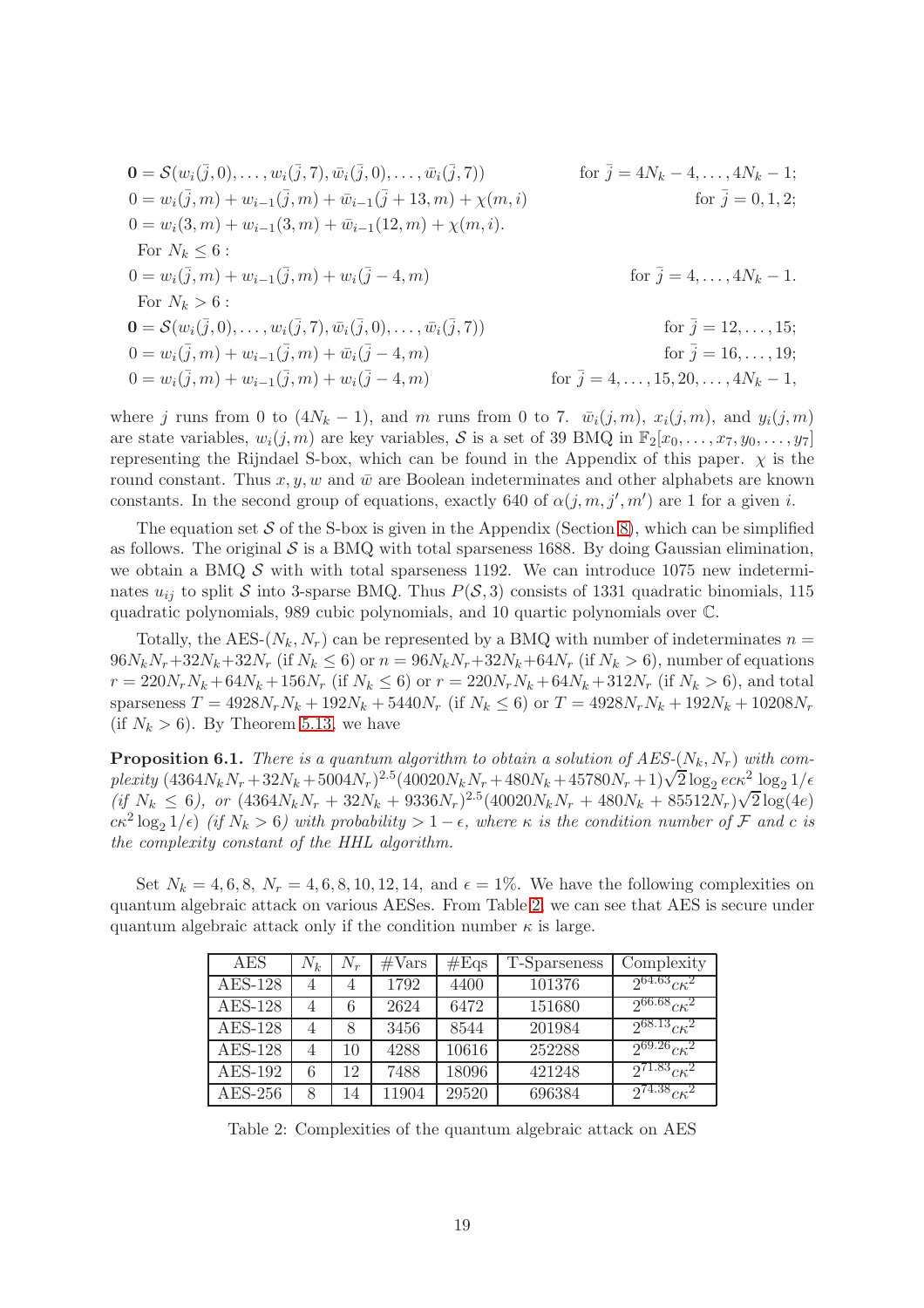$$\mathbf{0} = \mathcal{S}(w_i(\bar{j},0),\ldots,w_i(\bar{j},7),\bar{w}_i(\bar{j},0),\ldots,\bar{w}_i(\bar{j},7)) \qquad \text{for } \bar{j} = 4N_k-4,\ldots,4N_k-1;$$

$$0 = w_i(\bar{j},m) + w_{i-1}(\bar{j},m) + \bar{w}_{i-1}(\bar{j}+13,m) + \chi(m,i) \qquad \text{for } \bar{j} = 0,1,2;$$

$$0 = w_i(3,m) + w_{i-1}(3,m) + \bar{w}_{i-1}(12,m) + \chi(m,i).$$

For $N_k \le 6$ :

$$0 = w_i(\bar{j},m) + w_{i-1}(\bar{j},m) + w_i(\bar{j}-4,m) \qquad \text{for } \bar{j} = 4,\ldots,4N_k-1.$$

For $N_k > 6$ :

$$\mathbf{0} = \mathcal{S}(w_i(\bar{j},0),\ldots,w_i(\bar{j},7),\bar{w}_i(\bar{j},0),\ldots,\bar{w}_i(\bar{j},7)) \qquad \text{for } \bar{j} = 12,\ldots,15;$$

$$0 = w_i(\bar{j},m) + w_{i-1}(\bar{j},m) + \bar{w}_i(\bar{j}-4,m) \qquad \text{for } \bar{j} = 16,\ldots,19;$$

$$0 = w_i(\bar{j},m) + w_{i-1}(\bar{j},m) + w_i(\bar{j}-4,m) \qquad \text{for } \bar{j} = 4,\ldots,15,20,\ldots,4N_k-1,$$

where $j$ runs from 0 to $(4N_k - 1)$, and $m$ runs from 0 to 7. $\bar{w}_i(j,m)$, $x_i(j,m)$, and $y_i(j,m)$ are state variables, $w_i(j,m)$ are key variables, $\mathcal{S}$ is a set of 39 BMQ in $\mathbb{F}_2[x_0,\ldots,x_7,y_0,\ldots,y_7]$ representing the Rijndael S-box, which can be found in the Appendix of this paper. $\chi$ is the round constant. Thus $x, y, w$ and $\bar{w}$ are Boolean indeterminates and other alphabets are known constants. In the second group of equations, exactly 640 of $\alpha(j,m,j',m')$ are 1 for a given $i$.

The equation set $\mathcal{S}$ of the S-box is given in the Appendix (Section 8), which can be simplified as follows. The original $\mathcal{S}$ is a BMQ with total sparseness 1688. By doing Gaussian elimination, we obtain a BMQ $\mathcal{S}$ with with total sparseness 1192. We can introduce 1075 new indeterminates $u_{ij}$ to split $\mathcal{S}$ into 3-sparse BMQ. Thus $P(\mathcal{S},3)$ consists of 1331 quadratic binomials, 115 quadratic polynomials, 989 cubic polynomials, and 10 quartic polynomials over $\mathbb{C}$.

Totally, the AES-$(N_k,N_r)$ can be represented by a BMQ with number of indeterminates $n = 96N_kN_r+32N_k+32N_r$ (if $N_k \le 6$) or $n = 96N_kN_r+32N_k+64N_r$ (if $N_k > 6$), number of equations $r = 220N_rN_k+64N_k+156N_r$ (if $N_k \le 6$) or $r = 220N_rN_k+64N_k+312N_r$ (if $N_k > 6$), and total sparseness $T = 4928N_rN_k + 192N_k + 5440N_r$ (if $N_k \le 6$) or $T = 4928N_rN_k + 192N_k + 10208N_r$ (if $N_k > 6$). By Theorem 5.13, we have

**Proposition 6.1.** *There is a quantum algorithm to obtain a solution of AES-$(N_k,N_r)$ with complexity $(4364N_kN_r+32N_k+5004N_r)^{2.5}(40020N_kN_r+480N_k+45780N_r+1)\sqrt{2}\log_2 ec\kappa^2 \log_2 1/\epsilon$ (if $N_k \le 6$), or $(4364N_kN_r + 32N_k + 9336N_r)^{2.5}(40020N_kN_r + 480N_k + 85512N_r)\sqrt{2}\log(4e)$ $c\kappa^2 \log_2 1/\epsilon)$ (if $N_k > 6$) with probability $> 1-\epsilon$, where $\kappa$ is the condition number of $\mathcal{F}$ and $c$ is the complexity constant of the HHL algorithm.*

Set $N_k = 4,6,8$, $N_r = 4,6,8,10,12,14$, and $\epsilon = 1\%$. We have the following complexities on quantum algebraic attack on various AESes. From Table 2, we can see that AES is secure under quantum algebraic attack only if the condition number $\kappa$ is large.

| AES | $N_k$ | $N_r$ | #Vars | #Eqs | T-Sparseness | Complexity |
|---|---|---|---|---|---|---|
| AES-128 | 4 | 4 | 1792 | 4400 | 101376 | $2^{64.63}c\kappa^2$ |
| AES-128 | 4 | 6 | 2624 | 6472 | 151680 | $2^{66.68}c\kappa^2$ |
| AES-128 | 4 | 8 | 3456 | 8544 | 201984 | $2^{68.13}c\kappa^2$ |
| AES-128 | 4 | 10 | 4288 | 10616 | 252288 | $2^{69.26}c\kappa^2$ |
| AES-192 | 6 | 12 | 7488 | 18096 | 421248 | $2^{71.83}c\kappa^2$ |
| AES-256 | 8 | 14 | 11904 | 29520 | 696384 | $2^{74.38}c\kappa^2$ |

Table 2: Complexities of the quantum algebraic attack on AES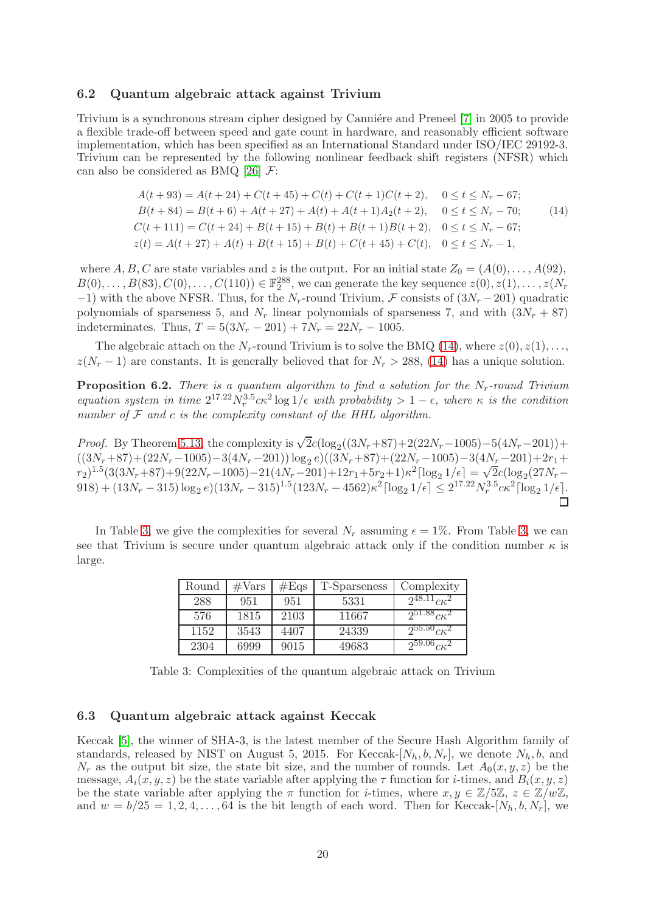### 6.2 Quantum algebraic attack against Trivium

Trivium is a synchronous stream cipher designed by Canniére and Preneel [7] in 2005 to provide a flexible trade-off between speed and gate count in hardware, and reasonably efficient software implementation, which has been specified as an International Standard under ISO/IEC 29192-3. Trivium can be represented by the following nonlinear feedback shift registers (NFSR) which can also be considered as BMQ [26] $\mathcal{F}$:

$$
\begin{aligned}
A(t+93) &= A(t+24) + C(t+45) + C(t) + C(t+1)C(t+2), \quad 0 \le t \le N_r - 67;\\
B(t+84) &= B(t+6) + A(t+27) + A(t) + A(t+1)A_2(t+2), \quad 0 \le t \le N_r - 70;\\
C(t+111) &= C(t+24) + B(t+15) + B(t) + B(t+1)B(t+2), \quad 0 \le t \le N_r - 67;\\
z(t) &= A(t+27) + A(t) + B(t+15) + B(t) + C(t+45) + C(t), \quad 0 \le t \le N_r - 1,
\end{aligned}
\tag{14}
$$

where $A, B, C$ are state variables and $z$ is the output. For an initial state $Z_0 = (A(0), \ldots, A(92), B(0), \ldots, B(83), C(0), \ldots, C(110)) \in \mathbb{F}_2^{288}$, we can generate the key sequence $z(0), z(1), \ldots, z(N_r - 1)$ with the above NFSR. Thus, for the $N_r$-round Trivium, $\mathcal{F}$ consists of $(3N_r - 201)$ quadratic polynomials of sparseness 5, and $N_r$ linear polynomials of sparseness 7, and with $(3N_r + 87)$ indeterminates. Thus, $T = 5(3N_r - 201) + 7N_r = 22N_r - 1005$.

The algebraic attach on the $N_r$-round Trivium is to solve the BMQ (14), where $z(0), z(1), \ldots, z(N_r - 1)$ are constants. It is generally believed that for $N_r > 288$, (14) has a unique solution.

**Proposition 6.2.** *There is a quantum algorithm to find a solution for the $N_r$-round Trivium equation system in time $2^{17.22} N_r^{3.5} c\kappa^2 \log 1/\epsilon$ with probability $> 1 - \epsilon$, where $\kappa$ is the condition number of $\mathcal{F}$ and $c$ is the complexity constant of the HHL algorithm.*

*Proof.* By Theorem 5.13, the complexity is $\sqrt{2}c(\log_2((3N_r+87)+2(22N_r-1005)-5(4N_r-201)) + ((3N_r+87)+(22N_r-1005)-3(4N_r-201))\log_2 e)((3N_r+87)+(22N_r-1005)-3(4N_r-201)+2r_1+r_2)^{1.5}(3(3N_r+87)+9(22N_r-1005)-21(4N_r-201)+12r_1+5r_2+1)\kappa^2\lceil\log_2 1/\epsilon\rceil = \sqrt{2}c(\log_2(27N_r-918) + (13N_r - 315)\log_2 e)(13N_r - 315)^{1.5}(123N_r - 4562)\kappa^2\lceil\log_2 1/\epsilon\rceil \le 2^{17.22} N_r^{3.5} c\kappa^2 \lceil\log_2 1/\epsilon\rceil$. □

In Table 3, we give the complexities for several $N_r$ assuming $\epsilon = 1\%$. From Table 3, we can see that Trivium is secure under quantum algebraic attack only if the condition number $\kappa$ is large.

| Round | #Vars | #Eqs | T-Sparseness | Complexity |
|---|---|---|---|---|
| 288 | 951 | 951 | 5331 | $2^{48.11} c\kappa^2$ |
| 576 | 1815 | 2103 | 11667 | $2^{51.88} c\kappa^2$ |
| 1152 | 3543 | 4407 | 24339 | $2^{55.50} c\kappa^2$ |
| 2304 | 6999 | 9015 | 49683 | $2^{59.06} c\kappa^2$ |

Table 3: Complexities of the quantum algebraic attack on Trivium

### 6.3 Quantum algebraic attack against Keccak

Keccak [5], the winner of SHA-3, is the latest member of the Secure Hash Algorithm family of standards, released by NIST on August 5, 2015. For Keccak-$[N_h, b, N_r]$, we denote $N_h, b$, and $N_r$ as the output bit size, the state bit size, and the number of rounds. Let $A_0(x, y, z)$ be the message, $A_i(x, y, z)$ be the state variable after applying the $\tau$ function for $i$-times, and $B_i(x, y, z)$ be the state variable after applying the $\pi$ function for $i$-times, where $x, y \in \mathbb{Z}/5\mathbb{Z}$, $z \in \mathbb{Z}/w\mathbb{Z}$, and $w = b/25 = 1, 2, 4, \ldots, 64$ is the bit length of each word. Then for Keccak-$[N_h, b, N_r]$, we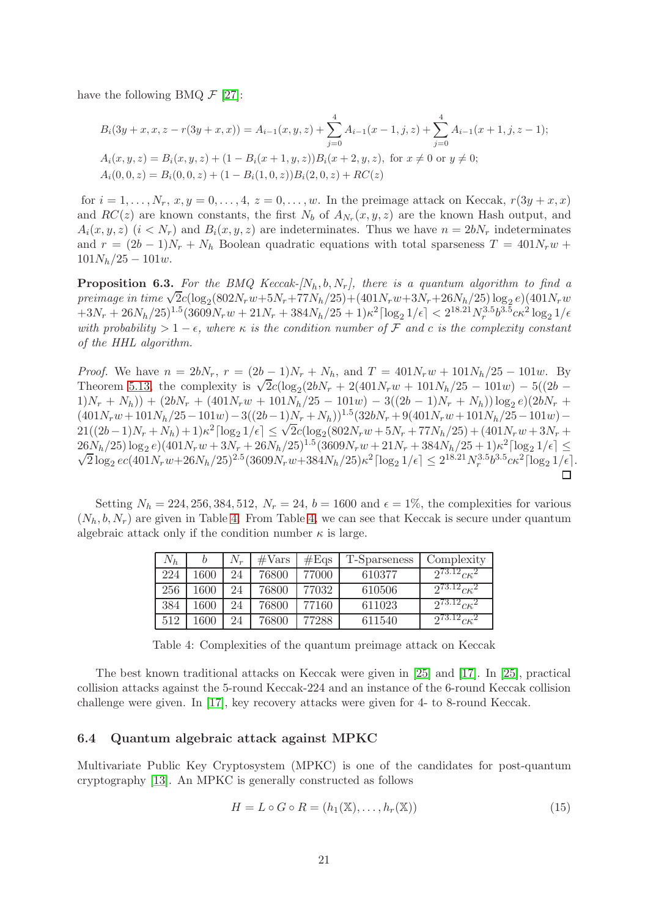have the following BMQ $\mathcal{F}$ [27]:

$$
\begin{aligned}
&B_i(3y+x, x, z - r(3y+x, x)) = A_{i-1}(x, y, z) + \sum_{j=0}^{4} A_{i-1}(x-1, j, z) + \sum_{j=0}^{4} A_{i-1}(x+1, j, z-1);\\
&A_i(x, y, z) = B_i(x, y, z) + (1 - B_i(x+1, y, z))B_i(x+2, y, z), \text{ for } x \neq 0 \text{ or } y \neq 0;\\
&A_i(0, 0, z) = B_i(0, 0, z) + (1 - B_i(1, 0, z))B_i(2, 0, z) + RC(z)
\end{aligned}
$$

for $i = 1, \ldots, N_r$, $x, y = 0, \ldots, 4$, $z = 0, \ldots, w$. In the preimage attack on Keccak, $r(3y + x, x)$ and $RC(z)$ are known constants, the first $N_b$ of $A_{N_r}(x, y, z)$ are the known Hash output, and $A_i(x, y, z)$ $(i < N_r)$ and $B_i(x, y, z)$ are indeterminates. Thus we have $n = 2bN_r$ indeterminates and $r = (2b - 1)N_r + N_h$ Boolean quadratic equations with total sparseness $T = 401N_r w + 101N_h/25 - 101w$.

**Proposition 6.3.** *For the BMQ Keccak-$[N_h, b, N_r]$, there is a quantum algorithm to find a preimage in time* $\sqrt{2}c(\log_2(802N_r w + 5N_r + 77N_h/25) + (401N_r w + 3N_r + 26N_h/25)\log_2 e)(401N_r w + 3N_r + 26N_h/25)^{1.5}(3609N_r w + 21N_r + 384N_h/25 + 1)\kappa^2\lceil\log_2 1/\epsilon\rceil < 2^{18.21}N_r^{3.5}b^{3.5}c\kappa^2\log_2 1/\epsilon$ *with probability $> 1 - \epsilon$, where $\kappa$ is the condition number of $\mathcal{F}$ and $c$ is the complexity constant of the HHL algorithm.*

*Proof.* We have $n = 2bN_r$, $r = (2b-1)N_r + N_h$, and $T = 401N_r w + 101N_h/25 - 101w$. By Theorem 5.13, the complexity is $\sqrt{2}c(\log_2(2bN_r + 2(401N_r w + 101N_h/25 - 101w) - 5((2b-1)N_r + N_h)) + (2bN_r + (401N_r w + 101N_h/25 - 101w) - 3((2b-1)N_r + N_h))\log_2 e)(2bN_r + (401N_r w + 101N_h/25 - 101w) - 3((2b-1)N_r + N_h))^{1.5}(32bN_r + 9(401N_r w + 101N_h/25 - 101w) - 21((2b-1)N_r + N_h) + 1)\kappa^2\lceil\log_2 1/\epsilon\rceil \leq \sqrt{2}c(\log_2(802N_r w + 5N_r + 77N_h/25) + (401N_r w + 3N_r + 26N_h/25)\log_2 e)(401N_r w + 3N_r + 26N_h/25)^{1.5}(3609N_r w + 21N_r + 384N_h/25 + 1)\kappa^2\lceil\log_2 1/\epsilon\rceil \leq \sqrt{2}\log_2 ec(401N_r w + 26N_h/25)^{2.5}(3609N_r w + 384N_h/25)\kappa^2\lceil\log_2 1/\epsilon\rceil \leq 2^{18.21}N_r^{3.5}b^{3.5}c\kappa^2\lceil\log_2 1/\epsilon\rceil$. ☐

Setting $N_h = 224, 256, 384, 512$, $N_r = 24$, $b = 1600$ and $\epsilon = 1\%$, the complexities for various $(N_h, b, N_r)$ are given in Table 4. From Table 4, we can see that Keccak is secure under quantum algebraic attack only if the condition number $\kappa$ is large.

| $N_h$ | $b$ | $N_r$ | #Vars | #Eqs | T-Sparseness | Complexity |
|---|---|---|---|---|---|---|
| 224 | 1600 | 24 | 76800 | 77000 | 610377 | $2^{73.12}c\kappa^2$ |
| 256 | 1600 | 24 | 76800 | 77032 | 610506 | $2^{73.12}c\kappa^2$ |
| 384 | 1600 | 24 | 76800 | 77160 | 611023 | $2^{73.12}c\kappa^2$ |
| 512 | 1600 | 24 | 76800 | 77288 | 611540 | $2^{73.12}c\kappa^2$ |

Table 4: Complexities of the quantum preimage attack on Keccak

The best known traditional attacks on Keccak were given in [25] and [17]. In [25], practical collision attacks against the 5-round Keccak-224 and an instance of the 6-round Keccak collision challenge were given. In [17], key recovery attacks were given for 4- to 8-round Keccak.

### 6.4 Quantum algebraic attack against MPKC

Multivariate Public Key Cryptosystem (MPKC) is one of the candidates for post-quantum cryptography [13]. An MPKC is generally constructed as follows

$$
H = L \circ G \circ R = (h_1(\mathbb{X}), \ldots, h_r(\mathbb{X})) \tag{15}
$$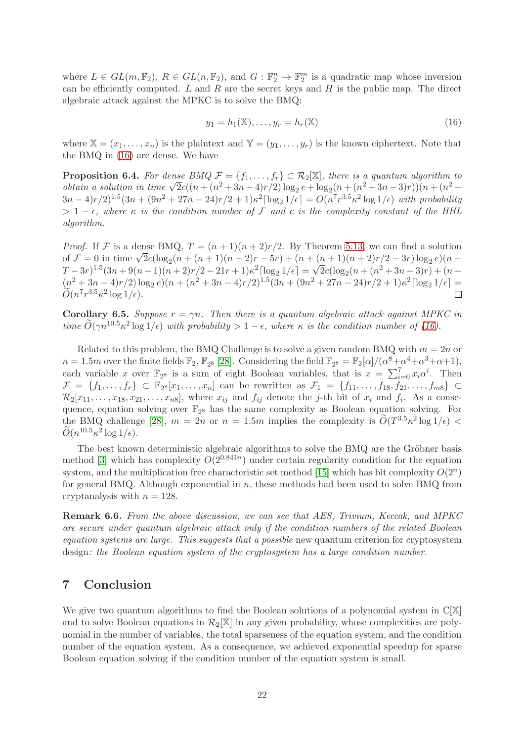where $L \in GL(m, \mathbb{F}_2)$, $R \in GL(n, \mathbb{F}_2)$, and $G : \mathbb{F}_2^n \to \mathbb{F}_2^m$ is a quadratic map whose inversion can be efficiently computed. $L$ and $R$ are the secret keys and $H$ is the public map. The direct algebraic attack against the MPKC is to solve the BMQ:

$$y_1 = h_1(\mathbb{X}), \ldots, y_r = h_r(\mathbb{X}) \tag{16}$$

where $\mathbb{X} = (x_1, \ldots, x_n)$ is the plaintext and $\mathbb{Y} = (y_1, \ldots, y_r)$ is the known ciphertext. Note that the BMQ in (16) are dense. We have

**Proposition 6.4.** *For dense BMQ $\mathcal{F} = \{f_1, \ldots, f_r\} \subset \mathcal{R}_2[\mathbb{X}]$, there is a quantum algorithm to obtain a solution in time $\sqrt{2}c((n + (n^2 + 3n - 4)r/2)\log_2 e + \log_2(n + (n^2 + 3n - 3)r))(n + (n^2 + 3n - 4)r/2)^{1.5}(3n + (9n^2 + 27n - 24)r/2 + 1)\kappa^2\lceil \log_2 1/\epsilon \rceil = O(n^7 r^{3.5}\kappa^2 \log 1/\epsilon)$ with probability $> 1 - \epsilon$, where $\kappa$ is the condition number of $\mathcal{F}$ and $c$ is the complexity constant of the HHL algorithm.*

*Proof.* If $\mathcal{F}$ is a dense BMQ, $T = (n+1)(n+2)r/2$. By Theorem 5.13, we can find a solution of $\mathcal{F} = 0$ in time $\sqrt{2}c(\log_2(n + (n+1)(n+2)r - 5r) + (n + (n+1)(n+2)r/2 - 3r)\log_2 e)(n + T - 3r)^{1.5}(3n + 9(n+1)(n+2)r/2 - 21r + 1)\kappa^2\lceil \log_2 1/\epsilon \rceil = \sqrt{2}c(\log_2(n + (n^2 + 3n - 3)r) + (n + (n^2 + 3n - 4)r/2)\log_2 e)(n + (n^2 + 3n - 4)r/2)^{1.5}(3n + (9n^2 + 27n - 24)r/2 + 1)\kappa^2\lceil \log_2 1/\epsilon \rceil = \widetilde{O}(n^7 r^{3.5}\kappa^2 \log 1/\epsilon)$. $\square$

**Corollary 6.5.** *Suppose $r = \gamma n$. Then there is a quantum algebraic attack against MPKC in time $\widetilde{O}(\gamma n^{10.5}\kappa^2 \log 1/\epsilon)$ with probability $> 1 - \epsilon$, where $\kappa$ is the condition number of (16).*

Related to this problem, the BMQ Challenge is to solve a given random BMQ with $m = 2n$ or $n = 1.5m$ over the finite fields $\mathbb{F}_2$, $\mathbb{F}_{2^8}$ [28]. Considering the field $\mathbb{F}_{2^8} = \mathbb{F}_2[\alpha]/(\alpha^8 + \alpha^4 + \alpha^3 + \alpha + 1)$, each variable $x$ over $\mathbb{F}_{2^8}$ is a sum of eight Boolean variables, that is $x = \sum_{i=0}^{7} x_i \alpha^i$. Then $\mathcal{F} = \{f_1, \ldots, f_r\} \subset \mathbb{F}_{2^8}[x_1, \ldots, x_n]$ can be rewritten as $\mathcal{F}_1 = \{f_{11}, \ldots, f_{18}, f_{21}, \ldots, f_{m8}\} \subset \mathcal{R}_2[x_{11}, \ldots, x_{18}, x_{21}, \ldots, x_{n8}]$, where $x_{ij}$ and $f_{ij}$ denote the $j$-th bit of $x_i$ and $f_i$. As a consequence, equation solving over $\mathbb{F}_{2^8}$ has the same complexity as Boolean equation solving. For the BMQ challenge [28], $m = 2n$ or $n = 1.5m$ implies the complexity is $\widetilde{O}(T^{3.5}\kappa^2 \log 1/\epsilon) < \widetilde{O}(n^{10.5}\kappa^2 \log 1/\epsilon)$.

The best known deterministic algebraic algorithms to solve the BMQ are the Gröbner basis method [3] which has complexity $O(2^{0.841n})$ under certain regularity condition for the equation system, and the multiplication free characteristic set method [15] which has bit complexity $O(2^n)$ for general BMQ. Although exponential in $n$, these methods had been used to solve BMQ from cryptanalysis with $n = 128$.

**Remark 6.6.** *From the above discussion, we can see that AES, Trivium, Keccak, and MPKC are secure under quantum algebraic attack only if the condition numbers of the related Boolean equation systems are large. This suggests that a possible* new quantum criterion for cryptosystem design*: the Boolean equation system of the cryptosystem has a large condition number.*

## 7 Conclusion

We give two quantum algorithms to find the Boolean solutions of a polynomial system in $\mathbb{C}[\mathbb{X}]$ and to solve Boolean equations in $\mathcal{R}_2[\mathbb{X}]$ in any given probability, whose complexities are polynomial in the number of variables, the total sparseness of the equation system, and the condition number of the equation system. As a consequence, we achieved exponential speedup for sparse Boolean equation solving if the condition number of the equation system is small.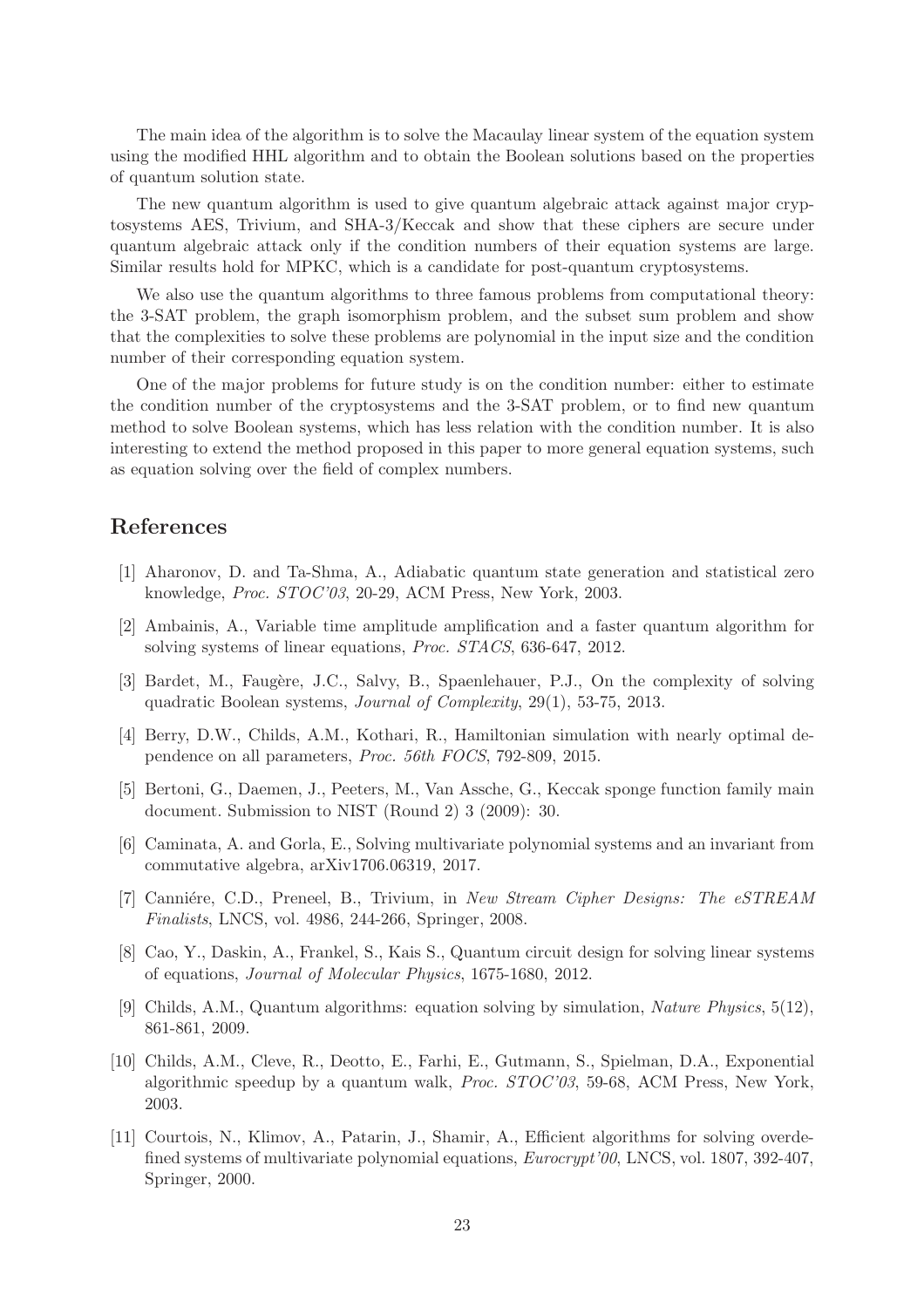The main idea of the algorithm is to solve the Macaulay linear system of the equation system using the modified HHL algorithm and to obtain the Boolean solutions based on the properties of quantum solution state.

The new quantum algorithm is used to give quantum algebraic attack against major cryptosystems AES, Trivium, and SHA-3/Keccak and show that these ciphers are secure under quantum algebraic attack only if the condition numbers of their equation systems are large. Similar results hold for MPKC, which is a candidate for post-quantum cryptosystems.

We also use the quantum algorithms to three famous problems from computational theory: the 3-SAT problem, the graph isomorphism problem, and the subset sum problem and show that the complexities to solve these problems are polynomial in the input size and the condition number of their corresponding equation system.

One of the major problems for future study is on the condition number: either to estimate the condition number of the cryptosystems and the 3-SAT problem, or to find new quantum method to solve Boolean systems, which has less relation with the condition number. It is also interesting to extend the method proposed in this paper to more general equation systems, such as equation solving over the field of complex numbers.

## References

[1] Aharonov, D. and Ta-Shma, A., Adiabatic quantum state generation and statistical zero knowledge, *Proc. STOC'03*, 20-29, ACM Press, New York, 2003.

[2] Ambainis, A., Variable time amplitude amplification and a faster quantum algorithm for solving systems of linear equations, *Proc. STACS*, 636-647, 2012.

[3] Bardet, M., Faugère, J.C., Salvy, B., Spaenlehauer, P.J., On the complexity of solving quadratic Boolean systems, *Journal of Complexity*, 29(1), 53-75, 2013.

[4] Berry, D.W., Childs, A.M., Kothari, R., Hamiltonian simulation with nearly optimal dependence on all parameters, *Proc. 56th FOCS*, 792-809, 2015.

[5] Bertoni, G., Daemen, J., Peeters, M., Van Assche, G., Keccak sponge function family main document. Submission to NIST (Round 2) 3 (2009): 30.

[6] Caminata, A. and Gorla, E., Solving multivariate polynomial systems and an invariant from commutative algebra, arXiv1706.06319, 2017.

[7] Canniére, C.D., Preneel, B., Trivium, in *New Stream Cipher Designs: The eSTREAM Finalists*, LNCS, vol. 4986, 244-266, Springer, 2008.

[8] Cao, Y., Daskin, A., Frankel, S., Kais S., Quantum circuit design for solving linear systems of equations, *Journal of Molecular Physics*, 1675-1680, 2012.

[9] Childs, A.M., Quantum algorithms: equation solving by simulation, *Nature Physics*, 5(12), 861-861, 2009.

[10] Childs, A.M., Cleve, R., Deotto, E., Farhi, E., Gutmann, S., Spielman, D.A., Exponential algorithmic speedup by a quantum walk, *Proc. STOC'03*, 59-68, ACM Press, New York, 2003.

[11] Courtois, N., Klimov, A., Patarin, J., Shamir, A., Efficient algorithms for solving overdefined systems of multivariate polynomial equations, *Eurocrypt'00*, LNCS, vol. 1807, 392-407, Springer, 2000.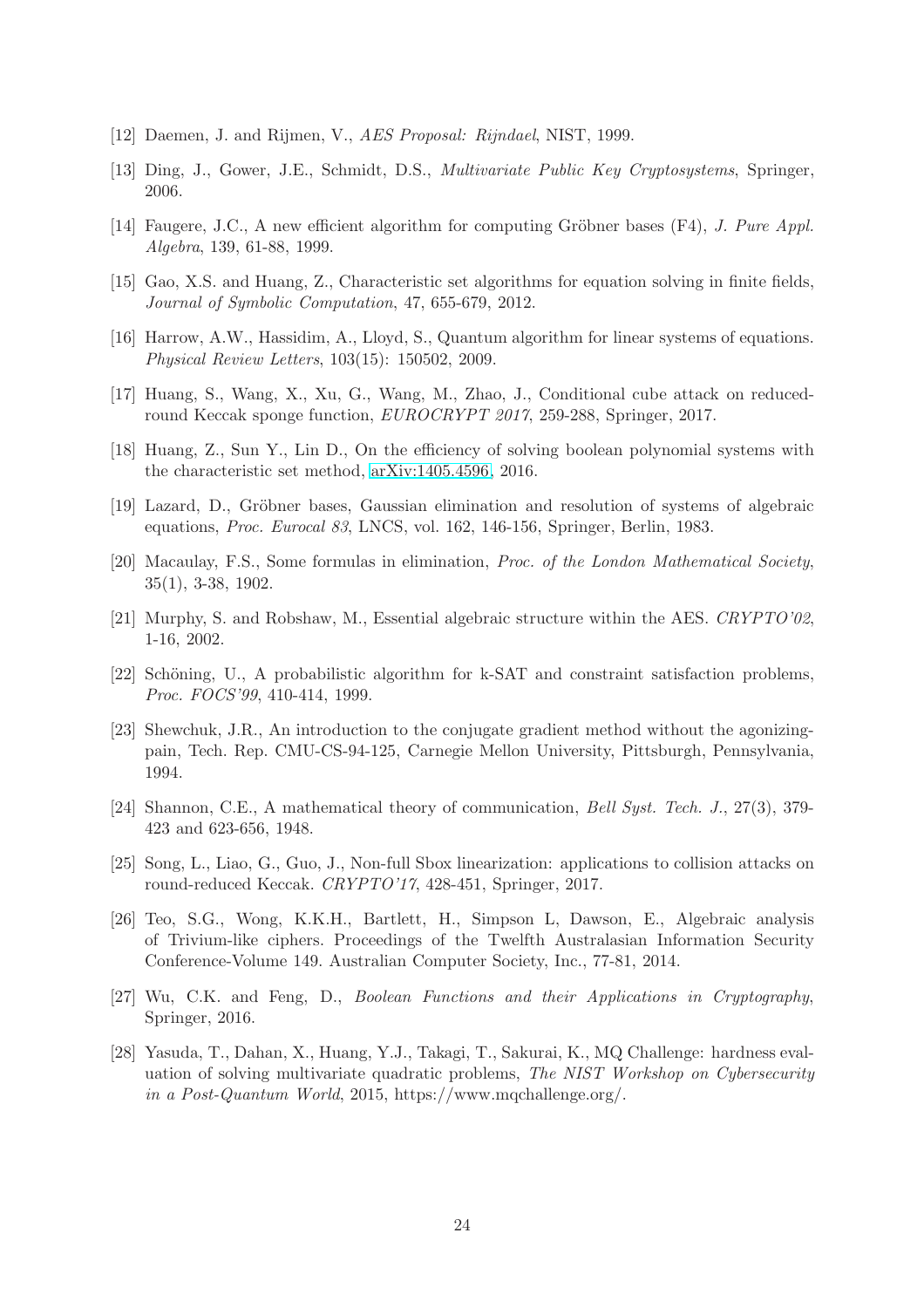[12] Daemen, J. and Rijmen, V., *AES Proposal: Rijndael*, NIST, 1999.

[13] Ding, J., Gower, J.E., Schmidt, D.S., *Multivariate Public Key Cryptosystems*, Springer, 2006.

[14] Faugere, J.C., A new efficient algorithm for computing Gröbner bases (F4), *J. Pure Appl. Algebra*, 139, 61-88, 1999.

[15] Gao, X.S. and Huang, Z., Characteristic set algorithms for equation solving in finite fields, *Journal of Symbolic Computation*, 47, 655-679, 2012.

[16] Harrow, A.W., Hassidim, A., Lloyd, S., Quantum algorithm for linear systems of equations. *Physical Review Letters*, 103(15): 150502, 2009.

[17] Huang, S., Wang, X., Xu, G., Wang, M., Zhao, J., Conditional cube attack on reduced-round Keccak sponge function, *EUROCRYPT 2017*, 259-288, Springer, 2017.

[18] Huang, Z., Sun Y., Lin D., On the efficiency of solving boolean polynomial systems with the characteristic set method, arXiv:1405.4596, 2016.

[19] Lazard, D., Gröbner bases, Gaussian elimination and resolution of systems of algebraic equations, *Proc. Eurocal 83*, LNCS, vol. 162, 146-156, Springer, Berlin, 1983.

[20] Macaulay, F.S., Some formulas in elimination, *Proc. of the London Mathematical Society*, 35(1), 3-38, 1902.

[21] Murphy, S. and Robshaw, M., Essential algebraic structure within the AES. *CRYPTO'02*, 1-16, 2002.

[22] Schöning, U., A probabilistic algorithm for k-SAT and constraint satisfaction problems, *Proc. FOCS'99*, 410-414, 1999.

[23] Shewchuk, J.R., An introduction to the conjugate gradient method without the agonizing-pain, Tech. Rep. CMU-CS-94-125, Carnegie Mellon University, Pittsburgh, Pennsylvania, 1994.

[24] Shannon, C.E., A mathematical theory of communication, *Bell Syst. Tech. J.*, 27(3), 379-423 and 623-656, 1948.

[25] Song, L., Liao, G., Guo, J., Non-full Sbox linearization: applications to collision attacks on round-reduced Keccak. *CRYPTO'17*, 428-451, Springer, 2017.

[26] Teo, S.G., Wong, K.K.H., Bartlett, H., Simpson L, Dawson, E., Algebraic analysis of Trivium-like ciphers. Proceedings of the Twelfth Australasian Information Security Conference-Volume 149. Australian Computer Society, Inc., 77-81, 2014.

[27] Wu, C.K. and Feng, D., *Boolean Functions and their Applications in Cryptography*, Springer, 2016.

[28] Yasuda, T., Dahan, X., Huang, Y.J., Takagi, T., Sakurai, K., MQ Challenge: hardness evaluation of solving multivariate quadratic problems, *The NIST Workshop on Cybersecurity in a Post-Quantum World*, 2015, https://www.mqchallenge.org/.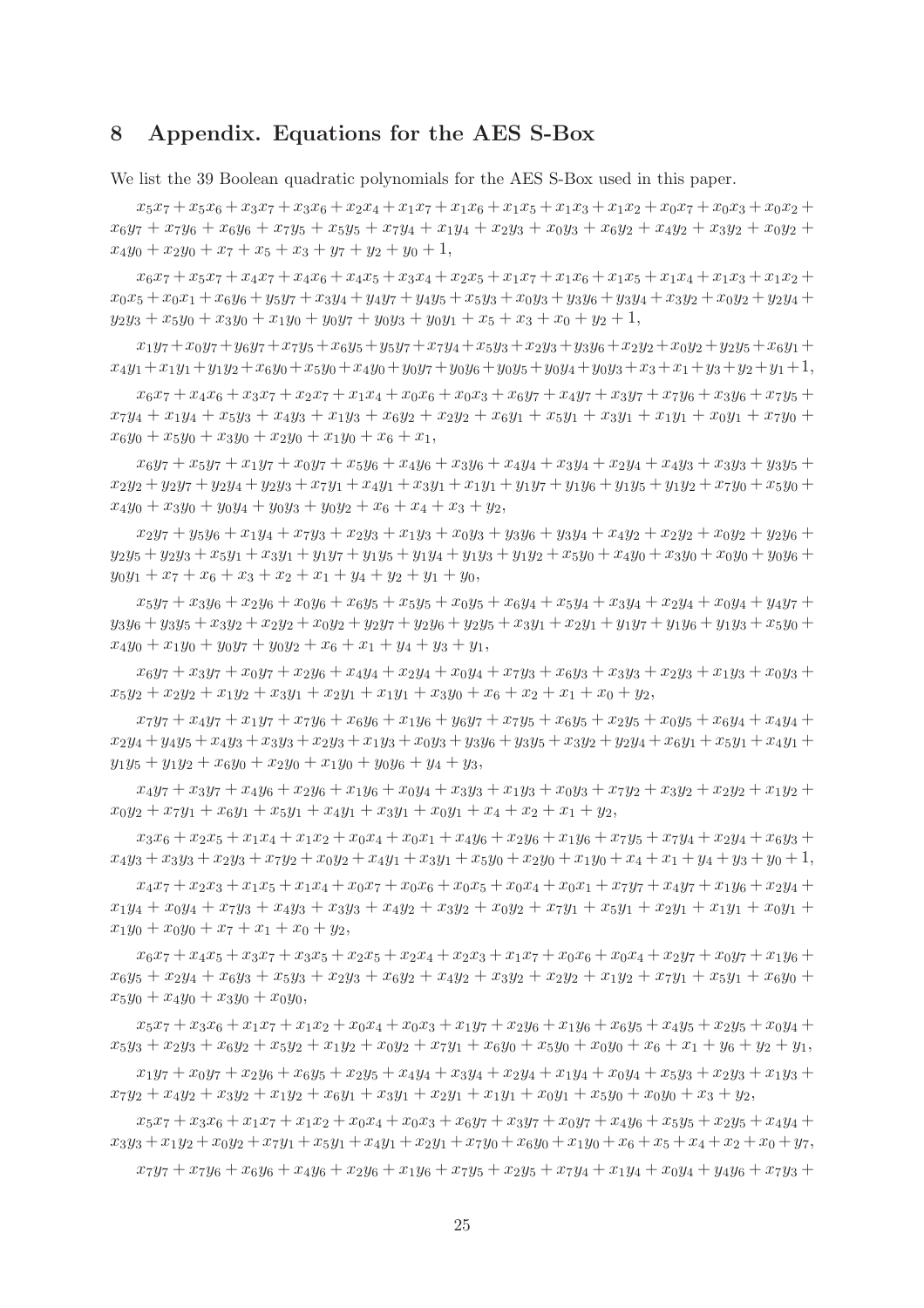## 8 Appendix. Equations for the AES S-Box

We list the 39 Boolean quadratic polynomials for the AES S-Box used in this paper.

$x_5x_7 + x_5x_6 + x_3x_7 + x_3x_6 + x_2x_4 + x_1x_7 + x_1x_6 + x_1x_5 + x_1x_3 + x_1x_2 + x_0x_7 + x_0x_3 + x_0x_2 + x_6y_7 + x_7y_6 + x_6y_6 + x_7y_5 + x_5y_5 + x_7y_4 + x_1y_4 + x_2y_3 + x_0y_3 + x_6y_2 + x_4y_2 + x_3y_2 + x_0y_2 + x_4y_0 + x_2y_0 + x_7 + x_5 + x_3 + y_7 + y_2 + y_0 + 1,$

$x_6x_7 + x_5x_7 + x_4x_7 + x_4x_6 + x_4x_5 + x_3x_4 + x_2x_5 + x_1x_7 + x_1x_6 + x_1x_5 + x_1x_4 + x_1x_3 + x_1x_2 + x_0x_5 + x_0x_1 + x_6y_6 + y_5y_7 + x_3y_4 + y_4y_7 + y_4y_5 + x_5y_3 + x_0y_3 + y_3y_6 + y_3y_4 + x_3y_2 + x_0y_2 + y_2y_4 + y_2y_3 + x_5y_0 + x_3y_0 + x_1y_0 + y_0y_7 + y_0y_3 + y_0y_1 + x_5 + x_3 + x_0 + y_2 + 1,$

$x_1y_7 + x_0y_7 + y_6y_7 + x_7y_5 + x_6y_5 + y_5y_7 + x_7y_4 + x_5y_3 + x_2y_3 + y_3y_6 + x_2y_2 + x_0y_2 + y_2y_5 + x_6y_1 + x_4y_1 + x_1y_1 + y_1y_2 + x_6y_0 + x_5y_0 + x_4y_0 + y_0y_7 + y_0y_6 + y_0y_5 + y_0y_4 + y_0y_3 + x_3 + x_1 + y_3 + y_2 + y_1 + 1,$

$x_6x_7 + x_4x_6 + x_3x_7 + x_2x_7 + x_1x_4 + x_0x_6 + x_0x_3 + x_6y_7 + x_4y_7 + x_3y_7 + x_7y_6 + x_3y_6 + x_7y_5 + x_7y_4 + x_1y_4 + x_5y_3 + x_4y_3 + x_1y_3 + x_6y_2 + x_2y_2 + x_6y_1 + x_5y_1 + x_3y_1 + x_1y_1 + x_0y_1 + x_7y_0 + x_6y_0 + x_5y_0 + x_3y_0 + x_2y_0 + x_1y_0 + x_6 + x_1,$

$x_6y_7 + x_5y_7 + x_1y_7 + x_0y_7 + x_5y_6 + x_4y_6 + x_3y_6 + x_4y_4 + x_3y_4 + x_2y_4 + x_4y_3 + x_3y_3 + y_3y_5 + x_2y_2 + y_2y_7 + y_2y_4 + y_2y_3 + x_7y_1 + x_4y_1 + x_3y_1 + x_1y_1 + y_1y_7 + y_1y_6 + y_1y_5 + y_1y_2 + x_7y_0 + x_5y_0 + x_4y_0 + x_3y_0 + y_0y_4 + y_0y_3 + y_0y_2 + x_6 + x_4 + x_3 + y_2,$

$x_2y_7 + y_5y_6 + x_1y_4 + x_7y_3 + x_2y_3 + x_1y_3 + x_0y_3 + y_3y_6 + y_3y_4 + x_4y_2 + x_2y_2 + x_0y_2 + y_2y_6 + y_2y_5 + y_2y_3 + x_5y_1 + x_3y_1 + y_1y_7 + y_1y_5 + y_1y_4 + y_1y_3 + y_1y_2 + x_5y_0 + x_4y_0 + x_3y_0 + x_0y_0 + y_0y_6 + y_0y_1 + x_7 + x_6 + x_3 + x_2 + x_1 + y_4 + y_2 + y_1 + y_0,$

$x_5y_7 + x_3y_6 + x_2y_6 + x_0y_6 + x_6y_5 + x_5y_5 + x_0y_5 + x_6y_4 + x_5y_4 + x_3y_4 + x_2y_4 + x_0y_4 + y_4y_7 + y_3y_6 + y_3y_5 + x_3y_2 + x_2y_2 + x_0y_2 + y_2y_7 + y_2y_6 + y_2y_5 + x_3y_1 + x_2y_1 + y_1y_7 + y_1y_6 + y_1y_3 + x_5y_0 + x_4y_0 + x_1y_0 + y_0y_7 + y_0y_2 + x_6 + x_1 + y_4 + y_3 + y_1,$

$x_6y_7 + x_3y_7 + x_0y_7 + x_2y_6 + x_4y_4 + x_2y_4 + x_0y_4 + x_7y_3 + x_6y_3 + x_3y_3 + x_2y_3 + x_1y_3 + x_0y_3 + x_5y_2 + x_2y_2 + x_1y_2 + x_3y_1 + x_2y_1 + x_1y_1 + x_3y_0 + x_6 + x_2 + x_1 + x_0 + y_2,$

$x_7y_7 + x_4y_7 + x_1y_7 + x_7y_6 + x_6y_6 + x_1y_6 + y_6y_7 + x_7y_5 + x_6y_5 + x_2y_5 + x_0y_5 + x_6y_4 + x_4y_4 + x_2y_4 + y_4y_5 + x_4y_3 + x_3y_3 + x_2y_3 + x_1y_3 + x_0y_3 + y_3y_6 + y_3y_5 + x_3y_2 + y_2y_4 + x_6y_1 + x_5y_1 + x_4y_1 + y_1y_5 + y_1y_2 + x_6y_0 + x_2y_0 + x_1y_0 + y_0y_6 + y_4 + y_3,$

$x_4y_7 + x_3y_7 + x_4y_6 + x_2y_6 + x_1y_6 + x_0y_4 + x_3y_3 + x_1y_3 + x_0y_3 + x_7y_2 + x_3y_2 + x_2y_2 + x_1y_2 + x_0y_2 + x_7y_1 + x_6y_1 + x_5y_1 + x_4y_1 + x_3y_1 + x_0y_1 + x_4 + x_2 + x_1 + y_2,$

$x_3x_6 + x_2x_5 + x_1x_4 + x_1x_2 + x_0x_4 + x_0x_1 + x_4y_6 + x_2y_6 + x_1y_6 + x_7y_5 + x_7y_4 + x_2y_4 + x_6y_3 + x_4y_3 + x_3y_3 + x_2y_3 + x_7y_2 + x_0y_2 + x_4y_1 + x_3y_1 + x_5y_0 + x_2y_0 + x_1y_0 + x_4 + x_1 + y_4 + y_3 + y_0 + 1,$

$x_4x_7 + x_2x_3 + x_1x_5 + x_1x_4 + x_0x_7 + x_0x_6 + x_0x_5 + x_0x_4 + x_0x_1 + x_7y_7 + x_4y_7 + x_1y_6 + x_2y_4 + x_1y_4 + x_0y_4 + x_7y_3 + x_4y_3 + x_3y_3 + x_4y_2 + x_3y_2 + x_0y_2 + x_7y_1 + x_5y_1 + x_2y_1 + x_1y_1 + x_0y_1 + x_1y_0 + x_0y_0 + x_7 + x_1 + x_0 + y_2,$

$x_6x_7 + x_4x_5 + x_3x_7 + x_3x_5 + x_2x_5 + x_2x_4 + x_2x_3 + x_1x_7 + x_0x_6 + x_0x_4 + x_2y_7 + x_0y_7 + x_1y_6 + x_6y_5 + x_2y_4 + x_6y_3 + x_5y_3 + x_2y_3 + x_6y_2 + x_4y_2 + x_3y_2 + x_2y_2 + x_1y_2 + x_7y_1 + x_5y_1 + x_6y_0 + x_5y_0 + x_4y_0 + x_3y_0 + x_0y_0,$

$x_5x_7 + x_3x_6 + x_1x_7 + x_1x_2 + x_0x_4 + x_0x_3 + x_1y_7 + x_2y_6 + x_1y_6 + x_6y_5 + x_4y_5 + x_2y_5 + x_0y_4 + x_5y_3 + x_2y_3 + x_6y_2 + x_5y_2 + x_1y_2 + x_0y_2 + x_7y_1 + x_6y_0 + x_5y_0 + x_0y_0 + x_6 + x_1 + y_6 + y_2 + y_1,$

$x_1y_7 + x_0y_7 + x_2y_6 + x_6y_5 + x_2y_5 + x_4y_4 + x_3y_4 + x_2y_4 + x_1y_4 + x_0y_4 + x_5y_3 + x_2y_3 + x_1y_3 + x_7y_2 + x_4y_2 + x_3y_2 + x_1y_2 + x_6y_1 + x_3y_1 + x_2y_1 + x_1y_1 + x_0y_1 + x_5y_0 + x_0y_0 + x_3 + y_2,$

$x_5x_7 + x_3x_6 + x_1x_7 + x_1x_2 + x_0x_4 + x_0x_3 + x_6y_7 + x_3y_7 + x_0y_7 + x_4y_6 + x_5y_5 + x_2y_5 + x_4y_4 + x_3y_3 + x_1y_2 + x_0y_2 + x_7y_1 + x_5y_1 + x_4y_1 + x_2y_1 + x_7y_0 + x_6y_0 + x_1y_0 + x_6 + x_5 + x_4 + x_2 + x_0 + y_7,$

$x_7y_7 + x_7y_6 + x_6y_6 + x_4y_6 + x_2y_6 + x_1y_6 + x_7y_5 + x_2y_5 + x_7y_4 + x_1y_4 + x_0y_4 + y_4y_6 + x_7y_3 +$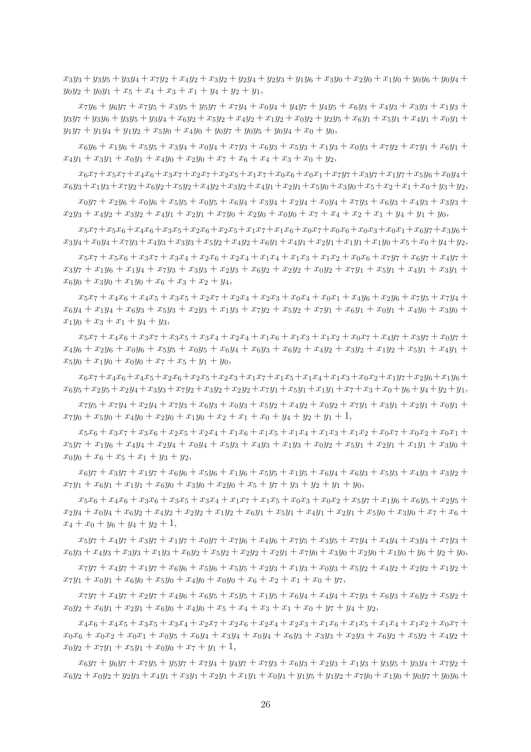$x_3y_3 + y_3y_5 + y_3y_4 + x_7y_2 + x_4y_2 + x_3y_2 + y_2y_4 + y_2y_3 + y_1y_6 + x_3y_0 + x_2y_0 + x_1y_0 + y_0y_6 + y_0y_4 + y_0y_2 + y_0y_1 + x_5 + x_4 + x_3 + x_1 + y_4 + y_2 + y_1,$

$x_7y_6 + y_6y_7 + x_7y_5 + x_3y_5 + y_5y_7 + x_7y_4 + x_0y_4 + y_4y_7 + y_4y_5 + x_6y_3 + x_4y_3 + x_3y_3 + x_1y_3 + y_3y_7 + y_3y_6 + y_3y_5 + y_3y_4 + x_6y_2 + x_5y_2 + x_4y_2 + x_1y_2 + x_0y_2 + y_2y_5 + x_6y_1 + x_5y_1 + x_4y_1 + x_0y_1 + y_1y_7 + y_1y_4 + y_1y_2 + x_5y_0 + x_4y_0 + y_0y_7 + y_0y_5 + y_0y_4 + x_0 + y_0,$

$x_6y_6 + x_1y_6 + x_5y_5 + x_3y_4 + x_0y_4 + x_7y_3 + x_6y_3 + x_5y_3 + x_1y_3 + x_0y_3 + x_7y_2 + x_7y_1 + x_6y_1 + x_4y_1 + x_3y_1 + x_0y_1 + x_4y_0 + x_2y_0 + x_7 + x_6 + x_4 + x_3 + x_0 + y_2,$

$x_6x_7 + x_5x_7 + x_4x_6 + x_3x_7 + x_2x_7 + x_2x_5 + x_1x_7 + x_0x_6 + x_0x_1 + x_7y_7 + x_3y_7 + x_1y_7 + x_5y_6 + x_0y_4 + x_6y_3 + x_1y_3 + x_7y_2 + x_6y_2 + x_5y_2 + x_4y_2 + x_3y_2 + x_4y_1 + x_2y_1 + x_5y_0 + x_3y_0 + x_5 + x_2 + x_1 + x_0 + y_3 + y_2,$

$x_0y_7 + x_2y_6 + x_0y_6 + x_5y_5 + x_0y_5 + x_6y_4 + x_3y_4 + x_2y_4 + x_0y_4 + x_7y_3 + x_6y_3 + x_4y_3 + x_3y_3 + x_2y_3 + x_4y_2 + x_3y_2 + x_4y_1 + x_2y_1 + x_7y_0 + x_2y_0 + x_0y_0 + x_7 + x_4 + x_2 + x_1 + y_4 + y_1 + y_0,$

$x_5x_7 + x_5x_6 + x_4x_6 + x_3x_5 + x_2x_6 + x_2x_5 + x_1x_7 + x_1x_6 + x_0x_7 + x_0x_6 + x_0x_3 + x_0x_1 + x_6y_7 + x_3y_6 + x_3y_4 + x_0y_4 + x_7y_3 + x_4y_3 + x_3y_3 + x_5y_2 + x_4y_2 + x_6y_1 + x_4y_1 + x_2y_1 + x_1y_1 + x_1y_0 + x_5 + x_0 + y_4 + y_2,$

$x_5x_7 + x_5x_6 + x_3x_7 + x_3x_4 + x_2x_6 + x_2x_4 + x_1x_4 + x_1x_3 + x_1x_2 + x_0x_6 + x_7y_7 + x_6y_7 + x_4y_7 + x_3y_7 + x_1y_6 + x_1y_4 + x_7y_3 + x_3y_3 + x_2y_3 + x_6y_2 + x_2y_2 + x_0y_2 + x_7y_1 + x_5y_1 + x_4y_1 + x_3y_1 + x_6y_0 + x_3y_0 + x_1y_0 + x_6 + x_3 + x_2 + y_4,$

$x_5x_7 + x_4x_6 + x_4x_5 + x_3x_5 + x_2x_7 + x_2x_4 + x_2x_3 + x_0x_4 + x_0x_1 + x_4y_6 + x_2y_6 + x_7y_5 + x_7y_4 + x_6y_4 + x_1y_4 + x_6y_3 + x_5y_3 + x_2y_3 + x_1y_3 + x_7y_2 + x_5y_2 + x_7y_1 + x_6y_1 + x_0y_1 + x_4y_0 + x_3y_0 + x_1y_0 + x_3 + x_1 + y_4 + y_3,$

$x_5x_7 + x_4x_6 + x_3x_7 + x_3x_5 + x_3x_4 + x_2x_4 + x_1x_6 + x_1x_3 + x_1x_2 + x_0x_7 + x_4y_7 + x_3y_7 + x_0y_7 + x_4y_6 + x_2y_6 + x_0y_6 + x_5y_5 + x_0y_5 + x_6y_4 + x_6y_3 + x_6y_2 + x_4y_2 + x_3y_2 + x_1y_2 + x_5y_1 + x_4y_1 + x_5y_0 + x_1y_0 + x_0y_0 + x_7 + x_5 + y_1 + y_0,$

$x_6x_7 + x_4x_6 + x_4x_5 + x_2x_6 + x_2x_5 + x_2x_3 + x_1x_7 + x_1x_5 + x_1x_4 + x_1x_3 + x_0x_2 + x_1y_7 + x_2y_6 + x_1y_6 + x_6y_5 + x_2y_5 + x_2y_4 + x_3y_3 + x_7y_2 + x_3y_2 + x_2y_2 + x_7y_1 + x_5y_1 + x_1y_1 + x_7 + x_3 + x_0 + y_6 + y_4 + y_2 + y_1,$

$x_7y_5 + x_7y_4 + x_2y_4 + x_7y_3 + x_6y_3 + x_0y_3 + x_5y_2 + x_4y_2 + x_0y_2 + x_7y_1 + x_3y_1 + x_2y_1 + x_0y_1 + x_7y_0 + x_5y_0 + x_4y_0 + x_2y_0 + x_1y_0 + x_2 + x_1 + x_0 + y_4 + y_2 + y_1 + 1,$

$x_5x_6 + x_3x_7 + x_3x_6 + x_2x_5 + x_2x_4 + x_1x_6 + x_1x_5 + x_1x_4 + x_1x_3 + x_1x_2 + x_0x_7 + x_0x_2 + x_0x_1 + x_5y_7 + x_1y_6 + x_4y_4 + x_2y_4 + x_0y_4 + x_5y_3 + x_4y_3 + x_1y_3 + x_0y_2 + x_5y_1 + x_2y_1 + x_1y_1 + x_3y_0 + x_0y_0 + x_6 + x_5 + x_1 + y_3 + y_2,$

$x_6y_7 + x_3y_7 + x_1y_7 + x_6y_6 + x_5y_6 + x_1y_6 + x_5y_5 + x_1y_5 + x_6y_4 + x_6y_3 + x_5y_3 + x_4y_3 + x_3y_2 + x_7y_1 + x_6y_1 + x_1y_1 + x_6y_0 + x_3y_0 + x_2y_0 + x_5 + y_7 + y_3 + y_2 + y_1 + y_0,$

$x_5x_6 + x_4x_6 + x_3x_6 + x_3x_5 + x_3x_4 + x_1x_7 + x_1x_5 + x_0x_3 + x_0x_2 + x_5y_7 + x_1y_6 + x_6y_5 + x_2y_5 + x_2y_4 + x_0y_4 + x_6y_2 + x_4y_2 + x_2y_2 + x_1y_2 + x_6y_1 + x_5y_1 + x_4y_1 + x_2y_1 + x_5y_0 + x_3y_0 + x_7 + x_6 + x_4 + x_0 + y_6 + y_4 + y_2 + 1,$

$x_5y_7 + x_4y_7 + x_3y_7 + x_1y_7 + x_0y_7 + x_7y_6 + x_4y_6 + x_7y_5 + x_3y_5 + x_7y_4 + x_4y_4 + x_3y_4 + x_7y_3 + x_6y_3 + x_4y_3 + x_3y_3 + x_1y_3 + x_6y_2 + x_5y_2 + x_2y_2 + x_2y_1 + x_7y_0 + x_3y_0 + x_2y_0 + x_1y_0 + y_6 + y_2 + y_0,$

$x_7y_7 + x_4y_7 + x_1y_7 + x_6y_6 + x_5y_6 + x_5y_5 + x_2y_3 + x_1y_3 + x_0y_3 + x_5y_2 + x_4y_2 + x_2y_2 + x_1y_2 + x_7y_1 + x_0y_1 + x_6y_0 + x_5y_0 + x_4y_0 + x_0y_0 + x_6 + x_2 + x_1 + x_0 + y_7,$

$x_7y_7 + x_4y_7 + x_2y_7 + x_4y_6 + x_6y_5 + x_5y_5 + x_1y_5 + x_6y_4 + x_4y_4 + x_7y_3 + x_6y_3 + x_6y_2 + x_5y_2 + x_0y_2 + x_6y_1 + x_2y_1 + x_6y_0 + x_4y_0 + x_5 + x_4 + x_3 + x_1 + x_0 + y_7 + y_4 + y_2,$

$x_4x_6 + x_4x_5 + x_3x_5 + x_3x_4 + x_2x_7 + x_2x_6 + x_2x_4 + x_2x_3 + x_1x_6 + x_1x_5 + x_1x_4 + x_1x_2 + x_0x_7 + x_0x_6 + x_0x_2 + x_0x_1 + x_0y_5 + x_6y_4 + x_3y_4 + x_0y_4 + x_6y_3 + x_3y_3 + x_2y_3 + x_6y_2 + x_5y_2 + x_4y_2 + x_0y_2 + x_7y_1 + x_5y_1 + x_0y_0 + x_7 + y_1 + 1,$

$x_6y_7 + y_6y_7 + x_7y_5 + y_5y_7 + x_7y_4 + y_4y_7 + x_7y_3 + x_6y_3 + x_2y_3 + x_1y_3 + y_3y_5 + y_3y_4 + x_7y_2 + x_6y_2 + x_0y_2 + y_2y_3 + x_4y_1 + x_3y_1 + x_2y_1 + x_1y_1 + x_0y_1 + y_1y_5 + y_1y_2 + x_7y_0 + x_1y_0 + y_0y_7 + y_0y_6 +$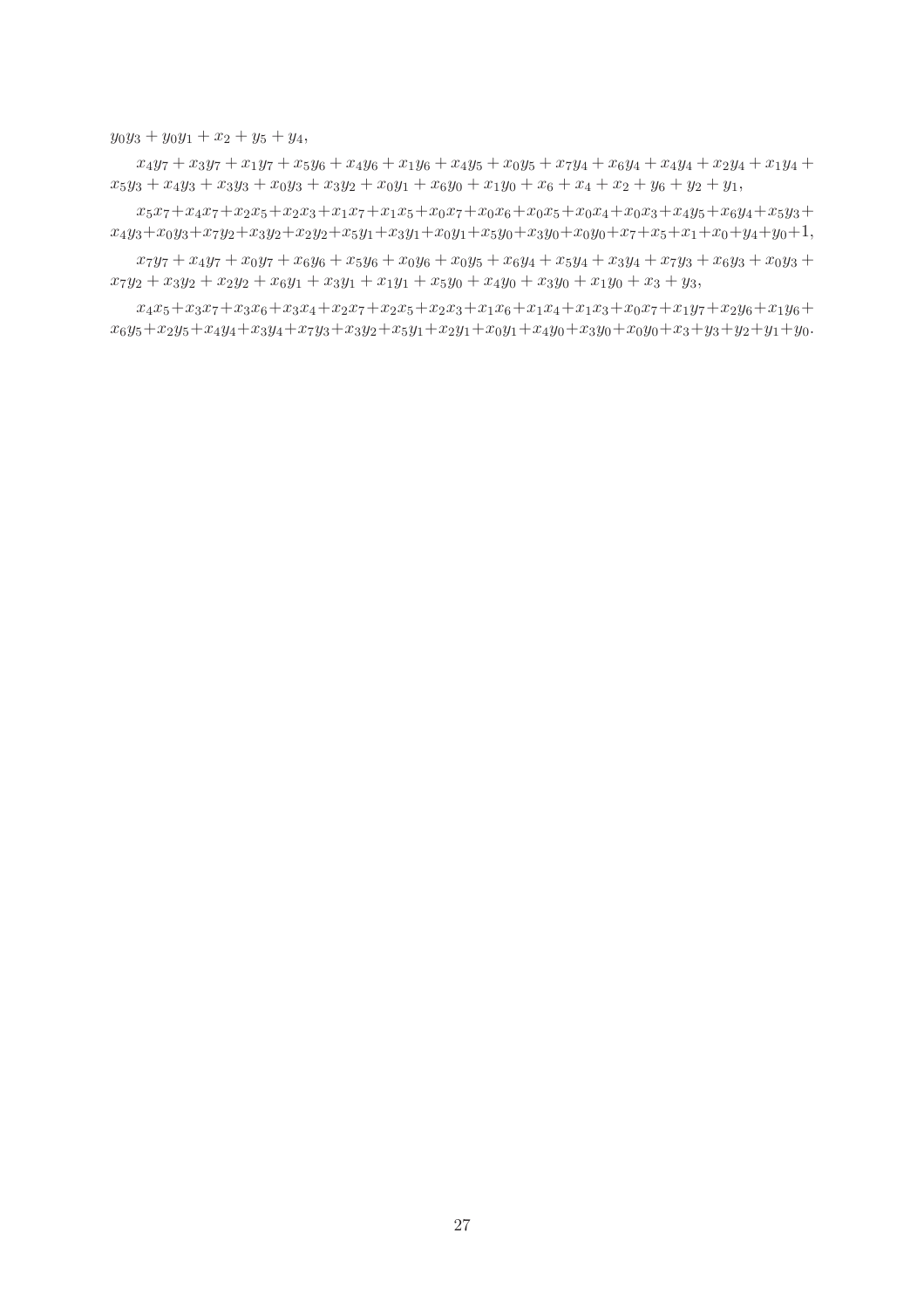$y_0y_3 + y_0y_1 + x_2 + y_5 + y_4,$

$x_4y_7 + x_3y_7 + x_1y_7 + x_5y_6 + x_4y_6 + x_1y_6 + x_4y_5 + x_0y_5 + x_7y_4 + x_6y_4 + x_4y_4 + x_2y_4 + x_1y_4 + x_5y_3 + x_4y_3 + x_3y_3 + x_0y_3 + x_3y_2 + x_0y_1 + x_6y_0 + x_1y_0 + x_6 + x_4 + x_2 + y_6 + y_2 + y_1,$

$x_5x_7 + x_4x_7 + x_2x_5 + x_2x_3 + x_1x_7 + x_1x_5 + x_0x_7 + x_0x_6 + x_0x_5 + x_0x_4 + x_0x_3 + x_4y_5 + x_6y_4 + x_5y_3 + x_4y_3 + x_0y_3 + x_7y_2 + x_3y_2 + x_2y_2 + x_5y_1 + x_3y_1 + x_0y_1 + x_5y_0 + x_3y_0 + x_0y_0 + x_7 + x_5 + x_1 + x_0 + y_4 + y_0 + 1,$

$x_7y_7 + x_4y_7 + x_0y_7 + x_6y_6 + x_5y_6 + x_0y_6 + x_0y_5 + x_6y_4 + x_5y_4 + x_3y_4 + x_7y_3 + x_6y_3 + x_0y_3 + x_7y_2 + x_3y_2 + x_2y_2 + x_6y_1 + x_3y_1 + x_1y_1 + x_5y_0 + x_4y_0 + x_3y_0 + x_1y_0 + x_3 + y_3,$

$x_4x_5 + x_3x_7 + x_3x_6 + x_3x_4 + x_2x_7 + x_2x_5 + x_2x_3 + x_1x_6 + x_1x_4 + x_1x_3 + x_0x_7 + x_1y_7 + x_2y_6 + x_1y_6 + x_6y_5 + x_2y_5 + x_4y_4 + x_3y_4 + x_7y_3 + x_3y_2 + x_5y_1 + x_2y_1 + x_0y_1 + x_4y_0 + x_3y_0 + x_0y_0 + x_3 + y_3 + y_2 + y_1 + y_0.$